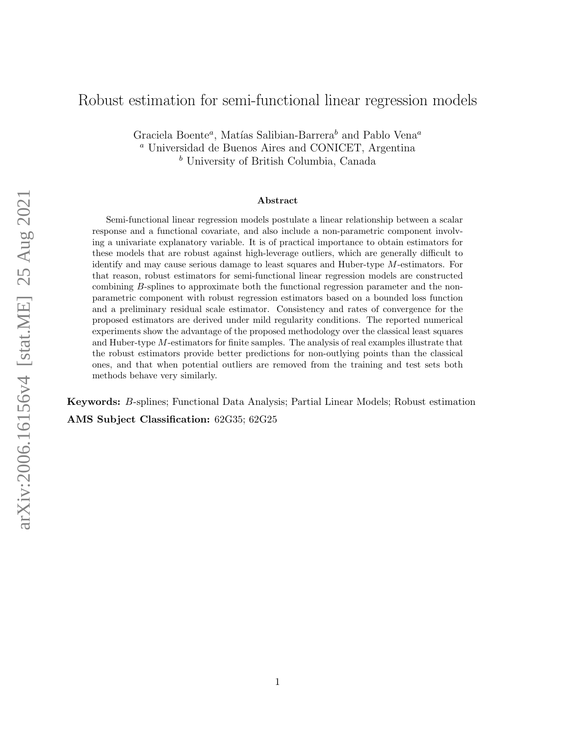# Robust estimation for semi-functional linear regression models

Graciela Boente[a], Matías Salibian-Barrera[b] and Pablo Vena[a]

[a] Universidad de Buenos Aires and CONICET, Argentina

[b] University of British Columbia, Canada

## Abstract

Semi-functional linear regression models postulate a linear relationship between a scalar response and a functional covariate, and also include a non-parametric component involving a univariate explanatory variable. It is of practical importance to obtain estimators for these models that are robust against high-leverage outliers, which are generally difficult to identify and may cause serious damage to least squares and Huber-type $M$-estimators. For that reason, robust estimators for semi-functional linear regression models are constructed combining $B$-splines to approximate both the functional regression parameter and the non-parametric component with robust regression estimators based on a bounded loss function and a preliminary residual scale estimator. Consistency and rates of convergence for the proposed estimators are derived under mild regularity conditions. The reported numerical experiments show the advantage of the proposed methodology over the classical least squares and Huber-type $M$-estimators for finite samples. The analysis of real examples illustrate that the robust estimators provide better predictions for non-outlying points than the classical ones, and that when potential outliers are removed from the training and test sets both methods behave very similarly.

**Keywords:** $B$-splines; Functional Data Analysis; Partial Linear Models; Robust estimation

**AMS Subject Classification:** 62G35; 62G25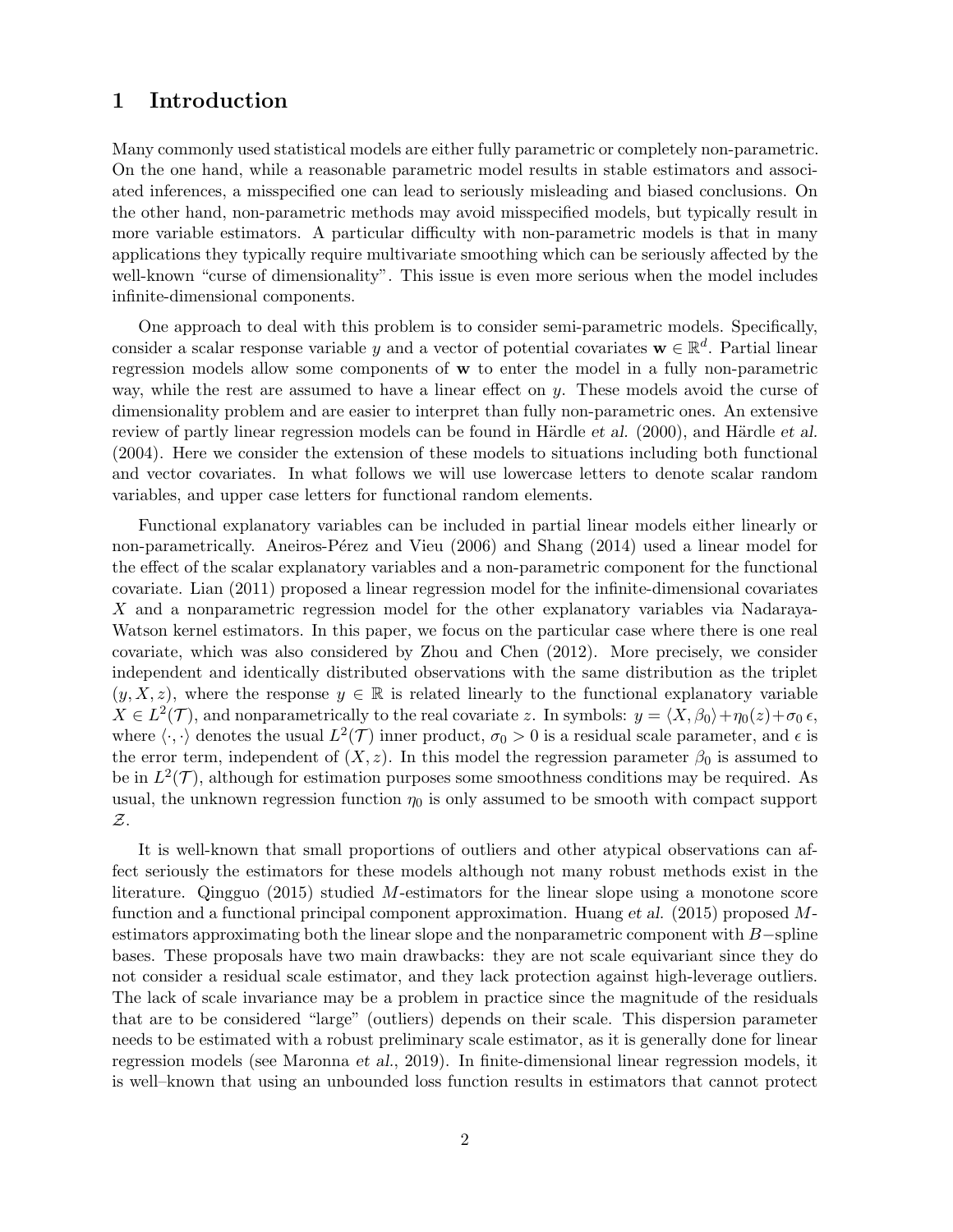# 1 Introduction

Many commonly used statistical models are either fully parametric or completely non-parametric. On the one hand, while a reasonable parametric model results in stable estimators and associated inferences, a misspecified one can lead to seriously misleading and biased conclusions. On the other hand, non-parametric methods may avoid misspecified models, but typically result in more variable estimators. A particular difficulty with non-parametric models is that in many applications they typically require multivariate smoothing which can be seriously affected by the well-known "curse of dimensionality". This issue is even more serious when the model includes infinite-dimensional components.

One approach to deal with this problem is to consider semi-parametric models. Specifically, consider a scalar response variable $y$ and a vector of potential covariates $\mathbf{w} \in \mathbb{R}^d$. Partial linear regression models allow some components of $\mathbf{w}$ to enter the model in a fully non-parametric way, while the rest are assumed to have a linear effect on $y$. These models avoid the curse of dimensionality problem and are easier to interpret than fully non-parametric ones. An extensive review of partly linear regression models can be found in Härdle *et al.* (2000), and Härdle *et al.* (2004). Here we consider the extension of these models to situations including both functional and vector covariates. In what follows we will use lowercase letters to denote scalar random variables, and upper case letters for functional random elements.

Functional explanatory variables can be included in partial linear models either linearly or non-parametrically. Aneiros-Pérez and Vieu (2006) and Shang (2014) used a linear model for the effect of the scalar explanatory variables and a non-parametric component for the functional covariate. Lian (2011) proposed a linear regression model for the infinite-dimensional covariates $X$ and a nonparametric regression model for the other explanatory variables via Nadaraya-Watson kernel estimators. In this paper, we focus on the particular case where there is one real covariate, which was also considered by Zhou and Chen (2012). More precisely, we consider independent and identically distributed observations with the same distribution as the triplet $(y, X, z)$, where the response $y \in \mathbb{R}$ is related linearly to the functional explanatory variable $X \in L^2(\mathcal{T})$, and nonparametrically to the real covariate $z$. In symbols: $y = \langle X, \beta_0 \rangle + \eta_0(z) + \sigma_0\, \epsilon$, where $\langle \cdot, \cdot \rangle$ denotes the usual $L^2(\mathcal{T})$ inner product, $\sigma_0 > 0$ is a residual scale parameter, and $\epsilon$ is the error term, independent of $(X, z)$. In this model the regression parameter $\beta_0$ is assumed to be in $L^2(\mathcal{T})$, although for estimation purposes some smoothness conditions may be required. As usual, the unknown regression function $\eta_0$ is only assumed to be smooth with compact support $\mathcal{Z}$.

It is well-known that small proportions of outliers and other atypical observations can affect seriously the estimators for these models although not many robust methods exist in the literature. Qingguo (2015) studied $M$-estimators for the linear slope using a monotone score function and a functional principal component approximation. Huang *et al.* (2015) proposed $M$-estimators approximating both the linear slope and the nonparametric component with $B-$spline bases. These proposals have two main drawbacks: they are not scale equivariant since they do not consider a residual scale estimator, and they lack protection against high-leverage outliers. The lack of scale invariance may be a problem in practice since the magnitude of the residuals that are to be considered "large" (outliers) depends on their scale. This dispersion parameter needs to be estimated with a robust preliminary scale estimator, as it is generally done for linear regression models (see Maronna *et al.*, 2019). In finite-dimensional linear regression models, it is well–known that using an unbounded loss function results in estimators that cannot protect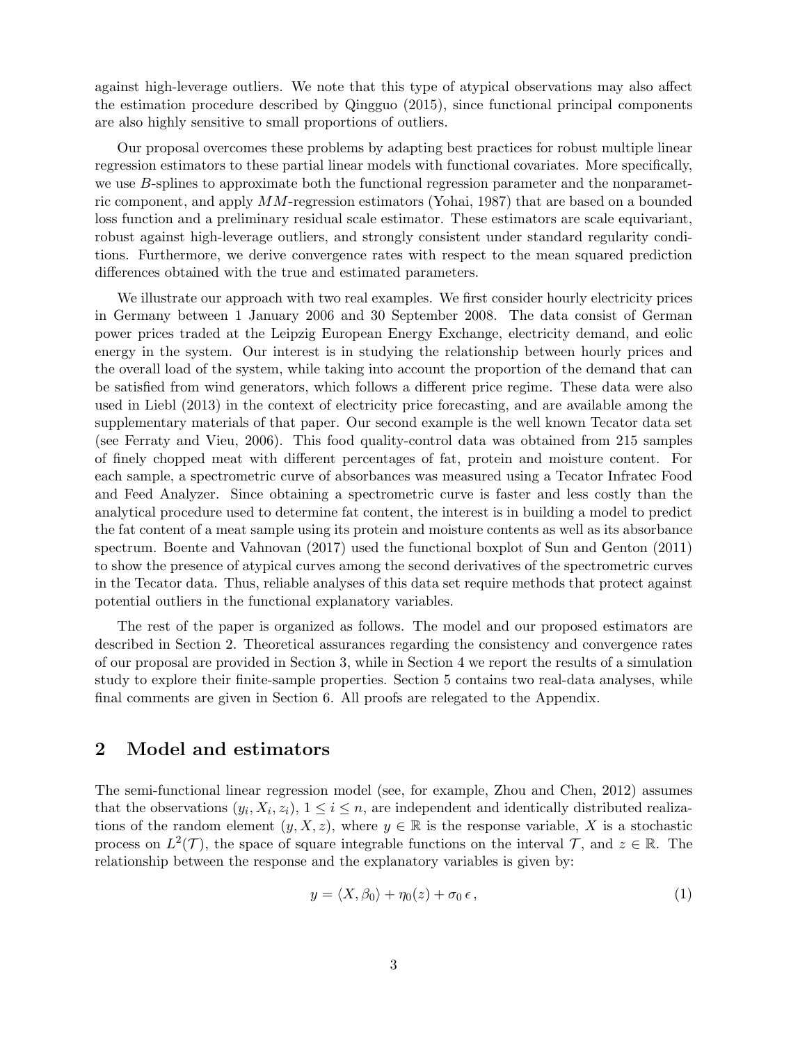against high-leverage outliers. We note that this type of atypical observations may also affect the estimation procedure described by Qingguo (2015), since functional principal components are also highly sensitive to small proportions of outliers.

Our proposal overcomes these problems by adapting best practices for robust multiple linear regression estimators to these partial linear models with functional covariates. More specifically, we use $B$-splines to approximate both the functional regression parameter and the nonparametric component, and apply $MM$-regression estimators (Yohai, 1987) that are based on a bounded loss function and a preliminary residual scale estimator. These estimators are scale equivariant, robust against high-leverage outliers, and strongly consistent under standard regularity conditions. Furthermore, we derive convergence rates with respect to the mean squared prediction differences obtained with the true and estimated parameters.

We illustrate our approach with two real examples. We first consider hourly electricity prices in Germany between 1 January 2006 and 30 September 2008. The data consist of German power prices traded at the Leipzig European Energy Exchange, electricity demand, and eolic energy in the system. Our interest is in studying the relationship between hourly prices and the overall load of the system, while taking into account the proportion of the demand that can be satisfied from wind generators, which follows a different price regime. These data were also used in Liebl (2013) in the context of electricity price forecasting, and are available among the supplementary materials of that paper. Our second example is the well known Tecator data set (see Ferraty and Vieu, 2006). This food quality-control data was obtained from 215 samples of finely chopped meat with different percentages of fat, protein and moisture content. For each sample, a spectrometric curve of absorbances was measured using a Tecator Infratec Food and Feed Analyzer. Since obtaining a spectrometric curve is faster and less costly than the analytical procedure used to determine fat content, the interest is in building a model to predict the fat content of a meat sample using its protein and moisture contents as well as its absorbance spectrum. Boente and Vahnovan (2017) used the functional boxplot of Sun and Genton (2011) to show the presence of atypical curves among the second derivatives of the spectrometric curves in the Tecator data. Thus, reliable analyses of this data set require methods that protect against potential outliers in the functional explanatory variables.

The rest of the paper is organized as follows. The model and our proposed estimators are described in Section 2. Theoretical assurances regarding the consistency and convergence rates of our proposal are provided in Section 3, while in Section 4 we report the results of a simulation study to explore their finite-sample properties. Section 5 contains two real-data analyses, while final comments are given in Section 6. All proofs are relegated to the Appendix.

## 2 Model and estimators

The semi-functional linear regression model (see, for example, Zhou and Chen, 2012) assumes that the observations $(y_i, X_i, z_i)$, $1 \leq i \leq n$, are independent and identically distributed realizations of the random element $(y, X, z)$, where $y \in \mathbb{R}$ is the response variable, $X$ is a stochastic process on $L^2(\mathcal{T})$, the space of square integrable functions on the interval $\mathcal{T}$, and $z \in \mathbb{R}$. The relationship between the response and the explanatory variables is given by:

$$y = \langle X, \beta_0 \rangle + \eta_0(z) + \sigma_0 \, \epsilon \,, \tag{1}$$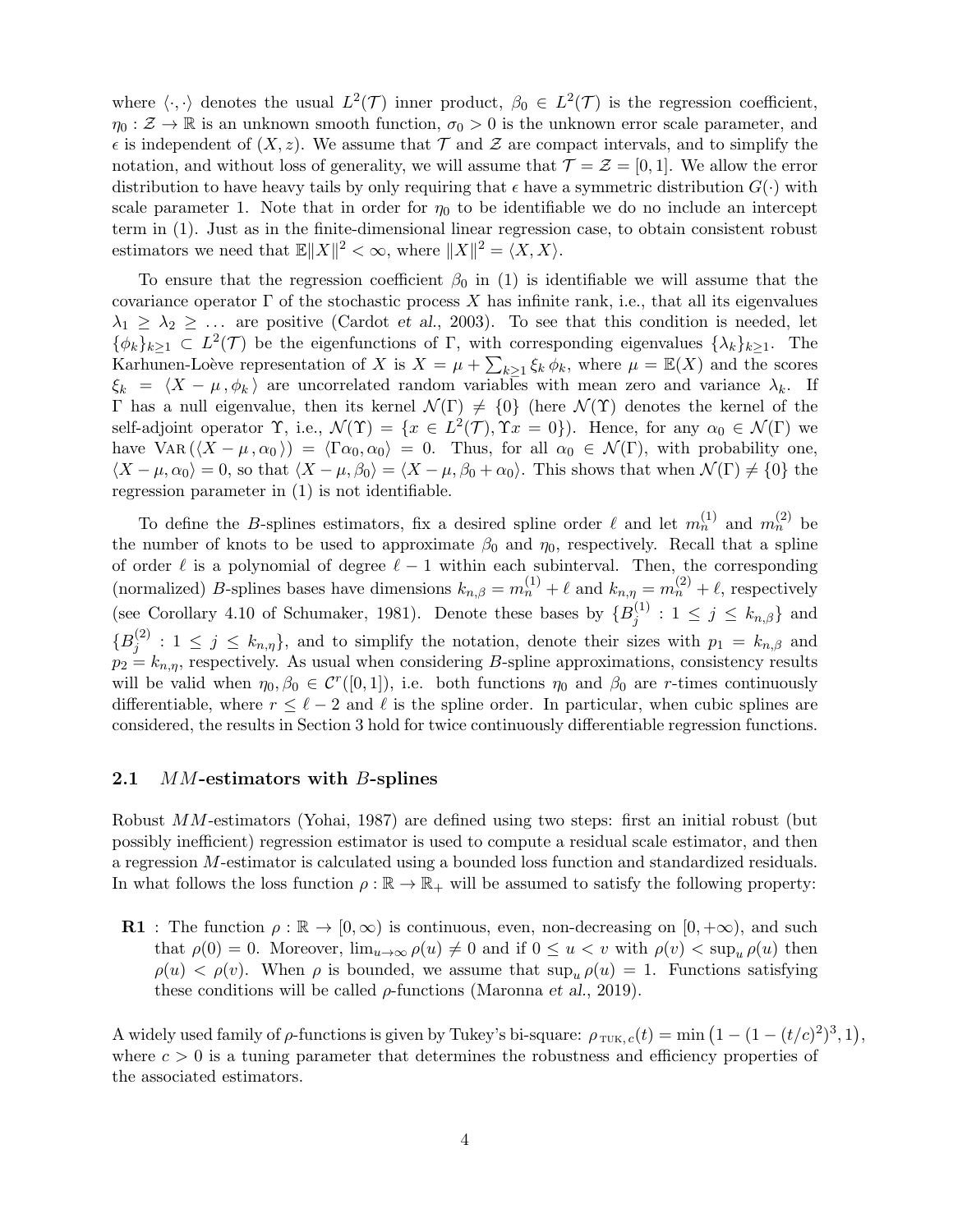where $\langle \cdot, \cdot \rangle$ denotes the usual $L^2(\mathcal{T})$ inner product, $\beta_0 \in L^2(\mathcal{T})$ is the regression coefficient, $\eta_0 : \mathcal{Z} \to \mathbb{R}$ is an unknown smooth function, $\sigma_0 > 0$ is the unknown error scale parameter, and $\epsilon$ is independent of $(X, z)$. We assume that $\mathcal{T}$ and $\mathcal{Z}$ are compact intervals, and to simplify the notation, and without loss of generality, we will assume that $\mathcal{T} = \mathcal{Z} = [0, 1]$. We allow the error distribution to have heavy tails by only requiring that $\epsilon$ have a symmetric distribution $G(\cdot)$ with scale parameter 1. Note that in order for $\eta_0$ to be identifiable we do no include an intercept term in (1). Just as in the finite-dimensional linear regression case, to obtain consistent robust estimators we need that $\mathbb{E}\|X\|^2 < \infty$, where $\|X\|^2 = \langle X, X \rangle$.

To ensure that the regression coefficient $\beta_0$ in (1) is identifiable we will assume that the covariance operator $\Gamma$ of the stochastic process $X$ has infinite rank, i.e., that all its eigenvalues $\lambda_1 \geq \lambda_2 \geq \dots$ are positive (Cardot *et al.*, 2003). To see that this condition is needed, let $\{\phi_k\}_{k \geq 1} \subset L^2(\mathcal{T})$ be the eigenfunctions of $\Gamma$, with corresponding eigenvalues $\{\lambda_k\}_{k \geq 1}$. The Karhunen-Loève representation of $X$ is $X = \mu + \sum_{k \geq 1} \xi_k \, \phi_k$, where $\mu = \mathbb{E}(X)$ and the scores $\xi_k = \langle X - \mu \, , \phi_k \, \rangle$ are uncorrelated random variables with mean zero and variance $\lambda_k$. If $\Gamma$ has a null eigenvalue, then its kernel $\mathcal{N}(\Gamma) \neq \{0\}$ (here $\mathcal{N}(\Upsilon)$ denotes the kernel of the self-adjoint operator $\Upsilon$, i.e., $\mathcal{N}(\Upsilon) = \{x \in L^2(\mathcal{T}), \Upsilon x = 0\}$). Hence, for any $\alpha_0 \in \mathcal{N}(\Gamma)$ we have $\text{VAR}\left(\langle X - \mu \, , \alpha_0 \, \rangle\right) = \langle \Gamma \alpha_0, \alpha_0 \rangle = 0$. Thus, for all $\alpha_0 \in \mathcal{N}(\Gamma)$, with probability one, $\langle X - \mu, \alpha_0 \rangle = 0$, so that $\langle X - \mu, \beta_0 \rangle = \langle X - \mu, \beta_0 + \alpha_0 \rangle$. This shows that when $\mathcal{N}(\Gamma) \neq \{0\}$ the regression parameter in (1) is not identifiable.

To define the $B$-splines estimators, fix a desired spline order $\ell$ and let $m_n^{(1)}$ and $m_n^{(2)}$ be the number of knots to be used to approximate $\beta_0$ and $\eta_0$, respectively. Recall that a spline of order $\ell$ is a polynomial of degree $\ell - 1$ within each subinterval. Then, the corresponding (normalized) $B$-splines bases have dimensions $k_{n,\beta} = m_n^{(1)} + \ell$ and $k_{n,\eta} = m_n^{(2)} + \ell$, respectively (see Corollary 4.10 of Schumaker, 1981). Denote these bases by $\{B_j^{(1)} : 1 \leq j \leq k_{n,\beta}\}$ and $\{B_j^{(2)} : 1 \leq j \leq k_{n,\eta}\}$, and to simplify the notation, denote their sizes with $p_1 = k_{n,\beta}$ and $p_2 = k_{n,\eta}$, respectively. As usual when considering $B$-spline approximations, consistency results will be valid when $\eta_0, \beta_0 \in \mathcal{C}^r([0, 1])$, i.e. both functions $\eta_0$ and $\beta_0$ are $r$-times continuously differentiable, where $r \leq \ell - 2$ and $\ell$ is the spline order. In particular, when cubic splines are considered, the results in Section 3 hold for twice continuously differentiable regression functions.

### 2.1 $MM$-estimators with $B$-splines

Robust $MM$-estimators (Yohai, 1987) are defined using two steps: first an initial robust (but possibly inefficient) regression estimator is used to compute a residual scale estimator, and then a regression $M$-estimator is calculated using a bounded loss function and standardized residuals. In what follows the loss function $\rho : \mathbb{R} \to \mathbb{R}_+$ will be assumed to satisfy the following property:

**R1** : The function $\rho : \mathbb{R} \to [0, \infty)$ is continuous, even, non-decreasing on $[0, +\infty)$, and such that $\rho(0) = 0$. Moreover, $\lim_{u \to \infty} \rho(u) \neq 0$ and if $0 \leq u < v$ with $\rho(v) < \sup_u \rho(u)$ then $\rho(u) < \rho(v)$. When $\rho$ is bounded, we assume that $\sup_u \rho(u) = 1$. Functions satisfying these conditions will be called $\rho$-functions (Maronna *et al.*, 2019).

A widely used family of $\rho$-functions is given by Tukey's bi-square: $\rho_{\text{TUK},\, c}(t) = \min\left(1 - (1 - (t/c)^2)^3, 1\right)$, where $c > 0$ is a tuning parameter that determines the robustness and efficiency properties of the associated estimators.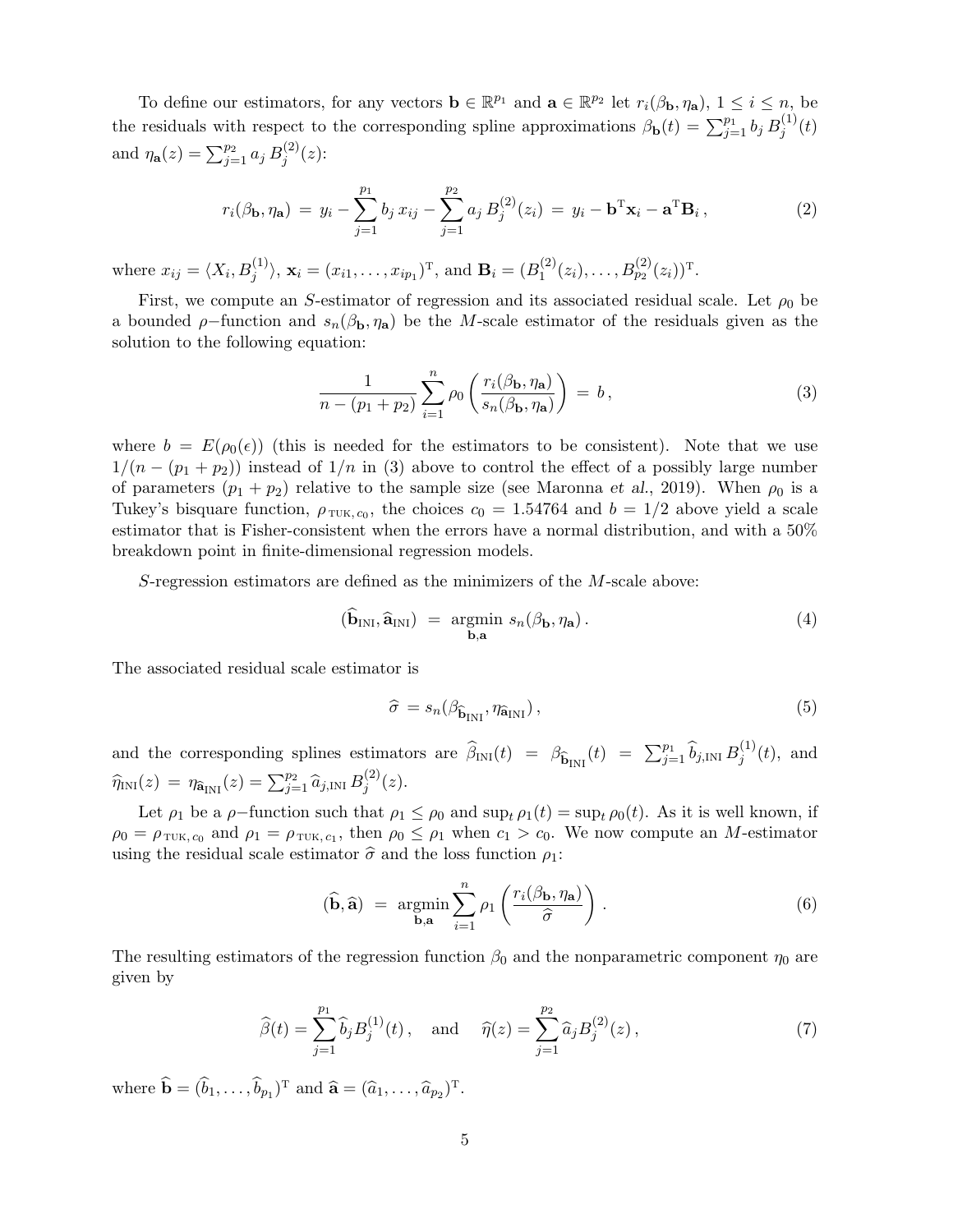To define our estimators, for any vectors $\mathbf{b} \in \mathbb{R}^{p_1}$ and $\mathbf{a} \in \mathbb{R}^{p_2}$ let $r_i(\beta_{\mathbf{b}}, \eta_{\mathbf{a}})$, $1 \le i \le n$, be the residuals with respect to the corresponding spline approximations $\beta_{\mathbf{b}}(t) = \sum_{j=1}^{p_1} b_j \, B_j^{(1)}(t)$ and $\eta_{\mathbf{a}}(z) = \sum_{j=1}^{p_2} a_j \, B_j^{(2)}(z)$:

$$
r_i(\beta_{\mathbf{b}}, \eta_{\mathbf{a}}) \;=\; y_i - \sum_{j=1}^{p_1} b_j \, x_{ij} - \sum_{j=1}^{p_2} a_j \, B_j^{(2)}(z_i) \;=\; y_i - \mathbf{b}^{\mathrm{T}} \mathbf{x}_i - \mathbf{a}^{\mathrm{T}} \mathbf{B}_i \, , \tag{2}
$$

where $x_{ij} = \langle X_i, B_j^{(1)} \rangle$, $\mathbf{x}_i = (x_{i1}, \ldots, x_{ip_1})^{\mathrm{T}}$, and $\mathbf{B}_i = (B_1^{(2)}(z_i), \ldots, B_{p_2}^{(2)}(z_i))^{\mathrm{T}}$.

First, we compute an $S$-estimator of regression and its associated residual scale. Let $\rho_0$ be a bounded $\rho-$function and $s_n(\beta_{\mathbf{b}}, \eta_{\mathbf{a}})$ be the $M$-scale estimator of the residuals given as the solution to the following equation:

$$
\frac{1}{n - (p_1 + p_2)} \sum_{i=1}^{n} \rho_0 \left( \frac{r_i(\beta_{\mathbf{b}}, \eta_{\mathbf{a}})}{s_n(\beta_{\mathbf{b}}, \eta_{\mathbf{a}})} \right) \;=\; b \, , \tag{3}
$$

where $b = E(\rho_0(\epsilon))$ (this is needed for the estimators to be consistent). Note that we use $1/(n - (p_1 + p_2))$ instead of $1/n$ in (3) above to control the effect of a possibly large number of parameters $(p_1 + p_2)$ relative to the sample size (see Maronna *et al.*, 2019). When $\rho_0$ is a Tukey's bisquare function, $\rho_{\,\text{TUK},\, c_0}$, the choices $c_0 = 1.54764$ and $b = 1/2$ above yield a scale estimator that is Fisher-consistent when the errors have a normal distribution, and with a 50% breakdown point in finite-dimensional regression models.

$S$-regression estimators are defined as the minimizers of the $M$-scale above:

$$
(\widehat{\mathbf{b}}_{\text{INI}}, \widehat{\mathbf{a}}_{\text{INI}}) \;=\; \underset{\mathbf{b}, \mathbf{a}}{\operatorname{argmin}} \; s_n(\beta_{\mathbf{b}}, \eta_{\mathbf{a}}) \, . \tag{4}
$$

The associated residual scale estimator is

$$
\widehat{\sigma} \;=\; s_n(\beta_{\widehat{\mathbf{b}}_{\text{INI}}}, \eta_{\widehat{\mathbf{a}}_{\text{INI}}}) \, , \tag{5}
$$

and the corresponding splines estimators are $\widehat{\beta}_{\text{INI}}(t) \;=\; \beta_{\widehat{\mathbf{b}}_{\text{INI}}}(t) \;=\; \sum_{j=1}^{p_1} \widehat{b}_{j,\text{INI}} \, B_j^{(1)}(t)$, and $\widehat{\eta}_{\text{INI}}(z) \;=\; \eta_{\widehat{\mathbf{a}}_{\text{INI}}}(z) = \sum_{j=1}^{p_2} \widehat{a}_{j,\text{INI}} \, B_j^{(2)}(z)$.

Let $\rho_1$ be a $\rho-$function such that $\rho_1 \le \rho_0$ and $\sup_t \rho_1(t) = \sup_t \rho_0(t)$. As it is well known, if $\rho_0 = \rho_{\,\text{TUK},\, c_0}$ and $\rho_1 = \rho_{\,\text{TUK},\, c_1}$, then $\rho_0 \le \rho_1$ when $c_1 > c_0$. We now compute an $M$-estimator using the residual scale estimator $\widehat{\sigma}$ and the loss function $\rho_1$:

$$
(\widehat{\mathbf{b}}, \widehat{\mathbf{a}}) \;=\; \underset{\mathbf{b}, \mathbf{a}}{\operatorname{argmin}} \sum_{i=1}^{n} \rho_1 \left( \frac{r_i(\beta_{\mathbf{b}}, \eta_{\mathbf{a}})}{\widehat{\sigma}} \right) \, . \tag{6}
$$

The resulting estimators of the regression function $\beta_0$ and the nonparametric component $\eta_0$ are given by

$$
\widehat{\beta}(t) = \sum_{j=1}^{p_1} \widehat{b}_j B_j^{(1)}(t) \, , \quad \text{and} \quad \widehat{\eta}(z) = \sum_{j=1}^{p_2} \widehat{a}_j B_j^{(2)}(z) \, , \tag{7}
$$

where $\widehat{\mathbf{b}} = (\widehat{b}_1, \ldots, \widehat{b}_{p_1})^{\mathrm{T}}$ and $\widehat{\mathbf{a}} = (\widehat{a}_1, \ldots, \widehat{a}_{p_2})^{\mathrm{T}}$.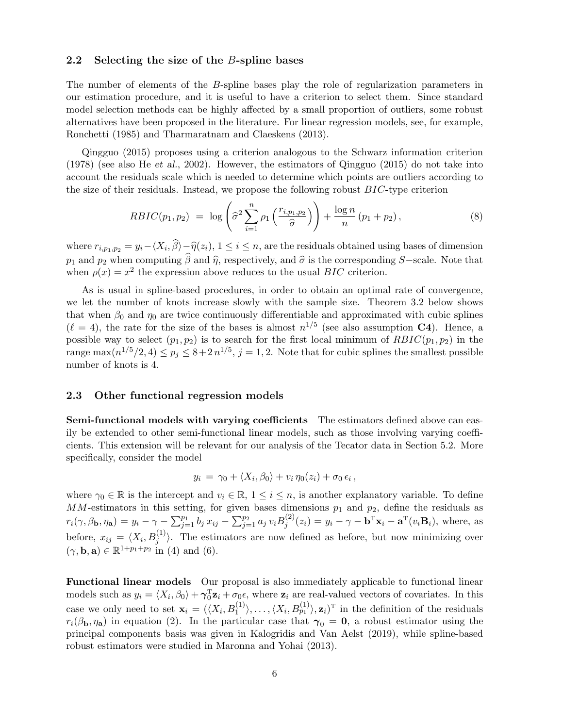### 2.2 Selecting the size of the $B$-spline bases

The number of elements of the $B$-spline bases play the role of regularization parameters in our estimation procedure, and it is useful to have a criterion to select them. Since standard model selection methods can be highly affected by a small proportion of outliers, some robust alternatives have been proposed in the literature. For linear regression models, see, for example, Ronchetti (1985) and Tharmaratnam and Claeskens (2013).

Qingguo (2015) proposes using a criterion analogous to the Schwarz information criterion (1978) (see also He *et al.*, 2002). However, the estimators of Qingguo (2015) do not take into account the residuals scale which is needed to determine which points are outliers according to the size of their residuals. Instead, we propose the following robust $BIC$-type criterion

$$RBIC(p_1, p_2) \;=\; \log\left(\widehat{\sigma}^2 \sum_{i=1}^{n} \rho_1\left(\frac{r_{i,p_1,p_2}}{\widehat{\sigma}}\right)\right) + \frac{\log n}{n}\,(p_1 + p_2)\,, \tag{8}$$

where $r_{i,p_1,p_2} = y_i - \langle X_i, \widehat{\beta}\rangle - \widehat{\eta}(z_i)$, $1 \le i \le n$, are the residuals obtained using bases of dimension $p_1$ and $p_2$ when computing $\widehat{\beta}$ and $\widehat{\eta}$, respectively, and $\widehat{\sigma}$ is the corresponding $S-$scale. Note that when $\rho(x) = x^2$ the expression above reduces to the usual $BIC$ criterion.

As is usual in spline-based procedures, in order to obtain an optimal rate of convergence, we let the number of knots increase slowly with the sample size. Theorem 3.2 below shows that when $\beta_0$ and $\eta_0$ are twice continuously differentiable and approximated with cubic splines ($\ell = 4$), the rate for the size of the bases is almost $n^{1/5}$ (see also assumption **C4**). Hence, a possible way to select $(p_1, p_2)$ is to search for the first local minimum of $RBIC(p_1, p_2)$ in the range $\max(n^{1/5}/2, 4) \le p_j \le 8 + 2\,n^{1/5}$, $j = 1, 2$. Note that for cubic splines the smallest possible number of knots is 4.

### 2.3 Other functional regression models

**Semi-functional models with varying coefficients** The estimators defined above can easily be extended to other semi-functional linear models, such as those involving varying coefficients. This extension will be relevant for our analysis of the Tecator data in Section 5.2. More specifically, consider the model

$$y_i \;=\; \gamma_0 + \langle X_i, \beta_0\rangle + v_i\, \eta_0(z_i) + \sigma_0\, \epsilon_i\,,$$

where $\gamma_0 \in \mathbb{R}$ is the intercept and $v_i \in \mathbb{R}$, $1 \le i \le n$, is another explanatory variable. To define $MM$-estimators in this setting, for given bases dimensions $p_1$ and $p_2$, define the residuals as $r_i(\gamma, \beta_{\mathbf{b}}, \eta_{\mathbf{a}}) = y_i - \gamma - \sum_{j=1}^{p_1} b_j\, x_{ij} - \sum_{j=1}^{p_2} a_j\, v_i B_j^{(2)}(z_i) = y_i - \gamma - \mathbf{b}^{\mathrm{T}}\mathbf{x}_i - \mathbf{a}^{\mathrm{T}}(v_i \mathbf{B}_i)$, where, as before, $x_{ij} = \langle X_i, B_j^{(1)}\rangle$. The estimators are now defined as before, but now minimizing over $(\gamma, \mathbf{b}, \mathbf{a}) \in \mathbb{R}^{1+p_1+p_2}$ in (4) and (6).

**Functional linear models** Our proposal is also immediately applicable to functional linear models such as $y_i = \langle X_i, \beta_0\rangle + \boldsymbol{\gamma}_0^{\mathrm{T}}\mathbf{z}_i + \sigma_0\epsilon$, where $\mathbf{z}_i$ are real-valued vectors of covariates. In this case we only need to set $\mathbf{x}_i = (\langle X_i, B_1^{(1)}\rangle, \ldots, \langle X_i, B_{p_1}^{(1)}\rangle, \mathbf{z}_i)^{\mathrm{T}}$ in the definition of the residuals $r_i(\beta_{\mathbf{b}}, \eta_{\mathbf{a}})$ in equation (2). In the particular case that $\boldsymbol{\gamma}_0 = \mathbf{0}$, a robust estimator using the principal components basis was given in Kalogridis and Van Aelst (2019), while spline-based robust estimators were studied in Maronna and Yohai (2013).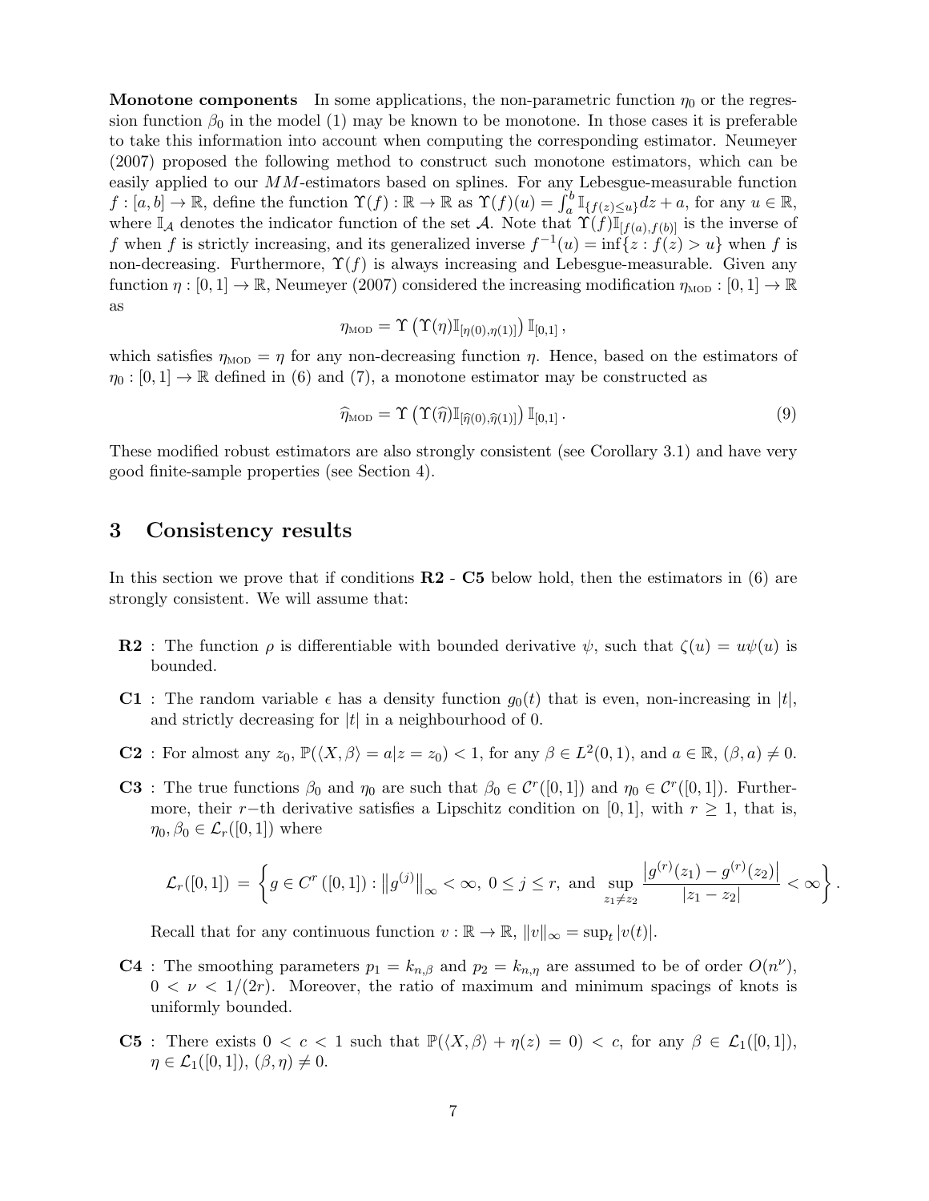**Monotone components** In some applications, the non-parametric function $\eta_0$ or the regression function $\beta_0$ in the model (1) may be known to be monotone. In those cases it is preferable to take this information into account when computing the corresponding estimator. Neumeyer (2007) proposed the following method to construct such monotone estimators, which can be easily applied to our $MM$-estimators based on splines. For any Lebesgue-measurable function $f : [a, b] \to \mathbb{R}$, define the function $\Upsilon(f) : \mathbb{R} \to \mathbb{R}$ as $\Upsilon(f)(u) = \int_a^b \mathbb{I}_{\{f(z) \leq u\}} dz + a$, for any $u \in \mathbb{R}$, where $\mathbb{I}_{\mathcal{A}}$ denotes the indicator function of the set $\mathcal{A}$. Note that $\Upsilon(f)\mathbb{I}_{[f(a),f(b)]}$ is the inverse of $f$ when $f$ is strictly increasing, and its generalized inverse $f^{-1}(u) = \inf\{z : f(z) > u\}$ when $f$ is non-decreasing. Furthermore, $\Upsilon(f)$ is always increasing and Lebesgue-measurable. Given any function $\eta : [0, 1] \to \mathbb{R}$, Neumeyer (2007) considered the increasing modification $\eta_{\text{MOD}} : [0, 1] \to \mathbb{R}$ as

$$\eta_{\text{MOD}} = \Upsilon\left(\Upsilon(\eta)\mathbb{I}_{[\eta(0),\eta(1)]}\right)\mathbb{I}_{[0,1]}\,,$$

which satisfies $\eta_{\text{MOD}} = \eta$ for any non-decreasing function $\eta$. Hence, based on the estimators of $\eta_0 : [0, 1] \to \mathbb{R}$ defined in (6) and (7), a monotone estimator may be constructed as

$$\widehat{\eta}_{\text{MOD}} = \Upsilon\left(\Upsilon(\widehat{\eta})\mathbb{I}_{[\widehat{\eta}(0),\widehat{\eta}(1)]}\right)\mathbb{I}_{[0,1]}\,. \tag{9}$$

These modified robust estimators are also strongly consistent (see Corollary 3.1) and have very good finite-sample properties (see Section 4).

## 3 Consistency results

In this section we prove that if conditions **R2** - **C5** below hold, then the estimators in (6) are strongly consistent. We will assume that:

- **R2** : The function $\rho$ is differentiable with bounded derivative $\psi$, such that $\zeta(u) = u\psi(u)$ is bounded.
- **C1** : The random variable $\epsilon$ has a density function $g_0(t)$ that is even, non-increasing in $|t|$, and strictly decreasing for $|t|$ in a neighbourhood of 0.
- **C2** : For almost any $z_0$, $\mathbb{P}(\langle X, \beta\rangle = a | z = z_0) < 1$, for any $\beta \in L^2(0, 1)$, and $a \in \mathbb{R}$, $(\beta, a) \neq 0$.
- **C3** : The true functions $\beta_0$ and $\eta_0$ are such that $\beta_0 \in \mathcal{C}^r([0, 1])$ and $\eta_0 \in \mathcal{C}^r([0, 1])$. Furthermore, their $r-$th derivative satisfies a Lipschitz condition on $[0, 1]$, with $r \geq 1$, that is, $\eta_0, \beta_0 \in \mathcal{L}_r([0, 1])$ where

$$\mathcal{L}_r([0,1]) = \left\{ g \in C^r\left([0,1]\right) : \left\|g^{(j)}\right\|_\infty < \infty,\ 0 \leq j \leq r,\ \text{and}\ \sup_{z_1 \neq z_2} \frac{\left|g^{(r)}(z_1) - g^{(r)}(z_2)\right|}{|z_1 - z_2|} < \infty \right\}.$$

  Recall that for any continuous function $v : \mathbb{R} \to \mathbb{R}$, $\|v\|_\infty = \sup_t |v(t)|$.
- **C4** : The smoothing parameters $p_1 = k_{n,\beta}$ and $p_2 = k_{n,\eta}$ are assumed to be of order $O(n^\nu)$, $0 < \nu < 1/(2r)$. Moreover, the ratio of maximum and minimum spacings of knots is uniformly bounded.
- **C5** : There exists $0 < c < 1$ such that $\mathbb{P}(\langle X, \beta\rangle + \eta(z) = 0) < c$, for any $\beta \in \mathcal{L}_1([0, 1])$, $\eta \in \mathcal{L}_1([0, 1])$, $(\beta, \eta) \neq 0$.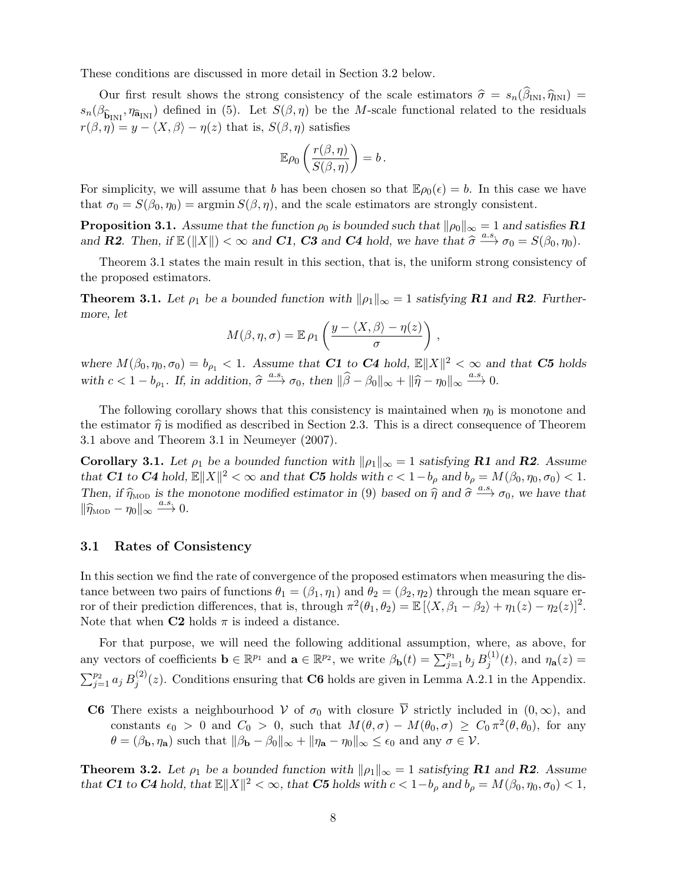These conditions are discussed in more detail in Section 3.2 below.

Our first result shows the strong consistency of the scale estimators $\widehat{\sigma} = s_n(\widehat{\beta}_{\text{INI}}, \widehat{\eta}_{\text{INI}}) = s_n(\beta_{\widehat{\mathbf{b}}_{\text{INI}}}, \eta_{\widehat{\mathbf{a}}_{\text{INI}}})$ defined in (5). Let $S(\beta, \eta)$ be the $M$-scale functional related to the residuals $r(\beta, \eta) = y - \langle X, \beta \rangle - \eta(z)$ that is, $S(\beta, \eta)$ satisfies

$$\mathbb{E}\rho_0 \left( \frac{r(\beta, \eta)}{S(\beta, \eta)} \right) = b \,.$$

For simplicity, we will assume that $b$ has been chosen so that $\mathbb{E}\rho_0(\epsilon) = b$. In this case we have that $\sigma_0 = S(\beta_0, \eta_0) = \operatorname{argmin} S(\beta, \eta)$, and the scale estimators are strongly consistent.

**Proposition 3.1.** *Assume that the function $\rho_0$ is bounded such that $\|\rho_0\|_\infty = 1$ and satisfies **R1** and **R2**. Then, if $\mathbb{E}(\|X\|) < \infty$ and **C1**, **C3** and **C4** hold, we have that $\widehat{\sigma} \xrightarrow{a.s.} \sigma_0 = S(\beta_0, \eta_0)$.*

Theorem 3.1 states the main result in this section, that is, the uniform strong consistency of the proposed estimators.

**Theorem 3.1.** *Let $\rho_1$ be a bounded function with $\|\rho_1\|_\infty = 1$ satisfying **R1** and **R2**. Furthermore, let*

$$M(\beta, \eta, \sigma) = \mathbb{E}\, \rho_1 \left( \frac{y - \langle X, \beta \rangle - \eta(z)}{\sigma} \right) \,,$$

*where $M(\beta_0, \eta_0, \sigma_0) = b_{\rho_1} < 1$. Assume that **C1** to **C4** hold, $\mathbb{E}\|X\|^2 < \infty$ and that **C5** holds with $c < 1 - b_{\rho_1}$. If, in addition, $\widehat{\sigma} \xrightarrow{a.s.} \sigma_0$, then $\|\widehat{\beta} - \beta_0\|_\infty + \|\widehat{\eta} - \eta_0\|_\infty \xrightarrow{a.s.} 0$.*

The following corollary shows that this consistency is maintained when $\eta_0$ is monotone and the estimator $\widehat{\eta}$ is modified as described in Section 2.3. This is a direct consequence of Theorem 3.1 above and Theorem 3.1 in Neumeyer (2007).

**Corollary 3.1.** *Let $\rho_1$ be a bounded function with $\|\rho_1\|_\infty = 1$ satisfying **R1** and **R2**. Assume that **C1** to **C4** hold, $\mathbb{E}\|X\|^2 < \infty$ and that **C5** holds with $c < 1 - b_\rho$ and $b_\rho = M(\beta_0, \eta_0, \sigma_0) < 1$. Then, if $\widehat{\eta}_{\text{MOD}}$ is the monotone modified estimator in (9) based on $\widehat{\eta}$ and $\widehat{\sigma} \xrightarrow{a.s.} \sigma_0$, we have that $\|\widehat{\eta}_{\text{MOD}} - \eta_0\|_\infty \xrightarrow{a.s.} 0$.*

### 3.1 Rates of Consistency

In this section we find the rate of convergence of the proposed estimators when measuring the distance between two pairs of functions $\theta_1 = (\beta_1, \eta_1)$ and $\theta_2 = (\beta_2, \eta_2)$ through the mean square error of their prediction differences, that is, through $\pi^2(\theta_1, \theta_2) = \mathbb{E}\left[\langle X, \beta_1 - \beta_2 \rangle + \eta_1(z) - \eta_2(z)\right]^2$. Note that when **C2** holds $\pi$ is indeed a distance.

For that purpose, we will need the following additional assumption, where, as above, for any vectors of coefficients $\mathbf{b} \in \mathbb{R}^{p_1}$ and $\mathbf{a} \in \mathbb{R}^{p_2}$, we write $\beta_{\mathbf{b}}(t) = \sum_{j=1}^{p_1} b_j\, B_j^{(1)}(t)$, and $\eta_{\mathbf{a}}(z) = \sum_{j=1}^{p_2} a_j\, B_j^{(2)}(z)$. Conditions ensuring that **C6** holds are given in Lemma A.2.1 in the Appendix.

- **C6** There exists a neighbourhood $\mathcal{V}$ of $\sigma_0$ with closure $\overline{\mathcal{V}}$ strictly included in $(0, \infty)$, and constants $\epsilon_0 > 0$ and $C_0 > 0$, such that $M(\theta, \sigma) - M(\theta_0, \sigma) \geq C_0\, \pi^2(\theta, \theta_0)$, for any $\theta = (\beta_{\mathbf{b}}, \eta_{\mathbf{a}})$ such that $\|\beta_{\mathbf{b}} - \beta_0\|_\infty + \|\eta_{\mathbf{a}} - \eta_0\|_\infty \leq \epsilon_0$ and any $\sigma \in \mathcal{V}$.

**Theorem 3.2.** *Let $\rho_1$ be a bounded function with $\|\rho_1\|_\infty = 1$ satisfying **R1** and **R2**. Assume that **C1** to **C4** hold, that $\mathbb{E}\|X\|^2 < \infty$, that **C5** holds with $c < 1 - b_\rho$ and $b_\rho = M(\beta_0, \eta_0, \sigma_0) < 1$,*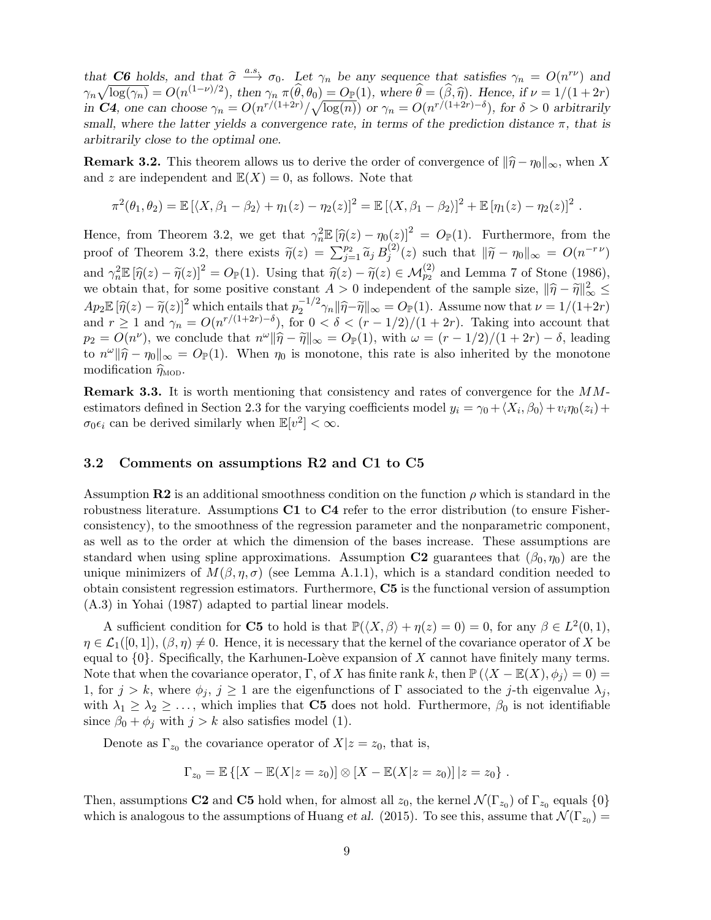*that **C6** holds, and that $\widehat{\sigma} \xrightarrow{a.s.} \sigma_0$. Let $\gamma_n$ be any sequence that satisfies $\gamma_n = O(n^{r\nu})$ and $\gamma_n\sqrt{\log(\gamma_n)} = O(n^{(1-\nu)/2})$, then $\gamma_n\, \pi(\widehat{\theta}, \theta_0) = O_{\mathbb{P}}(1)$, where $\widehat{\theta} = (\widehat{\beta}, \widehat{\eta})$. Hence, if $\nu = 1/(1+2r)$ in **C4**, one can choose $\gamma_n = O(n^{r/(1+2r)}/\sqrt{\log(n)})$ or $\gamma_n = O(n^{r/(1+2r)-\delta})$, for $\delta > 0$ arbitrarily small, where the latter yields a convergence rate, in terms of the prediction distance $\pi$, that is arbitrarily close to the optimal one.*

**Remark 3.2.** This theorem allows us to derive the order of convergence of $\|\widehat{\eta} - \eta_0\|_\infty$, when $X$ and $z$ are independent and $\mathbb{E}(X) = 0$, as follows. Note that

$$\pi^2(\theta_1, \theta_2) = \mathbb{E}\left[\langle X, \beta_1 - \beta_2\rangle + \eta_1(z) - \eta_2(z)\right]^2 = \mathbb{E}\left[\langle X, \beta_1 - \beta_2\rangle\right]^2 + \mathbb{E}\left[\eta_1(z) - \eta_2(z)\right]^2 .$$

Hence, from Theorem 3.2, we get that $\gamma_n^2 \mathbb{E}\left[\widehat{\eta}(z) - \eta_0(z)\right]^2 = O_{\mathbb{P}}(1)$. Furthermore, from the proof of Theorem 3.2, there exists $\widetilde{\eta}(z) = \sum_{j=1}^{p_2} \widetilde{a}_j\, B_j^{(2)}(z)$ such that $\|\widetilde{\eta} - \eta_0\|_\infty = O(n^{-r\,\nu})$ and $\gamma_n^2 \mathbb{E}\left[\widehat{\eta}(z) - \widetilde{\eta}(z)\right]^2 = O_{\mathbb{P}}(1)$. Using that $\widehat{\eta}(z) - \widetilde{\eta}(z) \in \mathcal{M}_{p_2}^{(2)}$ and Lemma 7 of Stone (1986), we obtain that, for some positive constant $A > 0$ independent of the sample size, $\|\widehat{\eta} - \widetilde{\eta}\|_\infty^2 \le A p_2 \mathbb{E}\left[\widehat{\eta}(z) - \widetilde{\eta}(z)\right]^2$ which entails that $p_2^{-1/2}\gamma_n\|\widehat{\eta} - \widetilde{\eta}\|_\infty = O_{\mathbb{P}}(1)$. Assume now that $\nu = 1/(1+2r)$ and $r \ge 1$ and $\gamma_n = O(n^{r/(1+2r)-\delta})$, for $0 < \delta < (r - 1/2)/(1 + 2r)$. Taking into account that $p_2 = O(n^\nu)$, we conclude that $n^\omega\|\widehat{\eta} - \widetilde{\eta}\|_\infty = O_{\mathbb{P}}(1)$, with $\omega = (r - 1/2)/(1 + 2r) - \delta$, leading to $n^\omega\|\widehat{\eta} - \eta_0\|_\infty = O_{\mathbb{P}}(1)$. When $\eta_0$ is monotone, this rate is also inherited by the monotone modification $\widehat{\eta}_{\text{MOD}}$.

**Remark 3.3.** It is worth mentioning that consistency and rates of convergence for the $MM$-estimators defined in Section 2.3 for the varying coefficients model $y_i = \gamma_0 + \langle X_i, \beta_0\rangle + v_i\eta_0(z_i) + \sigma_0\epsilon_i$ can be derived similarly when $\mathbb{E}[v^2] < \infty$.

### 3.2 Comments on assumptions R2 and C1 to C5

Assumption **R2** is an additional smoothness condition on the function $\rho$ which is standard in the robustness literature. Assumptions **C1** to **C4** refer to the error distribution (to ensure Fisher-consistency), to the smoothness of the regression parameter and the nonparametric component, as well as to the order at which the dimension of the bases increase. These assumptions are standard when using spline approximations. Assumption **C2** guarantees that $(\beta_0, \eta_0)$ are the unique minimizers of $M(\beta, \eta, \sigma)$ (see Lemma A.1.1), which is a standard condition needed to obtain consistent regression estimators. Furthermore, **C5** is the functional version of assumption (A.3) in Yohai (1987) adapted to partial linear models.

A sufficient condition for **C5** to hold is that $\mathbb{P}(\langle X, \beta\rangle + \eta(z) = 0) = 0$, for any $\beta \in L^2(0,1)$, $\eta \in \mathcal{L}_1([0,1])$, $(\beta, \eta) \ne 0$. Hence, it is necessary that the kernel of the covariance operator of $X$ be equal to $\{0\}$. Specifically, the Karhunen-Loève expansion of $X$ cannot have finitely many terms. Note that when the covariance operator, $\Gamma$, of $X$ has finite rank $k$, then $\mathbb{P}\left(\langle X - \mathbb{E}(X), \phi_j\rangle = 0\right) = 1$, for $j > k$, where $\phi_j$, $j \ge 1$ are the eigenfunctions of $\Gamma$ associated to the $j$-th eigenvalue $\lambda_j$, with $\lambda_1 \ge \lambda_2 \ge \dots$, which implies that **C5** does not hold. Furthermore, $\beta_0$ is not identifiable since $\beta_0 + \phi_j$ with $j > k$ also satisfies model (1).

Denote as $\Gamma_{z_0}$ the covariance operator of $X|z = z_0$, that is,

$$\Gamma_{z_0} = \mathbb{E}\left\{\left[X - \mathbb{E}(X|z = z_0)\right] \otimes \left[X - \mathbb{E}(X|z = z_0)\right] |z = z_0\right\} .$$

Then, assumptions **C2** and **C5** hold when, for almost all $z_0$, the kernel $\mathcal{N}(\Gamma_{z_0})$ of $\Gamma_{z_0}$ equals $\{0\}$ which is analogous to the assumptions of Huang *et al.* (2015). To see this, assume that $\mathcal{N}(\Gamma_{z_0}) =$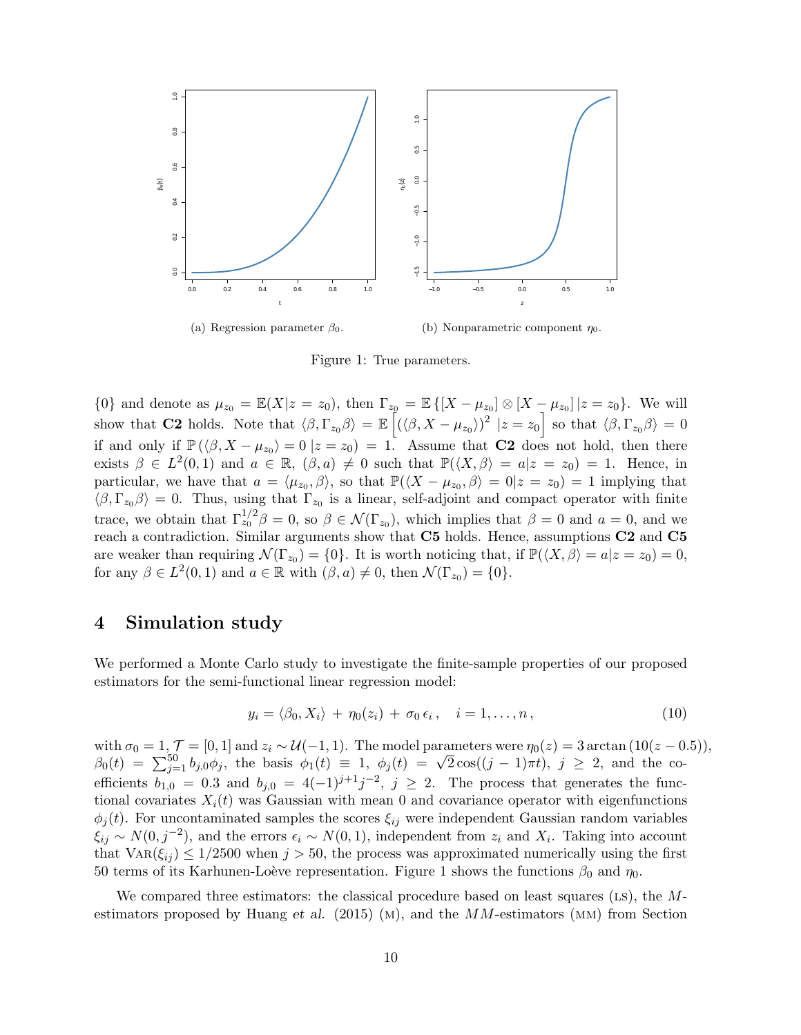(a) Regression parameter $\beta_0$. (b) Nonparametric component $\eta_0$.

Figure 1: True parameters.

$\{0\}$ and denote as $\mu_{z_0} = \mathbb{E}(X|z = z_0)$, then $\Gamma_{z_0} = \mathbb{E}\left\{[X - \mu_{z_0}] \otimes [X - \mu_{z_0}]\,|z = z_0\right\}$. We will show that **C2** holds. Note that $\langle \beta, \Gamma_{z_0}\beta\rangle = \mathbb{E}\left[(\langle \beta, X - \mu_{z_0}\rangle)^2 \;|z = z_0\right]$ so that $\langle \beta, \Gamma_{z_0}\beta\rangle = 0$ if and only if $\mathbb{P}\left(\langle \beta, X - \mu_{z_0}\rangle = 0\,|z = z_0\right) = 1$. Assume that **C2** does not hold, then there exists $\beta \in L^2(0,1)$ and $a \in \mathbb{R}$, $(\beta, a) \neq 0$ such that $\mathbb{P}(\langle X, \beta\rangle = a|z = z_0) = 1$. Hence, in particular, we have that $a = \langle \mu_{z_0}, \beta\rangle$, so that $\mathbb{P}(\langle X - \mu_{z_0}, \beta\rangle = 0|z = z_0) = 1$ implying that $\langle \beta, \Gamma_{z_0}\beta\rangle = 0$. Thus, using that $\Gamma_{z_0}$ is a linear, self-adjoint and compact operator with finite trace, we obtain that $\Gamma_{z_0}^{1/2}\beta = 0$, so $\beta \in \mathcal{N}(\Gamma_{z_0})$, which implies that $\beta = 0$ and $a = 0$, and we reach a contradiction. Similar arguments show that **C5** holds. Hence, assumptions **C2** and **C5** are weaker than requiring $\mathcal{N}(\Gamma_{z_0}) = \{0\}$. It is worth noticing that, if $\mathbb{P}(\langle X, \beta\rangle = a|z = z_0) = 0$, for any $\beta \in L^2(0,1)$ and $a \in \mathbb{R}$ with $(\beta, a) \neq 0$, then $\mathcal{N}(\Gamma_{z_0}) = \{0\}$.

# 4 Simulation study

We performed a Monte Carlo study to investigate the finite-sample properties of our proposed estimators for the semi-functional linear regression model:

$$y_i = \langle \beta_0, X_i\rangle \,+\, \eta_0(z_i) \,+\, \sigma_0\,\epsilon_i\,, \quad i = 1, \dots, n\,, \tag{10}$$

with $\sigma_0 = 1$, $\mathcal{T} = [0,1]$ and $z_i \sim \mathcal{U}(-1,1)$. The model parameters were $\eta_0(z) = 3\arctan\left(10(z - 0.5)\right)$, $\beta_0(t) = \sum_{j=1}^{50} b_{j,0}\phi_j$, the basis $\phi_1(t) \equiv 1$, $\phi_j(t) = \sqrt{2}\cos((j-1)\pi t)$, $j \geq 2$, and the coefficients $b_{1,0} = 0.3$ and $b_{j,0} = 4(-1)^{j+1}j^{-2}$, $j \geq 2$. The process that generates the functional covariates $X_i(t)$ was Gaussian with mean 0 and covariance operator with eigenfunctions $\phi_j(t)$. For uncontaminated samples the scores $\xi_{ij}$ were independent Gaussian random variables $\xi_{ij} \sim N(0, j^{-2})$, and the errors $\epsilon_i \sim N(0,1)$, independent from $z_i$ and $X_i$. Taking into account that $\mathrm{Var}(\xi_{ij}) \leq 1/2500$ when $j > 50$, the process was approximated numerically using the first 50 terms of its Karhunen-Loève representation. Figure 1 shows the functions $\beta_0$ and $\eta_0$.

We compared three estimators: the classical procedure based on least squares (LS), the $M$-estimators proposed by Huang *et al.* (2015) (M), and the $MM$-estimators (MM) from Section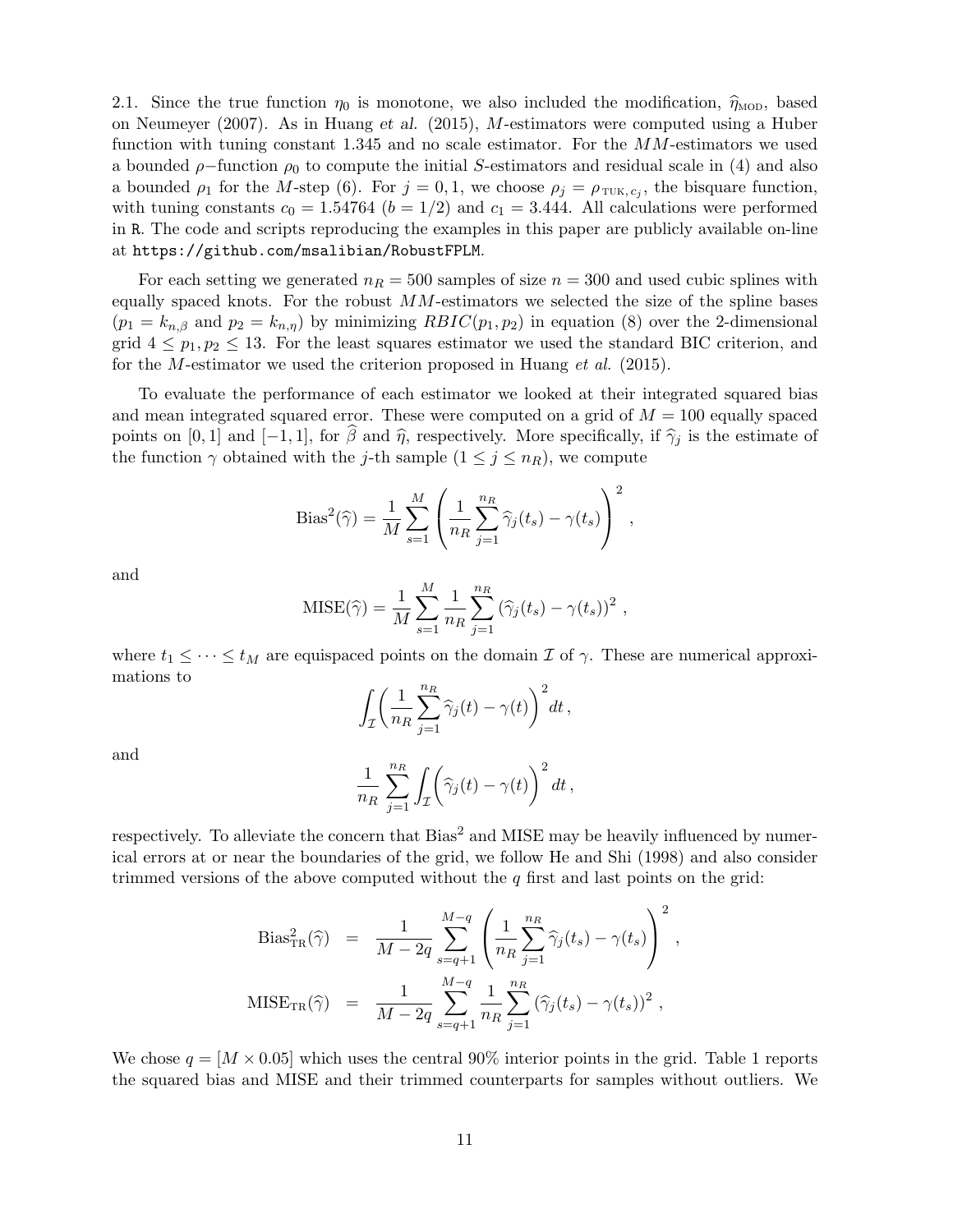2.1. Since the true function $\eta_0$ is monotone, we also included the modification, $\widehat{\eta}_{\text{MOD}}$, based on Neumeyer (2007). As in Huang *et al.* (2015), $M$-estimators were computed using a Huber function with tuning constant 1.345 and no scale estimator. For the $MM$-estimators we used a bounded $\rho-$function $\rho_0$ to compute the initial $S$-estimators and residual scale in (4) and also a bounded $\rho_1$ for the $M$-step (6). For $j = 0, 1$, we choose $\rho_j = \rho_{\text{TUK}, c_j}$, the bisquare function, with tuning constants $c_0 = 1.54764$ ($b = 1/2$) and $c_1 = 3.444$. All calculations were performed in R. The code and scripts reproducing the examples in this paper are publicly available on-line at https://github.com/msalibian/RobustFPLM.

For each setting we generated $n_R = 500$ samples of size $n = 300$ and used cubic splines with equally spaced knots. For the robust $MM$-estimators we selected the size of the spline bases ($p_1 = k_{n,\beta}$ and $p_2 = k_{n,\eta}$) by minimizing $RBIC(p_1, p_2)$ in equation (8) over the 2-dimensional grid $4 \leq p_1, p_2 \leq 13$. For the least squares estimator we used the standard BIC criterion, and for the $M$-estimator we used the criterion proposed in Huang *et al.* (2015).

To evaluate the performance of each estimator we looked at their integrated squared bias and mean integrated squared error. These were computed on a grid of $M = 100$ equally spaced points on $[0, 1]$ and $[-1, 1]$, for $\widehat{\beta}$ and $\widehat{\eta}$, respectively. More specifically, if $\widehat{\gamma}_j$ is the estimate of the function $\gamma$ obtained with the $j$-th sample ($1 \leq j \leq n_R$), we compute

$$\text{Bias}^2(\widehat{\gamma}) = \frac{1}{M} \sum_{s=1}^{M} \left( \frac{1}{n_R} \sum_{j=1}^{n_R} \widehat{\gamma}_j(t_s) - \gamma(t_s) \right)^2 ,$$

and

$$\text{MISE}(\widehat{\gamma}) = \frac{1}{M} \sum_{s=1}^{M} \frac{1}{n_R} \sum_{j=1}^{n_R} \left( \widehat{\gamma}_j(t_s) - \gamma(t_s) \right)^2 ,$$

where $t_1 \leq \cdots \leq t_M$ are equispaced points on the domain $\mathcal{I}$ of $\gamma$. These are numerical approximations to

$$\int_{\mathcal{I}} \left( \frac{1}{n_R} \sum_{j=1}^{n_R} \widehat{\gamma}_j(t) - \gamma(t) \right)^2 dt ,$$

and

$$\frac{1}{n_R} \sum_{j=1}^{n_R} \int_{\mathcal{I}} \left( \widehat{\gamma}_j(t) - \gamma(t) \right)^2 dt ,$$

respectively. To alleviate the concern that $\text{Bias}^2$ and MISE may be heavily influenced by numerical errors at or near the boundaries of the grid, we follow He and Shi (1998) and also consider trimmed versions of the above computed without the $q$ first and last points on the grid:

$$\begin{aligned}
\text{Bias}^2_{\text{TR}}(\widehat{\gamma}) &= \frac{1}{M - 2q} \sum_{s=q+1}^{M-q} \left( \frac{1}{n_R} \sum_{j=1}^{n_R} \widehat{\gamma}_j(t_s) - \gamma(t_s) \right)^2 , \\
\text{MISE}_{\text{TR}}(\widehat{\gamma}) &= \frac{1}{M - 2q} \sum_{s=q+1}^{M-q} \frac{1}{n_R} \sum_{j=1}^{n_R} \left( \widehat{\gamma}_j(t_s) - \gamma(t_s) \right)^2 ,
\end{aligned}$$

We chose $q = [M \times 0.05]$ which uses the central 90% interior points in the grid. Table 1 reports the squared bias and MISE and their trimmed counterparts for samples without outliers. We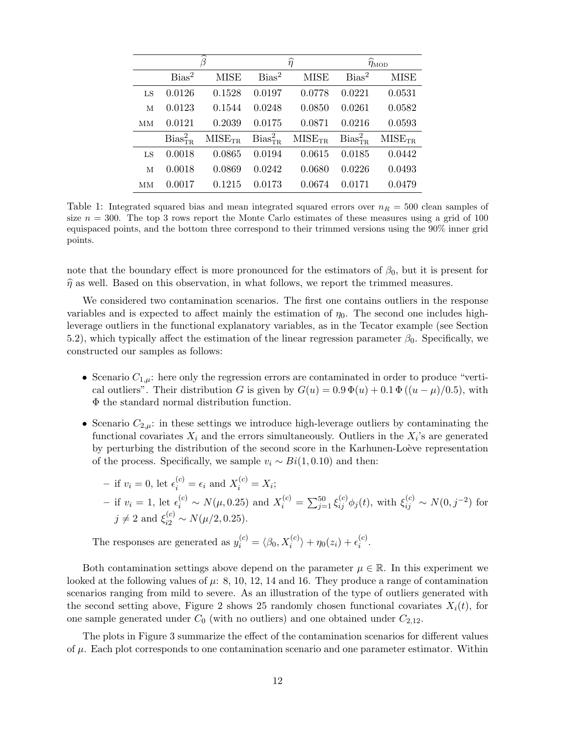| | $\widehat{\beta}$ | | $\widehat{\eta}$ | | $\widehat{\eta}_{\text{MOD}}$ | |
|---|---|---|---|---|---|---|
| | $\text{Bias}^2$ | MISE | $\text{Bias}^2$ | MISE | $\text{Bias}^2$ | MISE |
| LS | 0.0126 | 0.1528 | 0.0197 | 0.0778 | 0.0221 | 0.0531 |
| M | 0.0123 | 0.1544 | 0.0248 | 0.0850 | 0.0261 | 0.0582 |
| MM | 0.0121 | 0.2039 | 0.0175 | 0.0871 | 0.0216 | 0.0593 |
| | $\text{Bias}^2_{\text{TR}}$ | $\text{MISE}_{\text{TR}}$ | $\text{Bias}^2_{\text{TR}}$ | $\text{MISE}_{\text{TR}}$ | $\text{Bias}^2_{\text{TR}}$ | $\text{MISE}_{\text{TR}}$ |
| LS | 0.0018 | 0.0865 | 0.0194 | 0.0615 | 0.0185 | 0.0442 |
| M | 0.0018 | 0.0869 | 0.0242 | 0.0680 | 0.0226 | 0.0493 |
| MM | 0.0017 | 0.1215 | 0.0173 | 0.0674 | 0.0171 | 0.0479 |

Table 1: Integrated squared bias and mean integrated squared errors over $n_R = 500$ clean samples of size $n = 300$. The top 3 rows report the Monte Carlo estimates of these measures using a grid of 100 equispaced points, and the bottom three correspond to their trimmed versions using the 90% inner grid points.

note that the boundary effect is more pronounced for the estimators of $\beta_0$, but it is present for $\widehat{\eta}$ as well. Based on this observation, in what follows, we report the trimmed measures.

We considered two contamination scenarios. The first one contains outliers in the response variables and is expected to affect mainly the estimation of $\eta_0$. The second one includes high-leverage outliers in the functional explanatory variables, as in the Tecator example (see Section 5.2), which typically affect the estimation of the linear regression parameter $\beta_0$. Specifically, we constructed our samples as follows:

- Scenario $C_{1,\mu}$: here only the regression errors are contaminated in order to produce "vertical outliers". Their distribution $G$ is given by $G(u) = 0.9\,\Phi(u) + 0.1\,\Phi\left((u - \mu)/0.5\right)$, with $\Phi$ the standard normal distribution function.
- Scenario $C_{2,\mu}$: in these settings we introduce high-leverage outliers by contaminating the functional covariates $X_i$ and the errors simultaneously. Outliers in the $X_i$'s are generated by perturbing the distribution of the second score in the Karhunen-Loève representation of the process. Specifically, we sample $v_i \sim Bi(1, 0.10)$ and then:
  - if $v_i = 0$, let $\epsilon_i^{(c)} = \epsilon_i$ and $X_i^{(c)} = X_i$;
  - if $v_i = 1$, let $\epsilon_i^{(c)} \sim N(\mu, 0.25)$ and $X_i^{(c)} = \sum_{j=1}^{50} \xi_{ij}^{(c)} \phi_j(t)$, with $\xi_{ij}^{(c)} \sim N(0, j^{-2})$ for $j \neq 2$ and $\xi_{i2}^{(c)} \sim N(\mu/2, 0.25)$.

  The responses are generated as $y_i^{(c)} = \langle \beta_0, X_i^{(c)} \rangle + \eta_0(z_i) + \epsilon_i^{(c)}$.

Both contamination settings above depend on the parameter $\mu \in \mathbb{R}$. In this experiment we looked at the following values of $\mu$: 8, 10, 12, 14 and 16. They produce a range of contamination scenarios ranging from mild to severe. As an illustration of the type of outliers generated with the second setting above, Figure 2 shows 25 randomly chosen functional covariates $X_i(t)$, for one sample generated under $C_0$ (with no outliers) and one obtained under $C_{2,12}$.

The plots in Figure 3 summarize the effect of the contamination scenarios for different values of $\mu$. Each plot corresponds to one contamination scenario and one parameter estimator. Within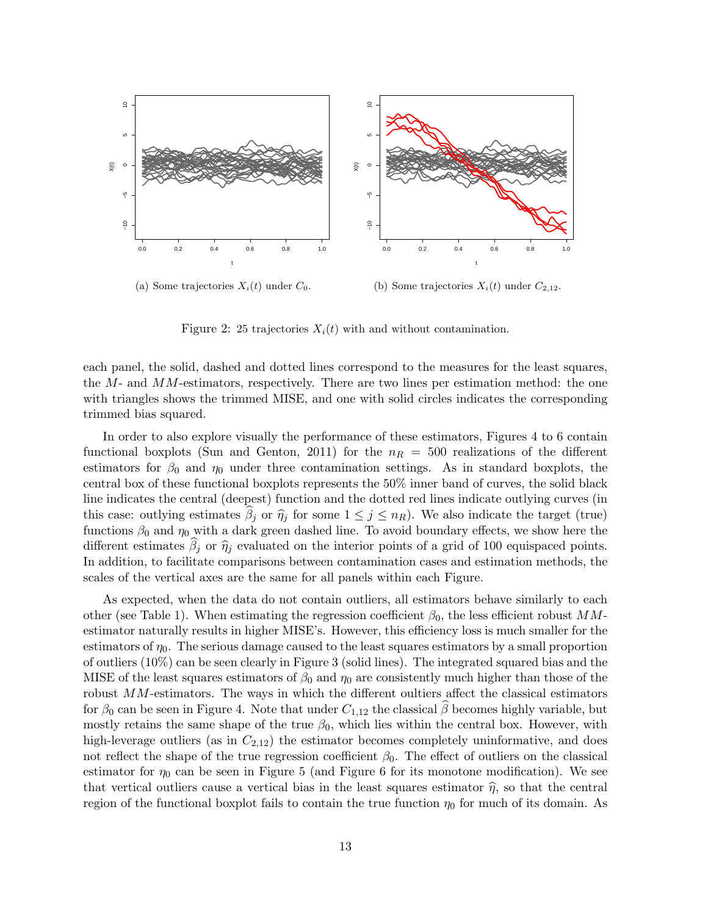(a) Some trajectories $X_i(t)$ under $C_0$.

(b) Some trajectories $X_i(t)$ under $C_{2,12}$.

Figure 2: 25 trajectories $X_i(t)$ with and without contamination.

each panel, the solid, dashed and dotted lines correspond to the measures for the least squares, the $M$- and $MM$-estimators, respectively. There are two lines per estimation method: the one with triangles shows the trimmed MISE, and one with solid circles indicates the corresponding trimmed bias squared.

In order to also explore visually the performance of these estimators, Figures 4 to 6 contain functional boxplots (Sun and Genton, 2011) for the $n_R = 500$ realizations of the different estimators for $\beta_0$ and $\eta_0$ under three contamination settings. As in standard boxplots, the central box of these functional boxplots represents the 50% inner band of curves, the solid black line indicates the central (deepest) function and the dotted red lines indicate outlying curves (in this case: outlying estimates $\widehat{\beta}_j$ or $\widehat{\eta}_j$ for some $1 \leq j \leq n_R$). We also indicate the target (true) functions $\beta_0$ and $\eta_0$ with a dark green dashed line. To avoid boundary effects, we show here the different estimates $\widehat{\beta}_j$ or $\widehat{\eta}_j$ evaluated on the interior points of a grid of 100 equispaced points. In addition, to facilitate comparisons between contamination cases and estimation methods, the scales of the vertical axes are the same for all panels within each Figure.

As expected, when the data do not contain outliers, all estimators behave similarly to each other (see Table 1). When estimating the regression coefficient $\beta_0$, the less efficient robust $MM$-estimator naturally results in higher MISE's. However, this efficiency loss is much smaller for the estimators of $\eta_0$. The serious damage caused to the least squares estimators by a small proportion of outliers (10%) can be seen clearly in Figure 3 (solid lines). The integrated squared bias and the MISE of the least squares estimators of $\beta_0$ and $\eta_0$ are consistently much higher than those of the robust $MM$-estimators. The ways in which the different oultiers affect the classical estimators for $\beta_0$ can be seen in Figure 4. Note that under $C_{1,12}$ the classical $\widehat{\beta}$ becomes highly variable, but mostly retains the same shape of the true $\beta_0$, which lies within the central box. However, with high-leverage outliers (as in $C_{2,12}$) the estimator becomes completely uninformative, and does not reflect the shape of the true regression coefficient $\beta_0$. The effect of outliers on the classical estimator for $\eta_0$ can be seen in Figure 5 (and Figure 6 for its monotone modification). We see that vertical outliers cause a vertical bias in the least squares estimator $\widehat{\eta}$, so that the central region of the functional boxplot fails to contain the true function $\eta_0$ for much of its domain. As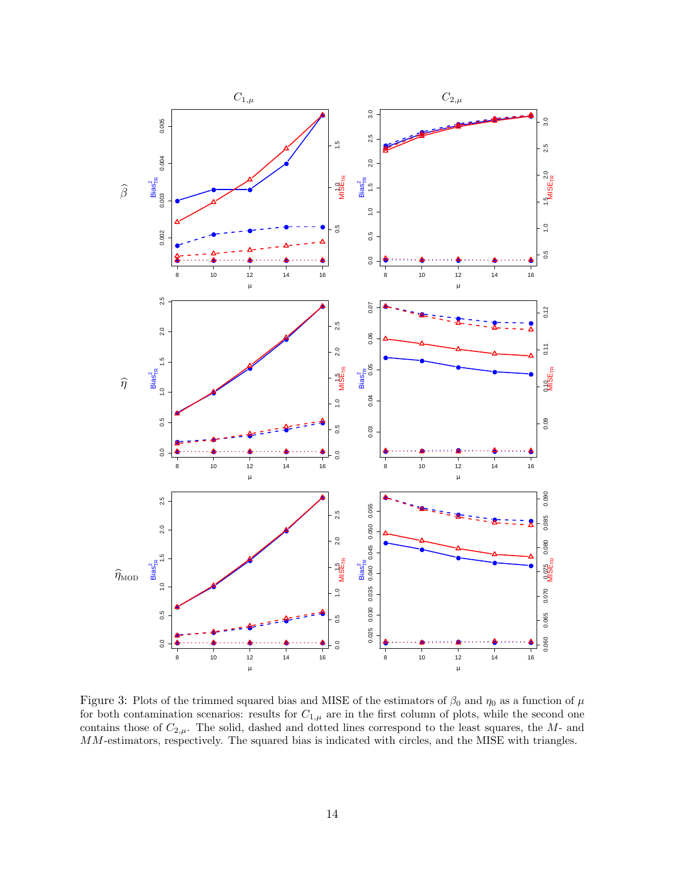Figure 3: Plots of the trimmed squared bias and MISE of the estimators of $\beta_0$ and $\eta_0$ as a function of $\mu$ for both contamination scenarios: results for $C_{1,\mu}$ are in the first column of plots, while the second one contains those of $C_{2,\mu}$. The solid, dashed and dotted lines correspond to the least squares, the $M$- and $MM$-estimators, respectively. The squared bias is indicated with circles, and the MISE with triangles.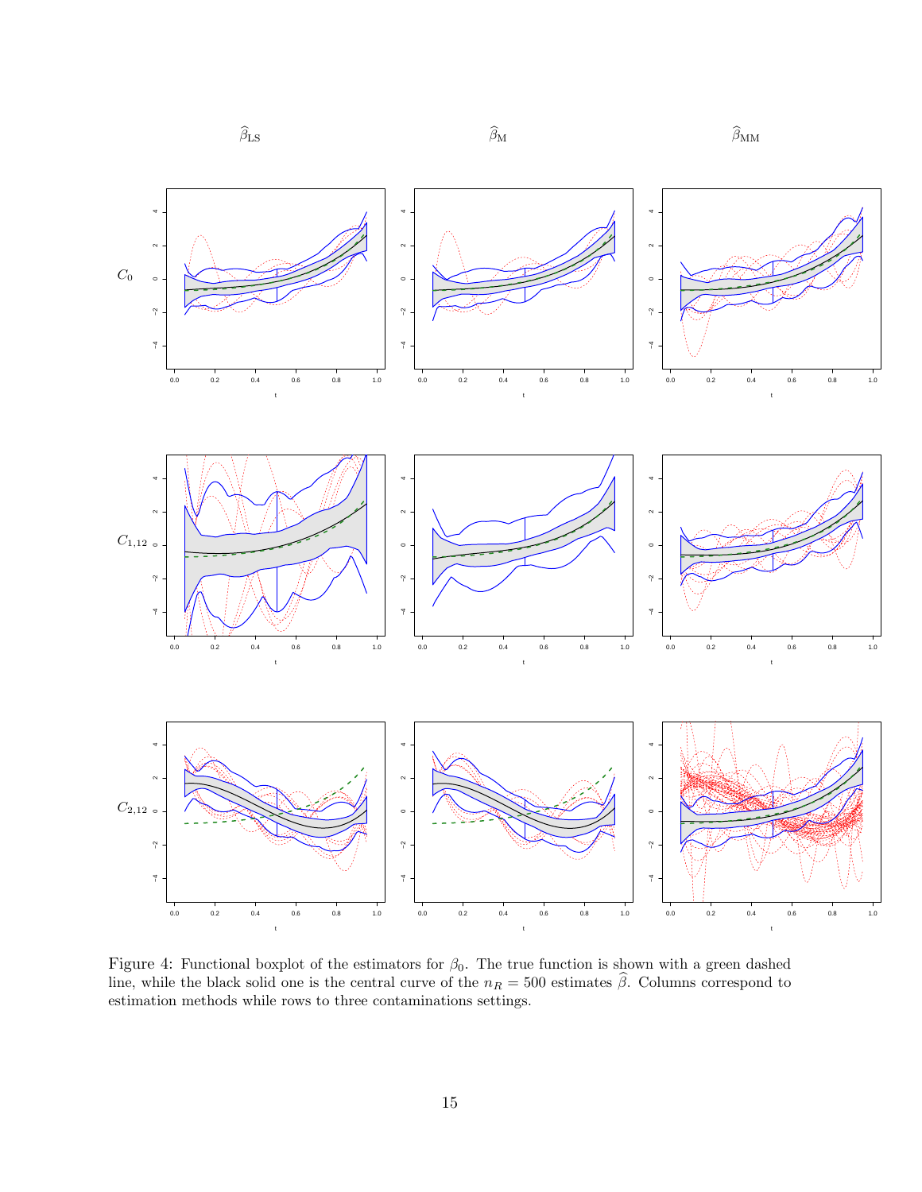Figure 4: Functional boxplot of the estimators for $\beta_0$. The true function is shown with a green dashed line, while the black solid one is the central curve of the $n_R = 500$ estimates $\widehat{\beta}$. Columns correspond to estimation methods while rows to three contaminations settings.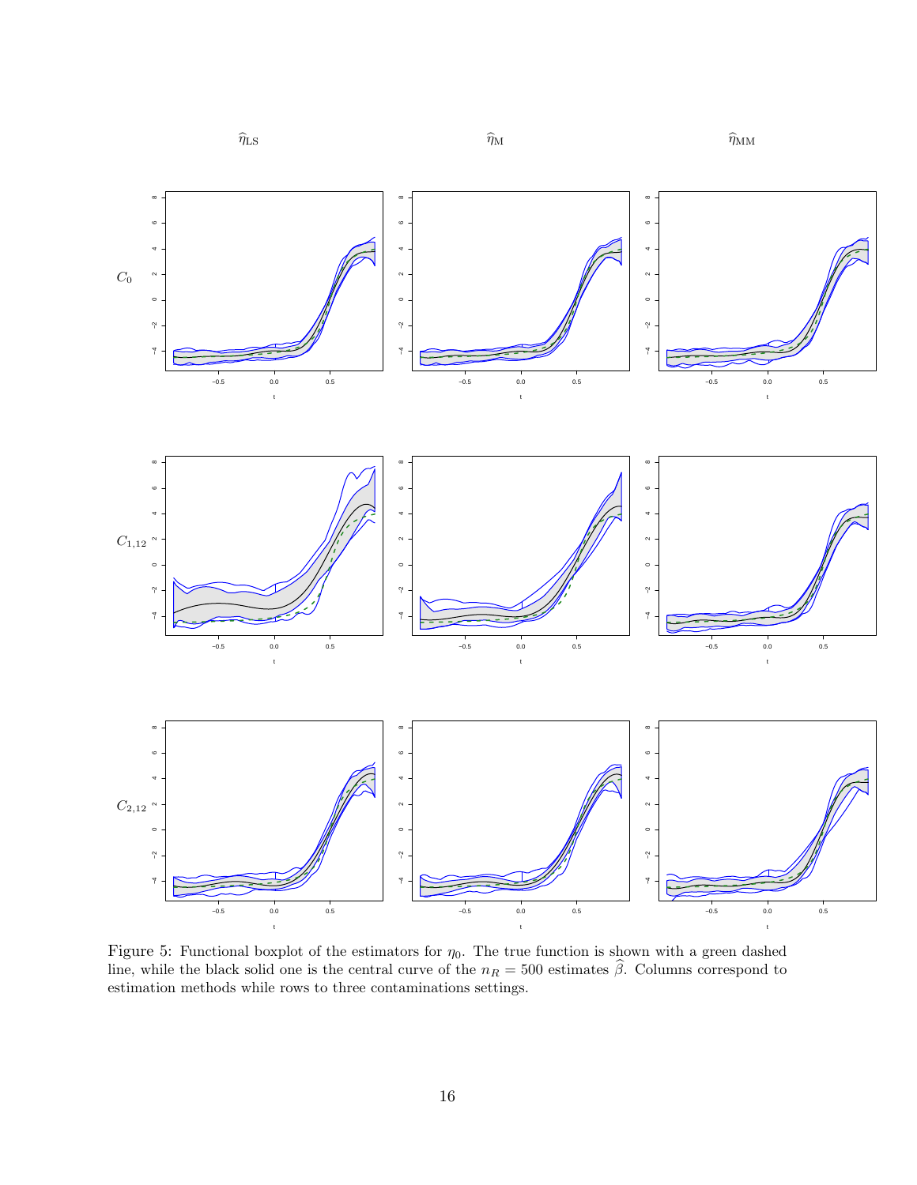Figure 5: Functional boxplot of the estimators for $\eta_0$. The true function is shown with a green dashed line, while the black solid one is the central curve of the $n_R = 500$ estimates $\widehat{\beta}$. Columns correspond to estimation methods while rows to three contaminations settings.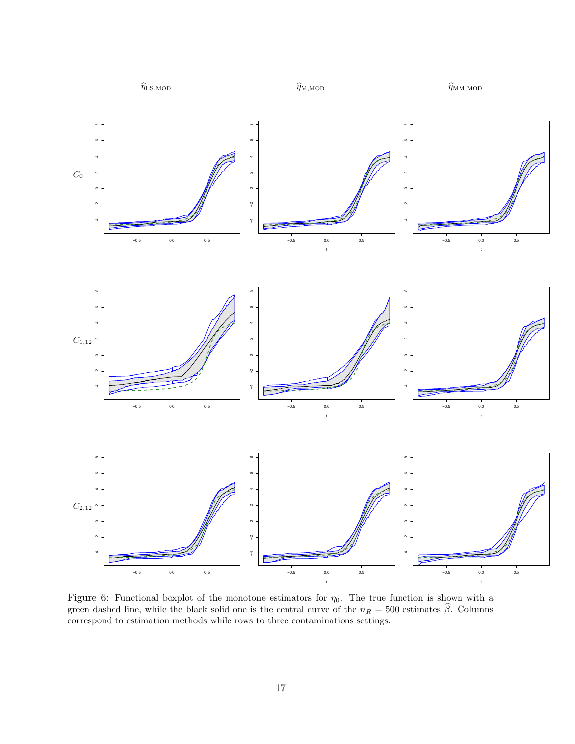Figure 6: Functional boxplot of the monotone estimators for $\eta_0$. The true function is shown with a green dashed line, while the black solid one is the central curve of the $n_R = 500$ estimates $\widehat{\beta}$. Columns correspond to estimation methods while rows to three contaminations settings.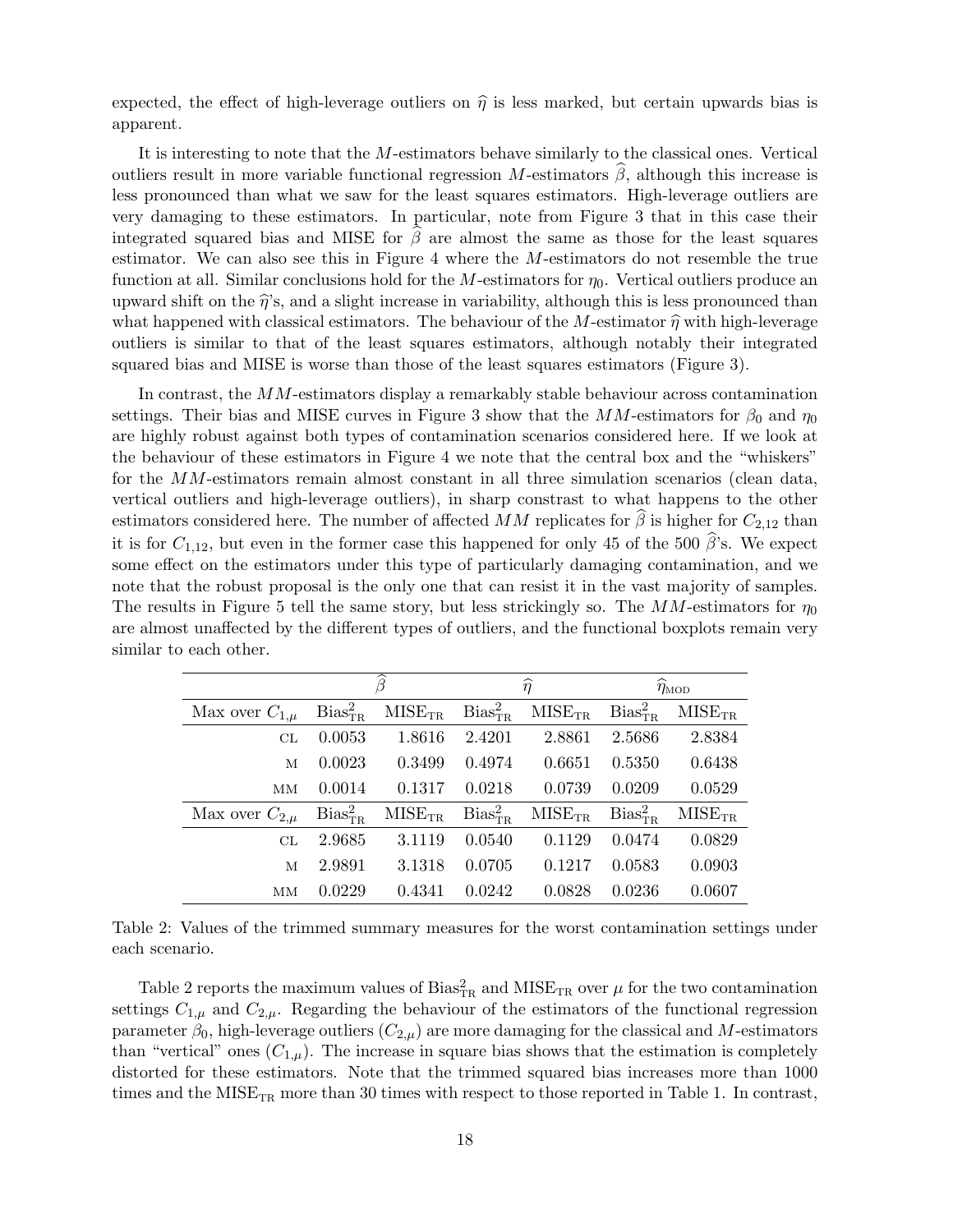expected, the effect of high-leverage outliers on $\widehat{\eta}$ is less marked, but certain upwards bias is apparent.

It is interesting to note that the $M$-estimators behave similarly to the classical ones. Vertical outliers result in more variable functional regression $M$-estimators $\widehat{\beta}$, although this increase is less pronounced than what we saw for the least squares estimators. High-leverage outliers are very damaging to these estimators. In particular, note from Figure 3 that in this case their integrated squared bias and MISE for $\widehat{\beta}$ are almost the same as those for the least squares estimator. We can also see this in Figure 4 where the $M$-estimators do not resemble the true function at all. Similar conclusions hold for the $M$-estimators for $\eta_0$. Vertical outliers produce an upward shift on the $\widehat{\eta}$'s, and a slight increase in variability, although this is less pronounced than what happened with classical estimators. The behaviour of the $M$-estimator $\widehat{\eta}$ with high-leverage outliers is similar to that of the least squares estimators, although notably their integrated squared bias and MISE is worse than those of the least squares estimators (Figure 3).

In contrast, the $MM$-estimators display a remarkably stable behaviour across contamination settings. Their bias and MISE curves in Figure 3 show that the $MM$-estimators for $\beta_0$ and $\eta_0$ are highly robust against both types of contamination scenarios considered here. If we look at the behaviour of these estimators in Figure 4 we note that the central box and the "whiskers" for the $MM$-estimators remain almost constant in all three simulation scenarios (clean data, vertical outliers and high-leverage outliers), in sharp constrast to what happens to the other estimators considered here. The number of affected $MM$ replicates for $\widehat{\beta}$ is higher for $C_{2,12}$ than it is for $C_{1,12}$, but even in the former case this happened for only 45 of the 500 $\widehat{\beta}$'s. We expect some effect on the estimators under this type of particularly damaging contamination, and we note that the robust proposal is the only one that can resist it in the vast majority of samples. The results in Figure 5 tell the same story, but less strickingly so. The $MM$-estimators for $\eta_0$ are almost unaffected by the different types of outliers, and the functional boxplots remain very similar to each other.

| | $\widehat{\beta}$ | | $\widehat{\eta}$ | | $\widehat{\eta}_{\text{MOD}}$ | |
|---|---|---|---|---|---|---|
| Max over $C_{1,\mu}$ | $\text{Bias}^2_{\text{TR}}$ | $\text{MISE}_{\text{TR}}$ | $\text{Bias}^2_{\text{TR}}$ | $\text{MISE}_{\text{TR}}$ | $\text{Bias}^2_{\text{TR}}$ | $\text{MISE}_{\text{TR}}$ |
| CL | 0.0053 | 1.8616 | 2.4201 | 2.8861 | 2.5686 | 2.8384 |
| M | 0.0023 | 0.3499 | 0.4974 | 0.6651 | 0.5350 | 0.6438 |
| MM | 0.0014 | 0.1317 | 0.0218 | 0.0739 | 0.0209 | 0.0529 |
| Max over $C_{2,\mu}$ | $\text{Bias}^2_{\text{TR}}$ | $\text{MISE}_{\text{TR}}$ | $\text{Bias}^2_{\text{TR}}$ | $\text{MISE}_{\text{TR}}$ | $\text{Bias}^2_{\text{TR}}$ | $\text{MISE}_{\text{TR}}$ |
| CL | 2.9685 | 3.1119 | 0.0540 | 0.1129 | 0.0474 | 0.0829 |
| M | 2.9891 | 3.1318 | 0.0705 | 0.1217 | 0.0583 | 0.0903 |
| MM | 0.0229 | 0.4341 | 0.0242 | 0.0828 | 0.0236 | 0.0607 |

Table 2: Values of the trimmed summary measures for the worst contamination settings under each scenario.

Table 2 reports the maximum values of $\text{Bias}^2_{\text{TR}}$ and $\text{MISE}_{\text{TR}}$ over $\mu$ for the two contamination settings $C_{1,\mu}$ and $C_{2,\mu}$. Regarding the behaviour of the estimators of the functional regression parameter $\beta_0$, high-leverage outliers ($C_{2,\mu}$) are more damaging for the classical and $M$-estimators than "vertical" ones ($C_{1,\mu}$). The increase in square bias shows that the estimation is completely distorted for these estimators. Note that the trimmed squared bias increases more than 1000 times and the $\text{MISE}_{\text{TR}}$ more than 30 times with respect to those reported in Table 1. In contrast,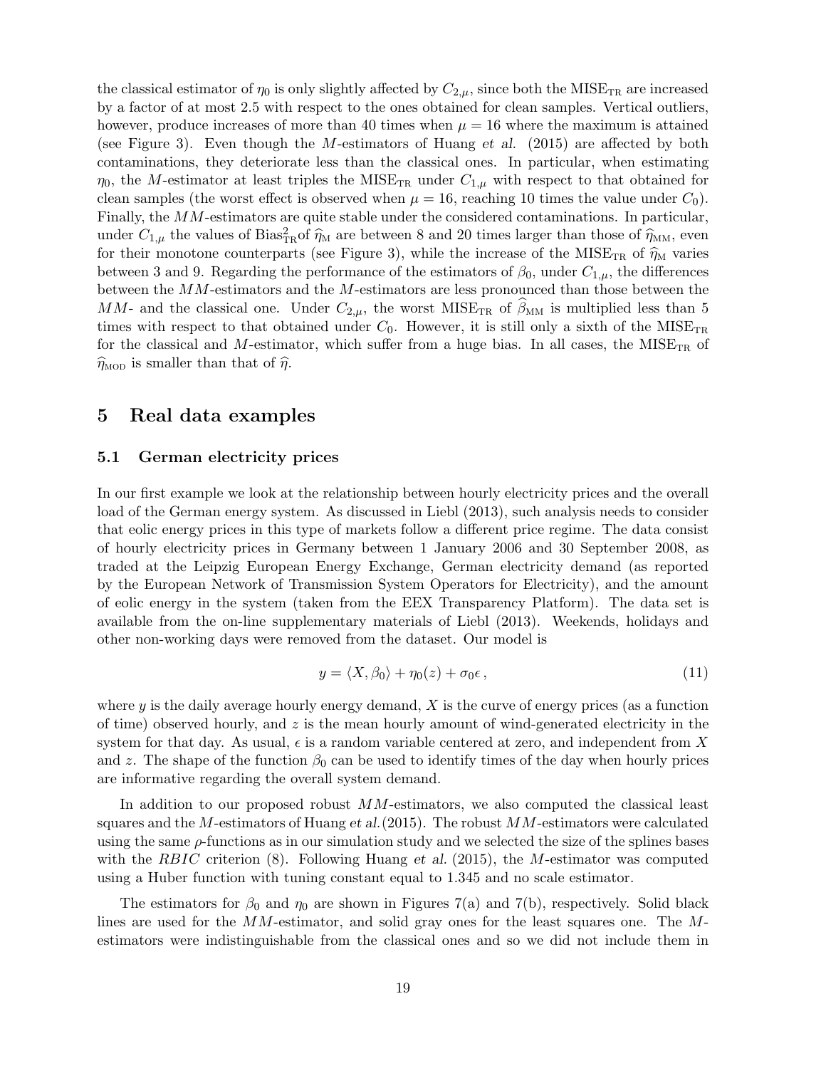the classical estimator of $\eta_0$ is only slightly affected by $C_{2,\mu}$, since both the $\text{MISE}_{\text{TR}}$ are increased by a factor of at most 2.5 with respect to the ones obtained for clean samples. Vertical outliers, however, produce increases of more than 40 times when $\mu = 16$ where the maximum is attained (see Figure 3). Even though the $M$-estimators of Huang *et al.* (2015) are affected by both contaminations, they deteriorate less than the classical ones. In particular, when estimating $\eta_0$, the $M$-estimator at least triples the $\text{MISE}_{\text{TR}}$ under $C_{1,\mu}$ with respect to that obtained for clean samples (the worst effect is observed when $\mu = 16$, reaching 10 times the value under $C_0$). Finally, the $MM$-estimators are quite stable under the considered contaminations. In particular, under $C_{1,\mu}$ the values of $\text{Bias}^2_{\text{TR}}$of $\widehat{\eta}_{\text{M}}$ are between 8 and 20 times larger than those of $\widehat{\eta}_{\text{MM}}$, even for their monotone counterparts (see Figure 3), while the increase of the $\text{MISE}_{\text{TR}}$ of $\widehat{\eta}_{\text{M}}$ varies between 3 and 9. Regarding the performance of the estimators of $\beta_0$, under $C_{1,\mu}$, the differences between the $MM$-estimators and the $M$-estimators are less pronounced than those between the $MM$- and the classical one. Under $C_{2,\mu}$, the worst $\text{MISE}_{\text{TR}}$ of $\widehat{\beta}_{\text{MM}}$ is multiplied less than 5 times with respect to that obtained under $C_0$. However, it is still only a sixth of the $\text{MISE}_{\text{TR}}$ for the classical and $M$-estimator, which suffer from a huge bias. In all cases, the $\text{MISE}_{\text{TR}}$ of $\widehat{\eta}_{\text{MOD}}$ is smaller than that of $\widehat{\eta}$.

# 5 Real data examples

## 5.1 German electricity prices

In our first example we look at the relationship between hourly electricity prices and the overall load of the German energy system. As discussed in Liebl (2013), such analysis needs to consider that eolic energy prices in this type of markets follow a different price regime. The data consist of hourly electricity prices in Germany between 1 January 2006 and 30 September 2008, as traded at the Leipzig European Energy Exchange, German electricity demand (as reported by the European Network of Transmission System Operators for Electricity), and the amount of eolic energy in the system (taken from the EEX Transparency Platform). The data set is available from the on-line supplementary materials of Liebl (2013). Weekends, holidays and other non-working days were removed from the dataset. Our model is

$$y = \langle X, \beta_0 \rangle + \eta_0(z) + \sigma_0 \epsilon \,, \tag{11}$$

where $y$ is the daily average hourly energy demand, $X$ is the curve of energy prices (as a function of time) observed hourly, and $z$ is the mean hourly amount of wind-generated electricity in the system for that day. As usual, $\epsilon$ is a random variable centered at zero, and independent from $X$ and $z$. The shape of the function $\beta_0$ can be used to identify times of the day when hourly prices are informative regarding the overall system demand.

In addition to our proposed robust $MM$-estimators, we also computed the classical least squares and the $M$-estimators of Huang *et al.*(2015). The robust $MM$-estimators were calculated using the same $\rho$-functions as in our simulation study and we selected the size of the splines bases with the *RBIC* criterion (8). Following Huang *et al.* (2015), the $M$-estimator was computed using a Huber function with tuning constant equal to 1.345 and no scale estimator.

The estimators for $\beta_0$ and $\eta_0$ are shown in Figures 7(a) and 7(b), respectively. Solid black lines are used for the $MM$-estimator, and solid gray ones for the least squares one. The $M$-estimators were indistinguishable from the classical ones and so we did not include them in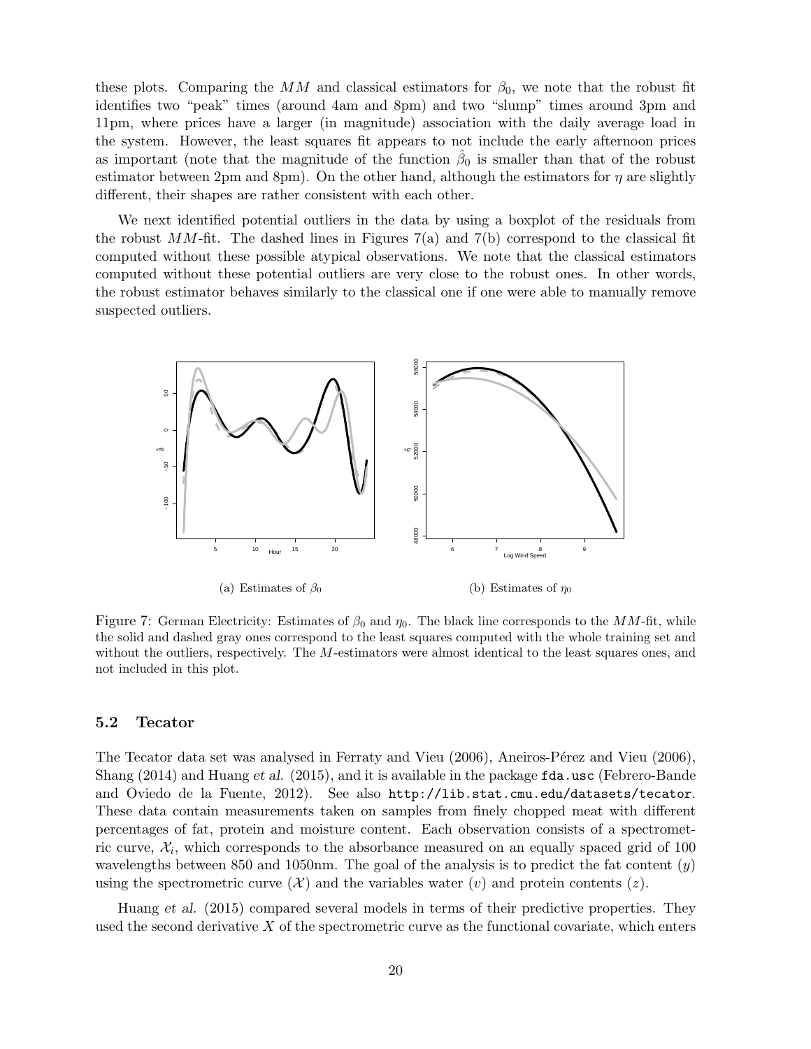these plots. Comparing the $MM$ and classical estimators for $\beta_0$, we note that the robust fit identifies two "peak" times (around 4am and 8pm) and two "slump" times around 3pm and 11pm, where prices have a larger (in magnitude) association with the daily average load in the system. However, the least squares fit appears to not include the early afternoon prices as important (note that the magnitude of the function $\hat{\beta}_0$ is smaller than that of the robust estimator between 2pm and 8pm). On the other hand, although the estimators for $\eta$ are slightly different, their shapes are rather consistent with each other.

We next identified potential outliers in the data by using a boxplot of the residuals from the robust $MM$-fit. The dashed lines in Figures 7(a) and 7(b) correspond to the classical fit computed without these possible atypical observations. We note that the classical estimators computed without these potential outliers are very close to the robust ones. In other words, the robust estimator behaves similarly to the classical one if one were able to manually remove suspected outliers.

(a) Estimates of $\beta_0$

(b) Estimates of $\eta_0$

Figure 7: German Electricity: Estimates of $\beta_0$ and $\eta_0$. The black line corresponds to the $MM$-fit, while the solid and dashed gray ones correspond to the least squares computed with the whole training set and without the outliers, respectively. The $M$-estimators were almost identical to the least squares ones, and not included in this plot.

### 5.2 Tecator

The Tecator data set was analysed in Ferraty and Vieu (2006), Aneiros-Pérez and Vieu (2006), Shang (2014) and Huang *et al.* (2015), and it is available in the package `fda.usc` (Febrero-Bande and Oviedo de la Fuente, 2012). See also `http://lib.stat.cmu.edu/datasets/tecator`. These data contain measurements taken on samples from finely chopped meat with different percentages of fat, protein and moisture content. Each observation consists of a spectrometric curve, $\mathcal{X}_i$, which corresponds to the absorbance measured on an equally spaced grid of 100 wavelengths between 850 and 1050nm. The goal of the analysis is to predict the fat content ($y$) using the spectrometric curve ($\mathcal{X}$) and the variables water ($v$) and protein contents ($z$).

Huang *et al.* (2015) compared several models in terms of their predictive properties. They used the second derivative $X$ of the spectrometric curve as the functional covariate, which enters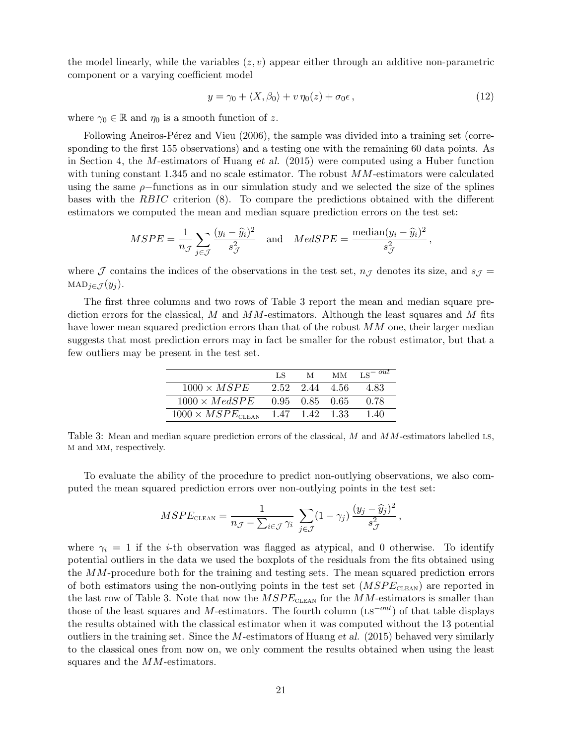the model linearly, while the variables $(z, v)$ appear either through an additive non-parametric component or a varying coefficient model

$$y = \gamma_0 + \langle X, \beta_0 \rangle + v\, \eta_0(z) + \sigma_0 \epsilon\,, \tag{12}$$

where $\gamma_0 \in \mathbb{R}$ and $\eta_0$ is a smooth function of $z$.

Following Aneiros-Pérez and Vieu (2006), the sample was divided into a training set (corresponding to the first 155 observations) and a testing one with the remaining 60 data points. As in Section 4, the $M$-estimators of Huang *et al.* (2015) were computed using a Huber function with tuning constant 1.345 and no scale estimator. The robust $MM$-estimators were calculated using the same $\rho-$functions as in our simulation study and we selected the size of the splines bases with the *RBIC* criterion (8). To compare the predictions obtained with the different estimators we computed the mean and median square prediction errors on the test set:

$$MSPE = \frac{1}{n_{\mathcal{J}}} \sum_{j \in \mathcal{J}} \frac{(y_i - \widehat{y}_i)^2}{s_{\mathcal{J}}^2} \quad \text{and} \quad MedSPE = \frac{\text{median}(y_i - \widehat{y}_i)^2}{s_{\mathcal{J}}^2}\,,$$

where $\mathcal{J}$ contains the indices of the observations in the test set, $n_{\mathcal{J}}$ denotes its size, and $s_{\mathcal{J}} = \text{MAD}_{j \in \mathcal{J}}(y_j)$.

The first three columns and two rows of Table 3 report the mean and median square prediction errors for the classical, $M$ and $MM$-estimators. Although the least squares and $M$ fits have lower mean squared prediction errors than that of the robust $MM$ one, their larger median suggests that most prediction errors may in fact be smaller for the robust estimator, but that a few outliers may be present in the test set.

| | LS | M | MM | $\text{LS}^{-\,out}$ |
|---|---|---|---|---|
| $1000 \times MSPE$ | 2.52 | 2.44 | 4.56 | 4.83 |
| $1000 \times MedSPE$ | 0.95 | 0.85 | 0.65 | 0.78 |
| $1000 \times MSPE_{\text{CLEAN}}$ | 1.47 | 1.42 | 1.33 | 1.40 |

Table 3: Mean and median square prediction errors of the classical, $M$ and $MM$-estimators labelled LS, M and MM, respectively.

To evaluate the ability of the procedure to predict non-outlying observations, we also computed the mean squared prediction errors over non-outlying points in the test set:

$$MSPE_{\text{CLEAN}} = \frac{1}{n_{\mathcal{J}} - \sum_{i \in \mathcal{J}} \gamma_i} \sum_{j \in \mathcal{J}} (1 - \gamma_j)\, \frac{(y_j - \widehat{y}_j)^2}{s_{\mathcal{J}}^2}\,,$$

where $\gamma_i = 1$ if the $i$-th observation was flagged as atypical, and 0 otherwise. To identify potential outliers in the data we used the boxplots of the residuals from the fits obtained using the $MM$-procedure both for the training and testing sets. The mean squared prediction errors of both estimators using the non-outlying points in the test set ($MSPE_{\text{CLEAN}}$) are reported in the last row of Table 3. Note that now the $MSPE_{\text{CLEAN}}$ for the $MM$-estimators is smaller than those of the least squares and $M$-estimators. The fourth column ($\text{LS}^{-out}$) of that table displays the results obtained with the classical estimator when it was computed without the 13 potential outliers in the training set. Since the $M$-estimators of Huang *et al.* (2015) behaved very similarly to the classical ones from now on, we only comment the results obtained when using the least squares and the $MM$-estimators.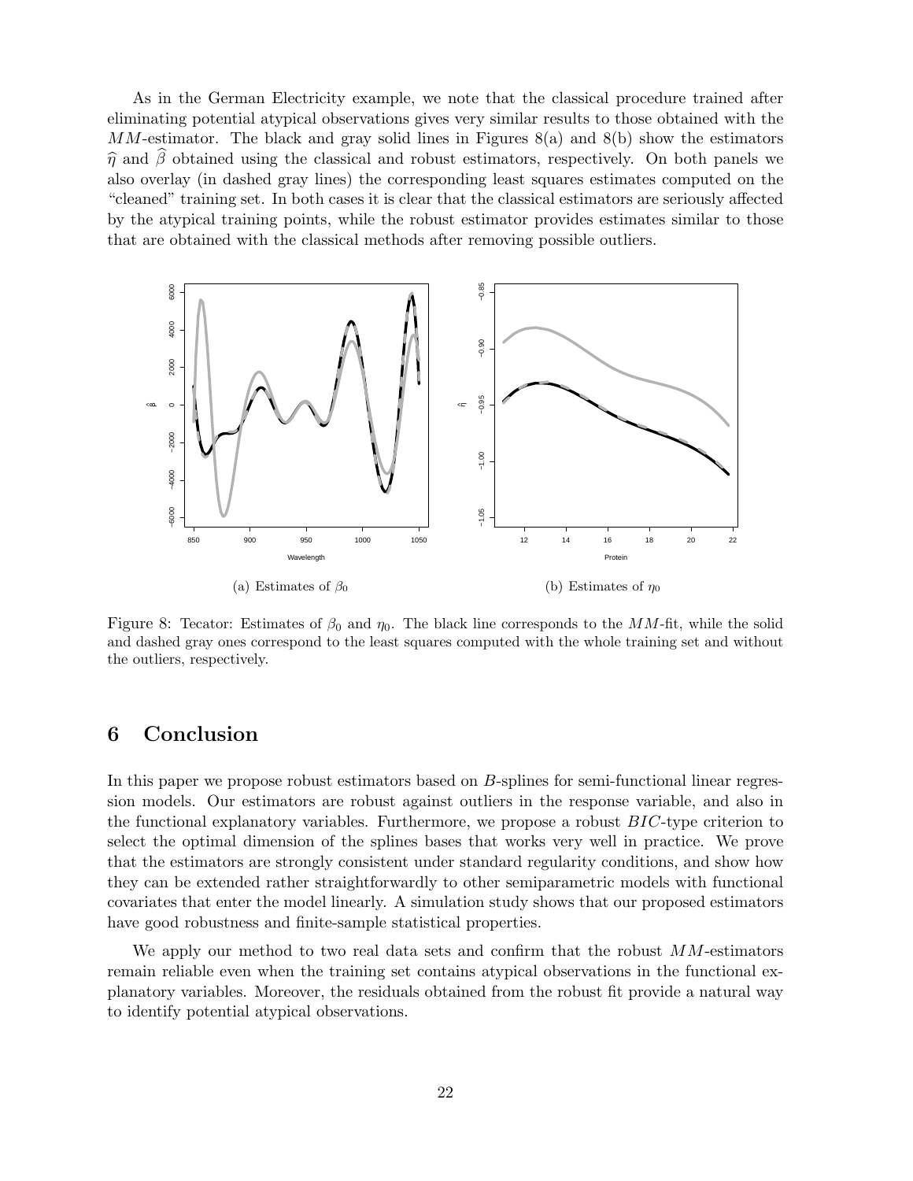As in the German Electricity example, we note that the classical procedure trained after eliminating potential atypical observations gives very similar results to those obtained with the $MM$-estimator. The black and gray solid lines in Figures 8(a) and 8(b) show the estimators $\widehat{\eta}$ and $\widehat{\beta}$ obtained using the classical and robust estimators, respectively. On both panels we also overlay (in dashed gray lines) the corresponding least squares estimates computed on the "cleaned" training set. In both cases it is clear that the classical estimators are seriously affected by the atypical training points, while the robust estimator provides estimates similar to those that are obtained with the classical methods after removing possible outliers.

(a) Estimates of $\beta_0$

(b) Estimates of $\eta_0$

Figure 8: Tecator: Estimates of $\beta_0$ and $\eta_0$. The black line corresponds to the $MM$-fit, while the solid and dashed gray ones correspond to the least squares computed with the whole training set and without the outliers, respectively.

## 6 Conclusion

In this paper we propose robust estimators based on $B$-splines for semi-functional linear regression models. Our estimators are robust against outliers in the response variable, and also in the functional explanatory variables. Furthermore, we propose a robust $BIC$-type criterion to select the optimal dimension of the splines bases that works very well in practice. We prove that the estimators are strongly consistent under standard regularity conditions, and show how they can be extended rather straightforwardly to other semiparametric models with functional covariates that enter the model linearly. A simulation study shows that our proposed estimators have good robustness and finite-sample statistical properties.

We apply our method to two real data sets and confirm that the robust $MM$-estimators remain reliable even when the training set contains atypical observations in the functional explanatory variables. Moreover, the residuals obtained from the robust fit provide a natural way to identify potential atypical observations.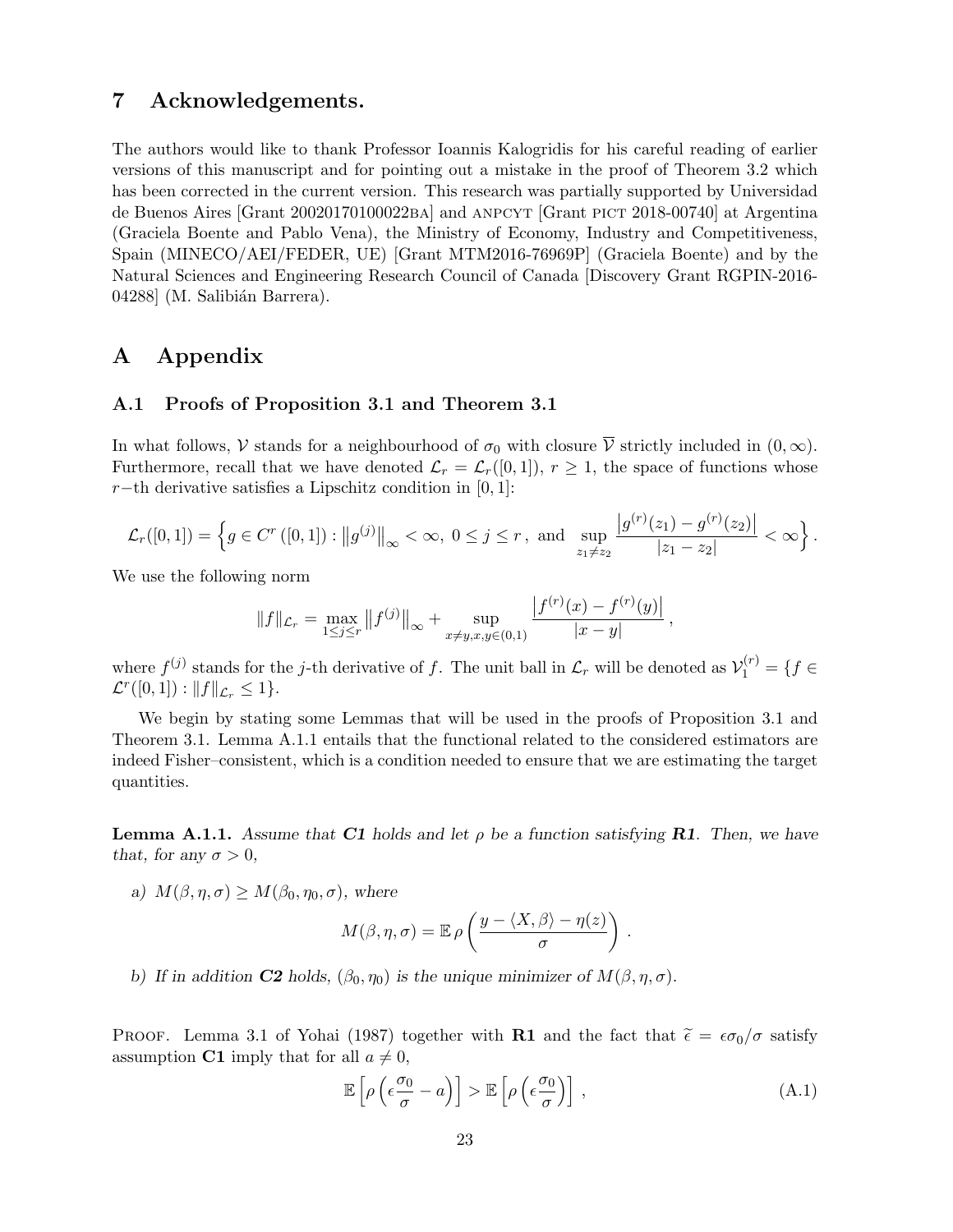## 7 Acknowledgements.

The authors would like to thank Professor Ioannis Kalogridis for his careful reading of earlier versions of this manuscript and for pointing out a mistake in the proof of Theorem 3.2 which has been corrected in the current version. This research was partially supported by Universidad de Buenos Aires [Grant 20020170100022BA] and ANPCYT [Grant PICT 2018-00740] at Argentina (Graciela Boente and Pablo Vena), the Ministry of Economy, Industry and Competitiveness, Spain (MINECO/AEI/FEDER, UE) [Grant MTM2016-76969P] (Graciela Boente) and by the Natural Sciences and Engineering Research Council of Canada [Discovery Grant RGPIN-2016-04288] (M. Salibián Barrera).

## A Appendix

### A.1 Proofs of Proposition 3.1 and Theorem 3.1

In what follows, $\mathcal{V}$ stands for a neighbourhood of $\sigma_0$ with closure $\overline{\mathcal{V}}$ strictly included in $(0, \infty)$. Furthermore, recall that we have denoted $\mathcal{L}_r = \mathcal{L}_r([0,1])$, $r \geq 1$, the space of functions whose $r-$th derivative satisfies a Lipschitz condition in $[0,1]$:

$$\mathcal{L}_r([0,1]) = \left\{ g \in C^r\left([0,1]\right) : \left\|g^{(j)}\right\|_\infty < \infty,\ 0 \leq j \leq r\,,\ \text{and}\ \sup_{z_1 \neq z_2} \frac{\left|g^{(r)}(z_1) - g^{(r)}(z_2)\right|}{|z_1 - z_2|} < \infty \right\}.$$

We use the following norm

$$\|f\|_{\mathcal{L}_r} = \max_{1 \leq j \leq r} \left\|f^{(j)}\right\|_\infty + \sup_{x \neq y, x, y \in (0,1)} \frac{\left|f^{(r)}(x) - f^{(r)}(y)\right|}{|x - y|}\,,$$

where $f^{(j)}$ stands for the $j$-th derivative of $f$. The unit ball in $\mathcal{L}_r$ will be denoted as $\mathcal{V}_1^{(r)} = \{f \in \mathcal{L}^r([0,1]) : \|f\|_{\mathcal{L}_r} \leq 1\}$.

We begin by stating some Lemmas that will be used in the proofs of Proposition 3.1 and Theorem 3.1. Lemma A.1.1 entails that the functional related to the considered estimators are indeed Fisher–consistent, which is a condition needed to ensure that we are estimating the target quantities.

**Lemma A.1.1.** *Assume that* ***C1*** *holds and let $\rho$ be a function satisfying* ***R1****. Then, we have that, for any $\sigma > 0$,*

*a) $M(\beta, \eta, \sigma) \geq M(\beta_0, \eta_0, \sigma)$, where*

$$M(\beta, \eta, \sigma) = \mathbb{E}\,\rho\left(\frac{y - \langle X, \beta\rangle - \eta(z)}{\sigma}\right)\,.$$

*b) If in addition* ***C2*** *holds, $(\beta_0, \eta_0)$ is the unique minimizer of $M(\beta, \eta, \sigma)$.*

PROOF. Lemma 3.1 of Yohai (1987) together with **R1** and the fact that $\widetilde{\epsilon} = \epsilon\sigma_0/\sigma$ satisfy assumption **C1** imply that for all $a \neq 0$,

$$\mathbb{E}\left[\rho\left(\epsilon\frac{\sigma_0}{\sigma} - a\right)\right] > \mathbb{E}\left[\rho\left(\epsilon\frac{\sigma_0}{\sigma}\right)\right]\,, \tag{A.1}$$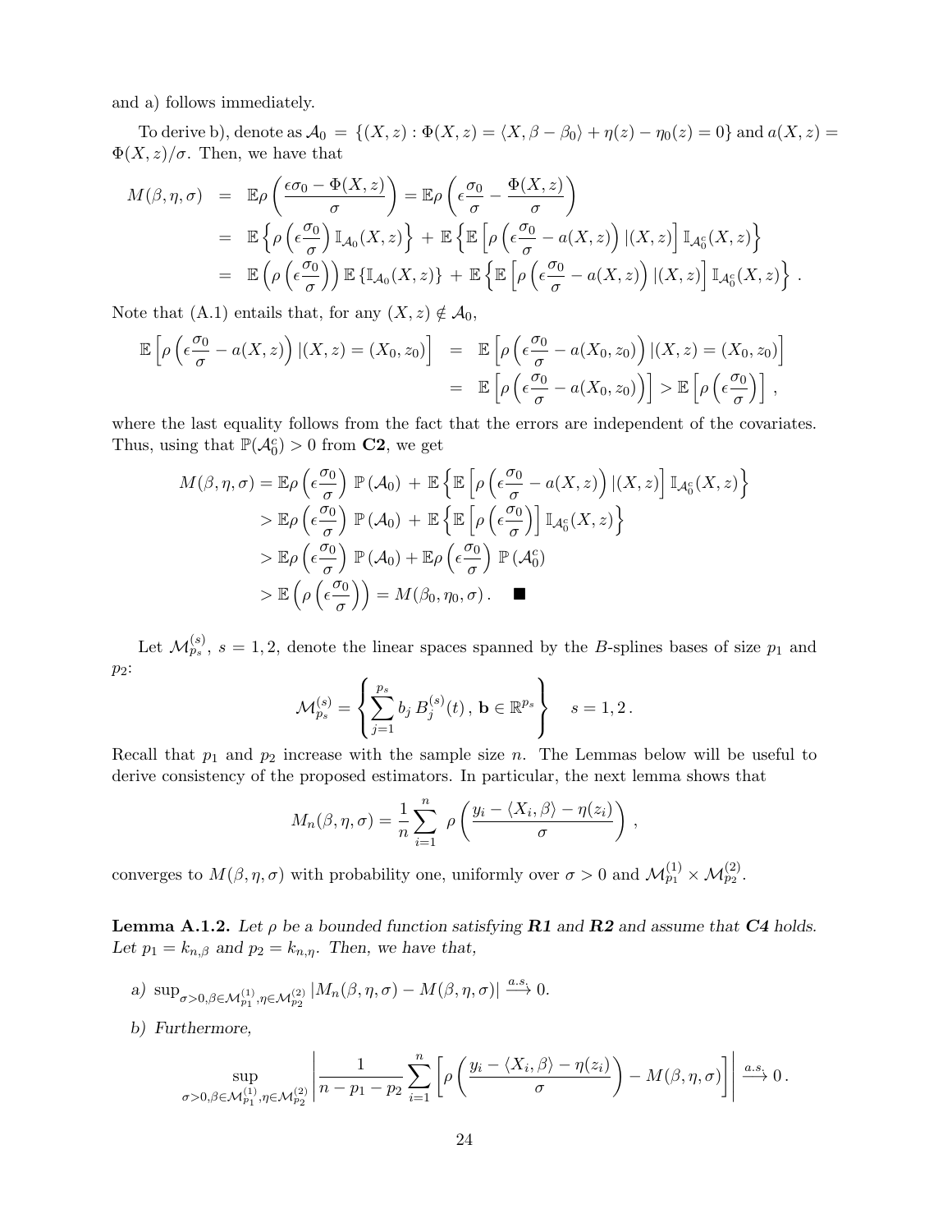and a) follows immediately.

To derive b), denote as $\mathcal{A}_0 = \{(X,z) : \Phi(X,z) = \langle X, \beta - \beta_0 \rangle + \eta(z) - \eta_0(z) = 0\}$ and $a(X,z) = \Phi(X,z)/\sigma$. Then, we have that

$$
\begin{aligned}
M(\beta,\eta,\sigma) &= \mathbb{E}\rho\left(\frac{\epsilon\sigma_0 - \Phi(X,z)}{\sigma}\right) = \mathbb{E}\rho\left(\epsilon\frac{\sigma_0}{\sigma} - \frac{\Phi(X,z)}{\sigma}\right) \\
&= \mathbb{E}\left\{\rho\left(\epsilon\frac{\sigma_0}{\sigma}\right)\mathbb{I}_{\mathcal{A}_0}(X,z)\right\} + \mathbb{E}\left\{\mathbb{E}\left[\rho\left(\epsilon\frac{\sigma_0}{\sigma} - a(X,z)\right)|(X,z)\right]\mathbb{I}_{\mathcal{A}_0^c}(X,z)\right\} \\
&= \mathbb{E}\left(\rho\left(\epsilon\frac{\sigma_0}{\sigma}\right)\right)\mathbb{E}\left\{\mathbb{I}_{\mathcal{A}_0}(X,z)\right\} + \mathbb{E}\left\{\mathbb{E}\left[\rho\left(\epsilon\frac{\sigma_0}{\sigma} - a(X,z)\right)|(X,z)\right]\mathbb{I}_{\mathcal{A}_0^c}(X,z)\right\}.
\end{aligned}
$$

Note that (A.1) entails that, for any $(X,z) \notin \mathcal{A}_0$,

$$
\begin{aligned}
\mathbb{E}\left[\rho\left(\epsilon\frac{\sigma_0}{\sigma} - a(X,z)\right)|(X,z) = (X_0,z_0)\right] &= \mathbb{E}\left[\rho\left(\epsilon\frac{\sigma_0}{\sigma} - a(X_0,z_0)\right)|(X,z) = (X_0,z_0)\right] \\
&= \mathbb{E}\left[\rho\left(\epsilon\frac{\sigma_0}{\sigma} - a(X_0,z_0)\right)\right] > \mathbb{E}\left[\rho\left(\epsilon\frac{\sigma_0}{\sigma}\right)\right],
\end{aligned}
$$

where the last equality follows from the fact that the errors are independent of the covariates. Thus, using that $\mathbb{P}(\mathcal{A}_0^c) > 0$ from **C2**, we get

$$
\begin{aligned}
M(\beta,\eta,\sigma) &= \mathbb{E}\rho\left(\epsilon\frac{\sigma_0}{\sigma}\right)\mathbb{P}(\mathcal{A}_0) + \mathbb{E}\left\{\mathbb{E}\left[\rho\left(\epsilon\frac{\sigma_0}{\sigma} - a(X,z)\right)|(X,z)\right]\mathbb{I}_{\mathcal{A}_0^c}(X,z)\right\} \\
&> \mathbb{E}\rho\left(\epsilon\frac{\sigma_0}{\sigma}\right)\mathbb{P}(\mathcal{A}_0) + \mathbb{E}\left\{\mathbb{E}\left[\rho\left(\epsilon\frac{\sigma_0}{\sigma}\right)\right]\mathbb{I}_{\mathcal{A}_0^c}(X,z)\right\} \\
&> \mathbb{E}\rho\left(\epsilon\frac{\sigma_0}{\sigma}\right)\mathbb{P}(\mathcal{A}_0) + \mathbb{E}\rho\left(\epsilon\frac{\sigma_0}{\sigma}\right)\mathbb{P}(\mathcal{A}_0^c) \\
&> \mathbb{E}\left(\rho\left(\epsilon\frac{\sigma_0}{\sigma}\right)\right) = M(\beta_0,\eta_0,\sigma). \quad \blacksquare
\end{aligned}
$$

Let $\mathcal{M}_{p_s}^{(s)}$, $s = 1,2$, denote the linear spaces spanned by the $B$-splines bases of size $p_1$ and $p_2$:

$$
\mathcal{M}_{p_s}^{(s)} = \left\{\sum_{j=1}^{p_s} b_j\, B_j^{(s)}(t)\,,\ \mathbf{b} \in \mathbb{R}^{p_s}\right\} \quad s = 1,2\,.
$$

Recall that $p_1$ and $p_2$ increase with the sample size $n$. The Lemmas below will be useful to derive consistency of the proposed estimators. In particular, the next lemma shows that

$$
M_n(\beta,\eta,\sigma) = \frac{1}{n}\sum_{i=1}^{n}\ \rho\left(\frac{y_i - \langle X_i, \beta\rangle - \eta(z_i)}{\sigma}\right),
$$

converges to $M(\beta,\eta,\sigma)$ with probability one, uniformly over $\sigma > 0$ and $\mathcal{M}_{p_1}^{(1)} \times \mathcal{M}_{p_2}^{(2)}$.

**Lemma A.1.2.** *Let $\rho$ be a bounded function satisfying **R1** and **R2** and assume that **C4** holds. Let $p_1 = k_{n,\beta}$ and $p_2 = k_{n,\eta}$. Then, we have that,*

*a)* $\sup_{\sigma>0,\beta\in\mathcal{M}_{p_1}^{(1)},\eta\in\mathcal{M}_{p_2}^{(2)}} |M_n(\beta,\eta,\sigma) - M(\beta,\eta,\sigma)| \xrightarrow{a.s.} 0.$

*b) Furthermore,*

$$
\sup_{\sigma>0,\beta\in\mathcal{M}_{p_1}^{(1)},\eta\in\mathcal{M}_{p_2}^{(2)}}\left|\frac{1}{n-p_1-p_2}\sum_{i=1}^{n}\left[\rho\left(\frac{y_i - \langle X_i,\beta\rangle - \eta(z_i)}{\sigma}\right) - M(\beta,\eta,\sigma)\right]\right| \xrightarrow{a.s.} 0\,.
$$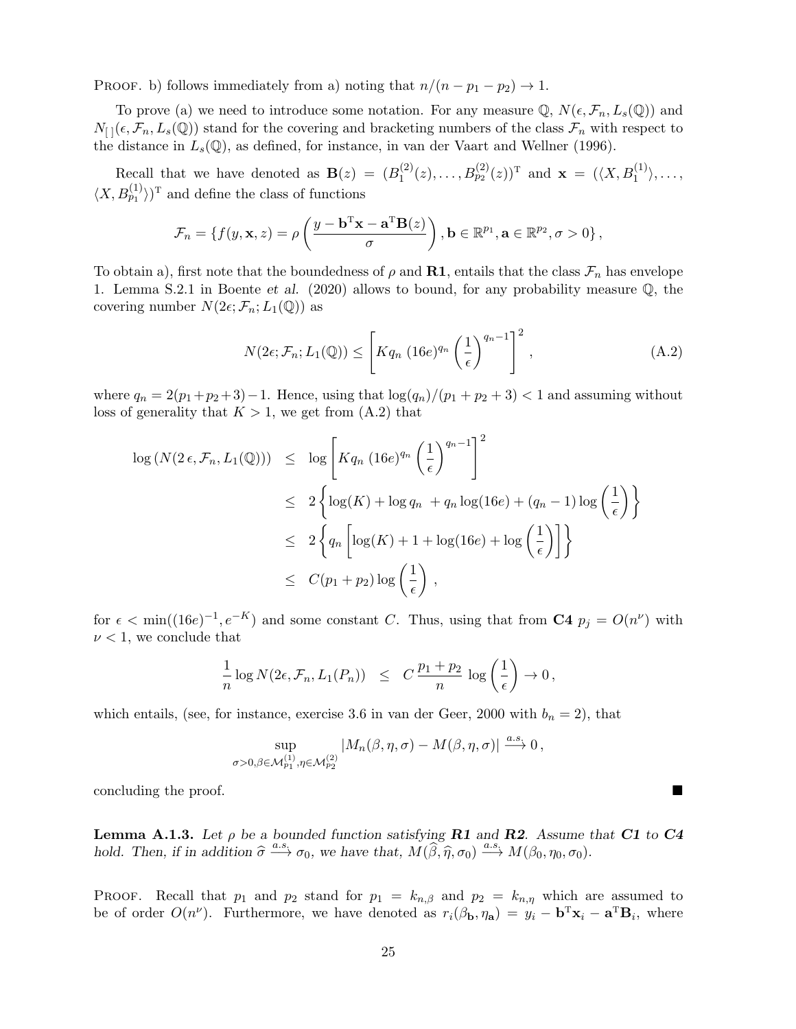PROOF. b) follows immediately from a) noting that $n/(n-p_1-p_2) \to 1$.

To prove (a) we need to introduce some notation. For any measure $\mathbb{Q}$, $N(\epsilon, \mathcal{F}_n, L_s(\mathbb{Q}))$ and $N_{[\,]}(\epsilon, \mathcal{F}_n, L_s(\mathbb{Q}))$ stand for the covering and bracketing numbers of the class $\mathcal{F}_n$ with respect to the distance in $L_s(\mathbb{Q})$, as defined, for instance, in van der Vaart and Wellner (1996).

Recall that we have denoted as $\mathbf{B}(z) = (B_1^{(2)}(z), \dots, B_{p_2}^{(2)}(z))^{\mathrm{T}}$ and $\mathbf{x} = (\langle X, B_1^{(1)}\rangle, \dots, \langle X, B_{p_1}^{(1)}\rangle)^{\mathrm{T}}$ and define the class of functions

$$
\mathcal{F}_n = \left\{ f(y, \mathbf{x}, z) = \rho\left( \frac{y - \mathbf{b}^{\mathrm{T}}\mathbf{x} - \mathbf{a}^{\mathrm{T}}\mathbf{B}(z)}{\sigma} \right), \mathbf{b} \in \mathbb{R}^{p_1}, \mathbf{a} \in \mathbb{R}^{p_2}, \sigma > 0 \right\},
$$

To obtain a), first note that the boundedness of $\rho$ and **R1**, entails that the class $\mathcal{F}_n$ has envelope 1. Lemma S.2.1 in Boente *et al.* (2020) allows to bound, for any probability measure $\mathbb{Q}$, the covering number $N(2\epsilon; \mathcal{F}_n; L_1(\mathbb{Q}))$ as

$$
N(2\epsilon; \mathcal{F}_n; L_1(\mathbb{Q})) \le \left[ K q_n \, (16e)^{q_n} \left(\frac{1}{\epsilon}\right)^{q_n - 1} \right]^2, \tag{A.2}
$$

where $q_n = 2(p_1+p_2+3)-1$. Hence, using that $\log(q_n)/(p_1+p_2+3) < 1$ and assuming without loss of generality that $K > 1$, we get from (A.2) that

$$
\begin{aligned}
\log\left(N(2\,\epsilon, \mathcal{F}_n, L_1(\mathbb{Q}))\right) &\le \log\left[ K q_n \, (16e)^{q_n} \left(\frac{1}{\epsilon}\right)^{q_n - 1} \right]^2 \\
&\le 2\left\{ \log(K) + \log q_n \; + q_n \log(16e) + (q_n - 1)\log\left(\frac{1}{\epsilon}\right) \right\} \\
&\le 2\left\{ q_n \left[ \log(K) + 1 + \log(16e) + \log\left(\frac{1}{\epsilon}\right) \right] \right\} \\
&\le C(p_1 + p_2)\log\left(\frac{1}{\epsilon}\right),
\end{aligned}
$$

for $\epsilon < \min((16e)^{-1}, e^{-K})$ and some constant $C$. Thus, using that from **C4** $p_j = O(n^\nu)$ with $\nu < 1$, we conclude that

$$
\frac{1}{n}\log N(2\epsilon, \mathcal{F}_n, L_1(P_n)) \le C\,\frac{p_1 + p_2}{n}\,\log\left(\frac{1}{\epsilon}\right) \to 0\,,
$$

which entails, (see, for instance, exercise 3.6 in van der Geer, 2000 with $b_n = 2$), that

$$
\sup_{\sigma > 0, \beta \in \mathcal{M}_{p_1}^{(1)}, \eta \in \mathcal{M}_{p_2}^{(2)}} |M_n(\beta, \eta, \sigma) - M(\beta, \eta, \sigma)| \xrightarrow{a.s.} 0\,,
$$

concluding the proof. ∎

**Lemma A.1.3.** *Let $\rho$ be a bounded function satisfying **R1** and **R2**. Assume that **C1** to **C4** hold. Then, if in addition $\widehat{\sigma} \xrightarrow{a.s.} \sigma_0$, we have that, $M(\widehat{\beta}, \widehat{\eta}, \sigma_0) \xrightarrow{a.s.} M(\beta_0, \eta_0, \sigma_0)$.*

PROOF. Recall that $p_1$ and $p_2$ stand for $p_1 = k_{n,\beta}$ and $p_2 = k_{n,\eta}$ which are assumed to be of order $O(n^\nu)$. Furthermore, we have denoted as $r_i(\beta_{\mathbf{b}}, \eta_{\mathbf{a}}) = y_i - \mathbf{b}^{\mathrm{T}}\mathbf{x}_i - \mathbf{a}^{\mathrm{T}}\mathbf{B}_i$, where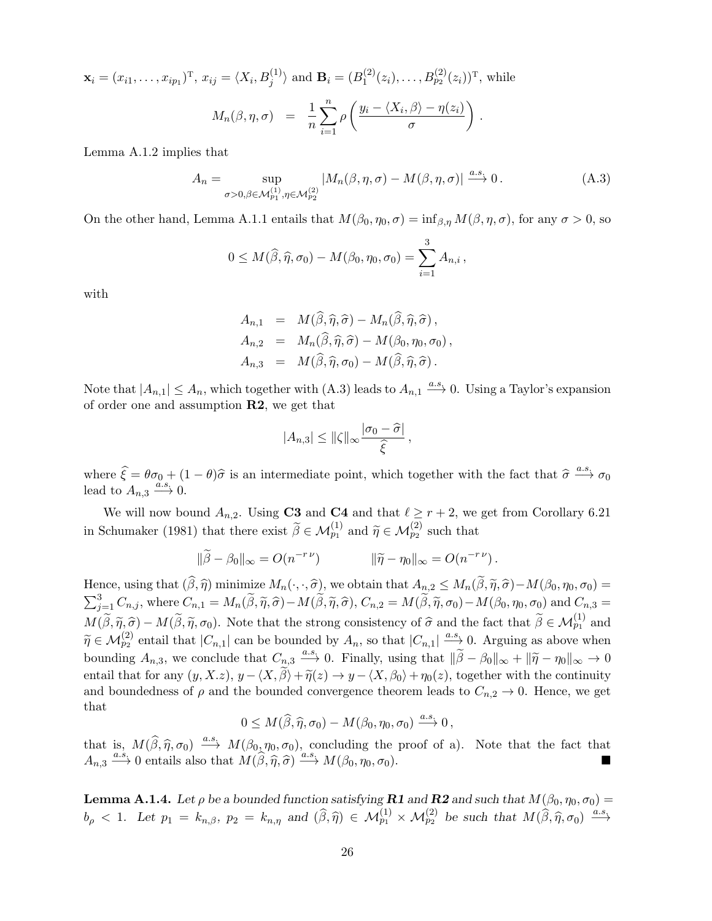$\mathbf{x}_i = (x_{i1}, \ldots, x_{ip_1})^{\mathrm{T}}$, $x_{ij} = \langle X_i, B_j^{(1)} \rangle$ and $\mathbf{B}_i = (B_1^{(2)}(z_i), \ldots, B_{p_2}^{(2)}(z_i))^{\mathrm{T}}$, while

$$M_n(\beta, \eta, \sigma) \;=\; \frac{1}{n} \sum_{i=1}^{n} \rho\left( \frac{y_i - \langle X_i, \beta \rangle - \eta(z_i)}{\sigma} \right) .$$

Lemma A.1.2 implies that

$$A_n = \sup_{\sigma > 0, \beta \in \mathcal{M}_{p_1}^{(1)}, \eta \in \mathcal{M}_{p_2}^{(2)}} |M_n(\beta, \eta, \sigma) - M(\beta, \eta, \sigma)| \xrightarrow{a.s.} 0 \,. \tag{A.3}$$

On the other hand, Lemma A.1.1 entails that $M(\beta_0, \eta_0, \sigma) = \inf_{\beta, \eta} M(\beta, \eta, \sigma)$, for any $\sigma > 0$, so

$$0 \le M(\widehat{\beta}, \widehat{\eta}, \sigma_0) - M(\beta_0, \eta_0, \sigma_0) = \sum_{i=1}^{3} A_{n,i} \,,$$

with

$$\begin{aligned}
A_{n,1} &= M(\widehat{\beta}, \widehat{\eta}, \widehat{\sigma}) - M_n(\widehat{\beta}, \widehat{\eta}, \widehat{\sigma}) \,, \\
A_{n,2} &= M_n(\widehat{\beta}, \widehat{\eta}, \widehat{\sigma}) - M(\beta_0, \eta_0, \sigma_0) \,, \\
A_{n,3} &= M(\widehat{\beta}, \widehat{\eta}, \sigma_0) - M(\widehat{\beta}, \widehat{\eta}, \widehat{\sigma}) \,.
\end{aligned}$$

Note that $|A_{n,1}| \le A_n$, which together with (A.3) leads to $A_{n,1} \xrightarrow{a.s.} 0$. Using a Taylor's expansion of order one and assumption **R2**, we get that

$$|A_{n,3}| \le \|\zeta\|_\infty \frac{|\sigma_0 - \widehat{\sigma}|}{\widehat{\xi}} \,,$$

where $\widehat{\xi} = \theta \sigma_0 + (1 - \theta) \widehat{\sigma}$ is an intermediate point, which together with the fact that $\widehat{\sigma} \xrightarrow{a.s.} \sigma_0$ lead to $A_{n,3} \xrightarrow{a.s.} 0$.

We will now bound $A_{n,2}$. Using **C3** and **C4** and that $\ell \ge r + 2$, we get from Corollary 6.21 in Schumaker (1981) that there exist $\widetilde{\beta} \in \mathcal{M}_{p_1}^{(1)}$ and $\widetilde{\eta} \in \mathcal{M}_{p_2}^{(2)}$ such that

$$\|\widetilde{\beta} - \beta_0\|_\infty = O(n^{-r\,\nu}) \qquad\qquad \|\widetilde{\eta} - \eta_0\|_\infty = O(n^{-r\,\nu}) \,.$$

Hence, using that $(\widehat{\beta}, \widehat{\eta})$ minimize $M_n(\cdot, \cdot, \widehat{\sigma})$, we obtain that $A_{n,2} \le M_n(\widetilde{\beta}, \widetilde{\eta}, \widehat{\sigma}) - M(\beta_0, \eta_0, \sigma_0) = \sum_{j=1}^{3} C_{n,j}$, where $C_{n,1} = M_n(\widetilde{\beta}, \widetilde{\eta}, \widehat{\sigma}) - M(\widetilde{\beta}, \widetilde{\eta}, \widehat{\sigma})$, $C_{n,2} = M(\widetilde{\beta}, \widetilde{\eta}, \sigma_0) - M(\beta_0, \eta_0, \sigma_0)$ and $C_{n,3} = M(\widetilde{\beta}, \widetilde{\eta}, \widehat{\sigma}) - M(\widetilde{\beta}, \widetilde{\eta}, \sigma_0)$. Note that the strong consistency of $\widehat{\sigma}$ and the fact that $\widetilde{\beta} \in \mathcal{M}_{p_1}^{(1)}$ and $\widetilde{\eta} \in \mathcal{M}_{p_2}^{(2)}$ entail that $|C_{n,1}|$ can be bounded by $A_n$, so that $|C_{n,1}| \xrightarrow{a.s.} 0$. Arguing as above when bounding $A_{n,3}$, we conclude that $C_{n,3} \xrightarrow{a.s.} 0$. Finally, using that $\|\widetilde{\beta} - \beta_0\|_\infty + \|\widetilde{\eta} - \eta_0\|_\infty \to 0$ entail that for any $(y, X.z)$, $y - \langle X, \widetilde{\beta} \rangle + \widetilde{\eta}(z) \to y - \langle X, \beta_0 \rangle + \eta_0(z)$, together with the continuity and boundedness of $\rho$ and the bounded convergence theorem leads to $C_{n,2} \to 0$. Hence, we get that

$$0 \le M(\widehat{\beta}, \widehat{\eta}, \sigma_0) - M(\beta_0, \eta_0, \sigma_0) \xrightarrow{a.s.} 0 \,,$$

that is, $M(\widehat{\beta}, \widehat{\eta}, \sigma_0) \xrightarrow{a.s.} M(\beta_0, \eta_0, \sigma_0)$, concluding the proof of a). Note that the fact that $A_{n,3} \xrightarrow{a.s.} 0$ entails also that $M(\widehat{\beta}, \widehat{\eta}, \widehat{\sigma}) \xrightarrow{a.s.} M(\beta_0, \eta_0, \sigma_0)$. ∎

**Lemma A.1.4.** *Let $\rho$ be a bounded function satisfying **R1** and **R2** and such that $M(\beta_0, \eta_0, \sigma_0) = b_\rho < 1$. Let $p_1 = k_{n,\beta}$, $p_2 = k_{n,\eta}$ and $(\widehat{\beta}, \widehat{\eta}) \in \mathcal{M}_{p_1}^{(1)} \times \mathcal{M}_{p_2}^{(2)}$ be such that $M(\widehat{\beta}, \widehat{\eta}, \sigma_0) \xrightarrow{a.s.}$*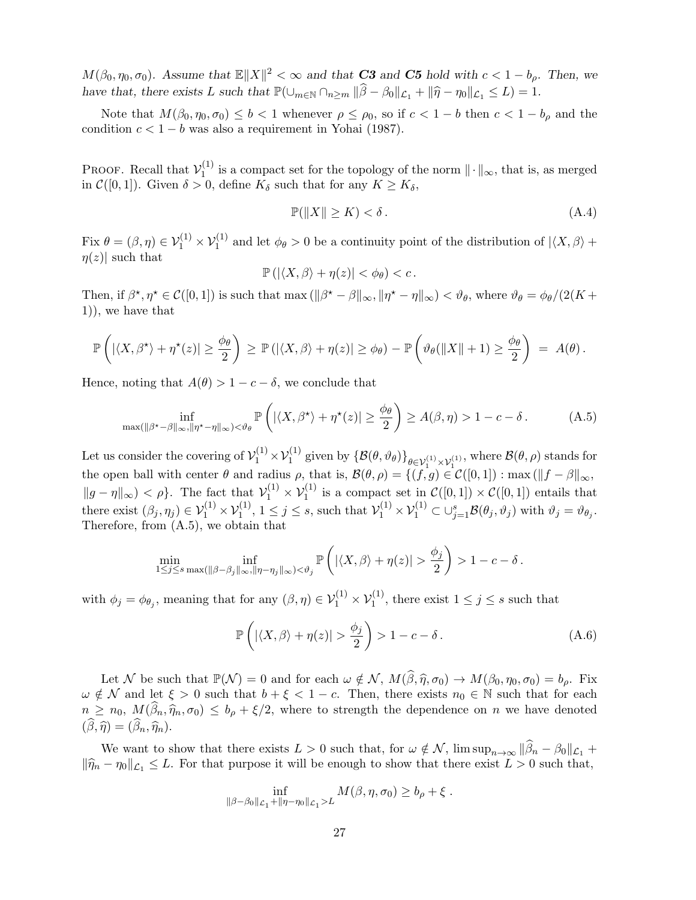$M(\beta_0, \eta_0, \sigma_0)$. *Assume that* $\mathbb{E}\|X\|^2 < \infty$ *and that* **C3** *and* **C5** *hold with* $c < 1 - b_\rho$. *Then, we have that, there exists* $L$ *such that* $\mathbb{P}(\cup_{m\in\mathbb{N}} \cap_{n\geq m} \|\widehat{\beta} - \beta_0\|_{\mathcal{L}_1} + \|\widehat{\eta} - \eta_0\|_{\mathcal{L}_1} \leq L) = 1$.

Note that $M(\beta_0, \eta_0, \sigma_0) \leq b < 1$ whenever $\rho \leq \rho_0$, so if $c < 1 - b$ then $c < 1 - b_\rho$ and the condition $c < 1 - b$ was also a requirement in Yohai (1987).

Proof. Recall that $\mathcal{V}_1^{(1)}$ is a compact set for the topology of the norm $\|\cdot\|_\infty$, that is, as merged in $\mathcal{C}([0,1])$. Given $\delta > 0$, define $K_\delta$ such that for any $K \geq K_\delta$,

$$\mathbb{P}(\|X\| \geq K) < \delta\,. \tag{A.4}$$

Fix $\theta = (\beta, \eta) \in \mathcal{V}_1^{(1)} \times \mathcal{V}_1^{(1)}$ and let $\phi_\theta > 0$ be a continuity point of the distribution of $|\langle X, \beta\rangle + \eta(z)|$ such that

$$\mathbb{P}\left(|\langle X, \beta\rangle + \eta(z)| < \phi_\theta\right) < c\,.$$

Then, if $\beta^\star, \eta^\star \in \mathcal{C}([0,1])$ is such that $\max\left(\|\beta^\star - \beta\|_\infty, \|\eta^\star - \eta\|_\infty\right) < \vartheta_\theta$, where $\vartheta_\theta = \phi_\theta/(2(K+1))$, we have that

$$\mathbb{P}\left(|\langle X, \beta^\star\rangle + \eta^\star(z)| \geq \frac{\phi_\theta}{2}\right) \geq \mathbb{P}\left(|\langle X, \beta\rangle + \eta(z)| \geq \phi_\theta\right) - \mathbb{P}\left(\vartheta_\theta(\|X\| + 1) \geq \frac{\phi_\theta}{2}\right) = A(\theta)\,.$$

Hence, noting that $A(\theta) > 1 - c - \delta$, we conclude that

$$\inf_{\max(\|\beta^\star - \beta\|_\infty, \|\eta^\star - \eta\|_\infty) < \vartheta_\theta} \mathbb{P}\left(|\langle X, \beta^\star\rangle + \eta^\star(z)| \geq \frac{\phi_\theta}{2}\right) \geq A(\beta, \eta) > 1 - c - \delta\,. \tag{A.5}$$

Let us consider the covering of $\mathcal{V}_1^{(1)} \times \mathcal{V}_1^{(1)}$ given by $\{\mathcal{B}(\theta, \vartheta_\theta)\}_{\theta\in\mathcal{V}_1^{(1)}\times\mathcal{V}_1^{(1)}}$, where $\mathcal{B}(\theta, \rho)$ stands for the open ball with center $\theta$ and radius $\rho$, that is, $\mathcal{B}(\theta, \rho) = \{(f, g) \in \mathcal{C}([0,1]) : \max\left(\|f - \beta\|_\infty, \|g - \eta\|_\infty\right) < \rho\}$. The fact that $\mathcal{V}_1^{(1)} \times \mathcal{V}_1^{(1)}$ is a compact set in $\mathcal{C}([0,1]) \times \mathcal{C}([0,1])$ entails that there exist $(\beta_j, \eta_j) \in \mathcal{V}_1^{(1)} \times \mathcal{V}_1^{(1)}$, $1 \leq j \leq s$, such that $\mathcal{V}_1^{(1)} \times \mathcal{V}_1^{(1)} \subset \cup_{j=1}^s \mathcal{B}(\theta_j, \vartheta_j)$ with $\vartheta_j = \vartheta_{\theta_j}$. Therefore, from (A.5), we obtain that

$$\min_{1\leq j\leq s} \inf_{\max(\|\beta - \beta_j\|_\infty, \|\eta - \eta_j\|_\infty) < \vartheta_j} \mathbb{P}\left(|\langle X, \beta\rangle + \eta(z)| > \frac{\phi_j}{2}\right) > 1 - c - \delta\,.$$

with $\phi_j = \phi_{\theta_j}$, meaning that for any $(\beta, \eta) \in \mathcal{V}_1^{(1)} \times \mathcal{V}_1^{(1)}$, there exist $1 \leq j \leq s$ such that

$$\mathbb{P}\left(|\langle X, \beta\rangle + \eta(z)| > \frac{\phi_j}{2}\right) > 1 - c - \delta\,. \tag{A.6}$$

Let $\mathcal{N}$ be such that $\mathbb{P}(\mathcal{N}) = 0$ and for each $\omega \notin \mathcal{N}$, $M(\widehat{\beta}, \widehat{\eta}, \sigma_0) \to M(\beta_0, \eta_0, \sigma_0) = b_\rho$. Fix $\omega \notin \mathcal{N}$ and let $\xi > 0$ such that $b + \xi < 1 - c$. Then, there exists $n_0 \in \mathbb{N}$ such that for each $n \geq n_0$, $M(\widehat{\beta}_n, \widehat{\eta}_n, \sigma_0) \leq b_\rho + \xi/2$, where to strength the dependence on $n$ we have denoted $(\widehat{\beta}, \widehat{\eta}) = (\widehat{\beta}_n, \widehat{\eta}_n)$.

We want to show that there exists $L > 0$ such that, for $\omega \notin \mathcal{N}$, $\limsup_{n\to\infty} \|\widehat{\beta}_n - \beta_0\|_{\mathcal{L}_1} + \|\widehat{\eta}_n - \eta_0\|_{\mathcal{L}_1} \leq L$. For that purpose it will be enough to show that there exist $L > 0$ such that,

$$\inf_{\|\beta - \beta_0\|_{\mathcal{L}_1} + \|\eta - \eta_0\|_{\mathcal{L}_1} > L} M(\beta, \eta, \sigma_0) \geq b_\rho + \xi\,.$$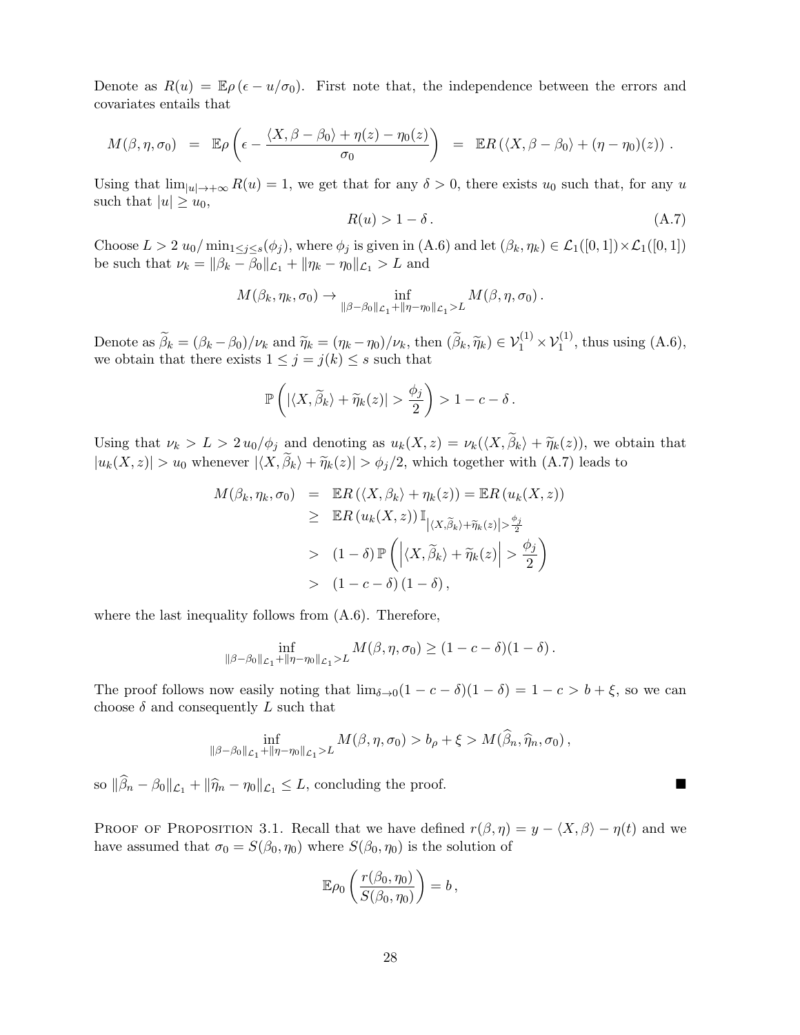Denote as $R(u) = \mathbb{E}\rho(\epsilon - u/\sigma_0)$. First note that, the independence between the errors and covariates entails that

$$M(\beta, \eta, \sigma_0) \;=\; \mathbb{E}\rho\left(\epsilon - \frac{\langle X, \beta - \beta_0\rangle + \eta(z) - \eta_0(z)}{\sigma_0}\right) \;=\; \mathbb{E}R\left(\langle X, \beta - \beta_0\rangle + (\eta - \eta_0)(z)\right)\,.$$

Using that $\lim_{|u|\to+\infty} R(u) = 1$, we get that for any $\delta > 0$, there exists $u_0$ such that, for any $u$ such that $|u| \geq u_0$,

$$R(u) > 1 - \delta\,. \tag{A.7}$$

Choose $L > 2\,u_0/\min_{1\leq j\leq s}(\phi_j)$, where $\phi_j$ is given in (A.6) and let $(\beta_k, \eta_k) \in \mathcal{L}_1([0,1])\times\mathcal{L}_1([0,1])$ be such that $\nu_k = \|\beta_k - \beta_0\|_{\mathcal{L}_1} + \|\eta_k - \eta_0\|_{\mathcal{L}_1} > L$ and

$$M(\beta_k, \eta_k, \sigma_0) \to \inf_{\|\beta-\beta_0\|_{\mathcal{L}_1}+\|\eta-\eta_0\|_{\mathcal{L}_1}>L} M(\beta, \eta, \sigma_0)\,.$$

Denote as $\widetilde{\beta}_k = (\beta_k - \beta_0)/\nu_k$ and $\widetilde{\eta}_k = (\eta_k - \eta_0)/\nu_k$, then $(\widetilde{\beta}_k, \widetilde{\eta}_k) \in \mathcal{V}_1^{(1)} \times \mathcal{V}_1^{(1)}$, thus using (A.6), we obtain that there exists $1 \leq j = j(k) \leq s$ such that

$$\mathbb{P}\left(|\langle X, \widetilde{\beta}_k\rangle + \widetilde{\eta}_k(z)| > \frac{\phi_j}{2}\right) > 1 - c - \delta\,.$$

Using that $\nu_k > L > 2\,u_0/\phi_j$ and denoting as $u_k(X, z) = \nu_k(\langle X, \widetilde{\beta}_k\rangle + \widetilde{\eta}_k(z))$, we obtain that $|u_k(X, z)| > u_0$ whenever $|\langle X, \widetilde{\beta}_k\rangle + \widetilde{\eta}_k(z)| > \phi_j/2$, which together with (A.7) leads to

$$\begin{aligned}
M(\beta_k, \eta_k, \sigma_0) &= \mathbb{E}R\left(\langle X, \beta_k\rangle + \eta_k(z)\right) = \mathbb{E}R\left(u_k(X, z)\right) \\
&\geq \mathbb{E}R\left(u_k(X, z)\right)\mathbb{I}_{\left|\langle X, \widetilde{\beta}_k\rangle + \widetilde{\eta}_k(z)\right| > \frac{\phi_j}{2}} \\
&> (1 - \delta)\,\mathbb{P}\left(\left|\langle X, \widetilde{\beta}_k\rangle + \widetilde{\eta}_k(z)\right| > \frac{\phi_j}{2}\right) \\
&> (1 - c - \delta)\,(1 - \delta)\,,
\end{aligned}$$

where the last inequality follows from (A.6). Therefore,

$$\inf_{\|\beta-\beta_0\|_{\mathcal{L}_1}+\|\eta-\eta_0\|_{\mathcal{L}_1}>L} M(\beta, \eta, \sigma_0) \geq (1 - c - \delta)(1 - \delta)\,.$$

The proof follows now easily noting that $\lim_{\delta\to 0}(1 - c - \delta)(1 - \delta) = 1 - c > b + \xi$, so we can choose $\delta$ and consequently $L$ such that

$$\inf_{\|\beta-\beta_0\|_{\mathcal{L}_1}+\|\eta-\eta_0\|_{\mathcal{L}_1}>L} M(\beta, \eta, \sigma_0) > b_\rho + \xi > M(\widehat{\beta}_n, \widehat{\eta}_n, \sigma_0)\,,$$

so $\|\widehat{\beta}_n - \beta_0\|_{\mathcal{L}_1} + \|\widehat{\eta}_n - \eta_0\|_{\mathcal{L}_1} \leq L$, concluding the proof. ∎

Proof of Proposition 3.1. Recall that we have defined $r(\beta, \eta) = y - \langle X, \beta\rangle - \eta(t)$ and we have assumed that $\sigma_0 = S(\beta_0, \eta_0)$ where $S(\beta_0, \eta_0)$ is the solution of

$$\mathbb{E}\rho_0\left(\frac{r(\beta_0, \eta_0)}{S(\beta_0, \eta_0)}\right) = b\,,$$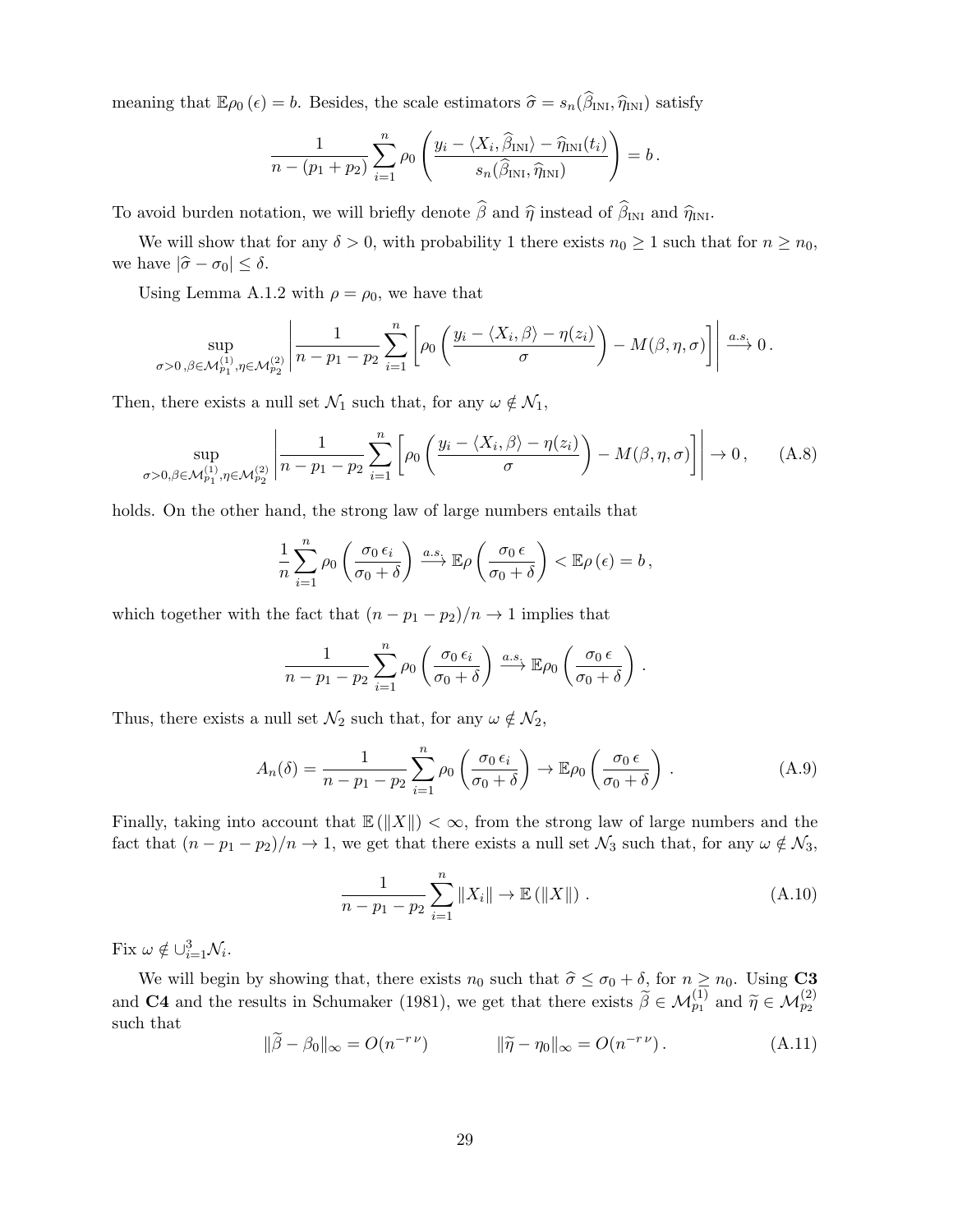meaning that $\mathbb{E}\rho_0(\epsilon) = b$. Besides, the scale estimators $\widehat{\sigma} = s_n(\widehat{\beta}_{\text{INI}}, \widehat{\eta}_{\text{INI}})$ satisfy

$$\frac{1}{n-(p_1+p_2)} \sum_{i=1}^{n} \rho_0\left(\frac{y_i - \langle X_i, \widehat{\beta}_{\text{INI}}\rangle - \widehat{\eta}_{\text{INI}}(t_i)}{s_n(\widehat{\beta}_{\text{INI}}, \widehat{\eta}_{\text{INI}})}\right) = b\,.$$

To avoid burden notation, we will briefly denote $\widehat{\beta}$ and $\widehat{\eta}$ instead of $\widehat{\beta}_{\text{INI}}$ and $\widehat{\eta}_{\text{INI}}$.

We will show that for any $\delta > 0$, with probability 1 there exists $n_0 \geq 1$ such that for $n \geq n_0$, we have $|\widehat{\sigma} - \sigma_0| \leq \delta$.

Using Lemma A.1.2 with $\rho = \rho_0$, we have that

$$\sup_{\sigma>0\,,\beta\in\mathcal{M}_{p_1}^{(1)},\eta\in\mathcal{M}_{p_2}^{(2)}} \left|\frac{1}{n-p_1-p_2}\sum_{i=1}^{n}\left[\rho_0\left(\frac{y_i - \langle X_i,\beta\rangle - \eta(z_i)}{\sigma}\right) - M(\beta,\eta,\sigma)\right]\right| \xrightarrow{a.s.} 0\,.$$

Then, there exists a null set $\mathcal{N}_1$ such that, for any $\omega \notin \mathcal{N}_1$,

$$\sup_{\sigma>0,\beta\in\mathcal{M}_{p_1}^{(1)},\eta\in\mathcal{M}_{p_2}^{(2)}} \left|\frac{1}{n-p_1-p_2}\sum_{i=1}^{n}\left[\rho_0\left(\frac{y_i - \langle X_i,\beta\rangle - \eta(z_i)}{\sigma}\right) - M(\beta,\eta,\sigma)\right]\right| \to 0\,, \tag{A.8}$$

holds. On the other hand, the strong law of large numbers entails that

$$\frac{1}{n}\sum_{i=1}^{n}\rho_0\left(\frac{\sigma_0\,\epsilon_i}{\sigma_0+\delta}\right) \xrightarrow{a.s.} \mathbb{E}\rho\left(\frac{\sigma_0\,\epsilon}{\sigma_0+\delta}\right) < \mathbb{E}\rho\left(\epsilon\right) = b\,,$$

which together with the fact that $(n-p_1-p_2)/n \to 1$ implies that

$$\frac{1}{n-p_1-p_2}\sum_{i=1}^{n}\rho_0\left(\frac{\sigma_0\,\epsilon_i}{\sigma_0+\delta}\right) \xrightarrow{a.s.} \mathbb{E}\rho_0\left(\frac{\sigma_0\,\epsilon}{\sigma_0+\delta}\right)\,.$$

Thus, there exists a null set $\mathcal{N}_2$ such that, for any $\omega \notin \mathcal{N}_2$,

$$A_n(\delta) = \frac{1}{n-p_1-p_2}\sum_{i=1}^{n}\rho_0\left(\frac{\sigma_0\,\epsilon_i}{\sigma_0+\delta}\right) \to \mathbb{E}\rho_0\left(\frac{\sigma_0\,\epsilon}{\sigma_0+\delta}\right)\,. \tag{A.9}$$

Finally, taking into account that $\mathbb{E}\left(\|X\|\right) < \infty$, from the strong law of large numbers and the fact that $(n-p_1-p_2)/n \to 1$, we get that there exists a null set $\mathcal{N}_3$ such that, for any $\omega \notin \mathcal{N}_3$,

$$\frac{1}{n-p_1-p_2}\sum_{i=1}^{n}\|X_i\| \to \mathbb{E}\left(\|X\|\right)\,. \tag{A.10}$$

Fix $\omega \notin \cup_{i=1}^{3}\mathcal{N}_i$.

We will begin by showing that, there exists $n_0$ such that $\widehat{\sigma} \leq \sigma_0 + \delta$, for $n \geq n_0$. Using **C3** and **C4** and the results in Schumaker (1981), we get that there exists $\widetilde{\beta} \in \mathcal{M}_{p_1}^{(1)}$ and $\widetilde{\eta} \in \mathcal{M}_{p_2}^{(2)}$ such that

$$\|\widetilde{\beta} - \beta_0\|_\infty = O(n^{-r\,\nu}) \qquad\qquad \|\widetilde{\eta} - \eta_0\|_\infty = O(n^{-r\,\nu})\,. \tag{A.11}$$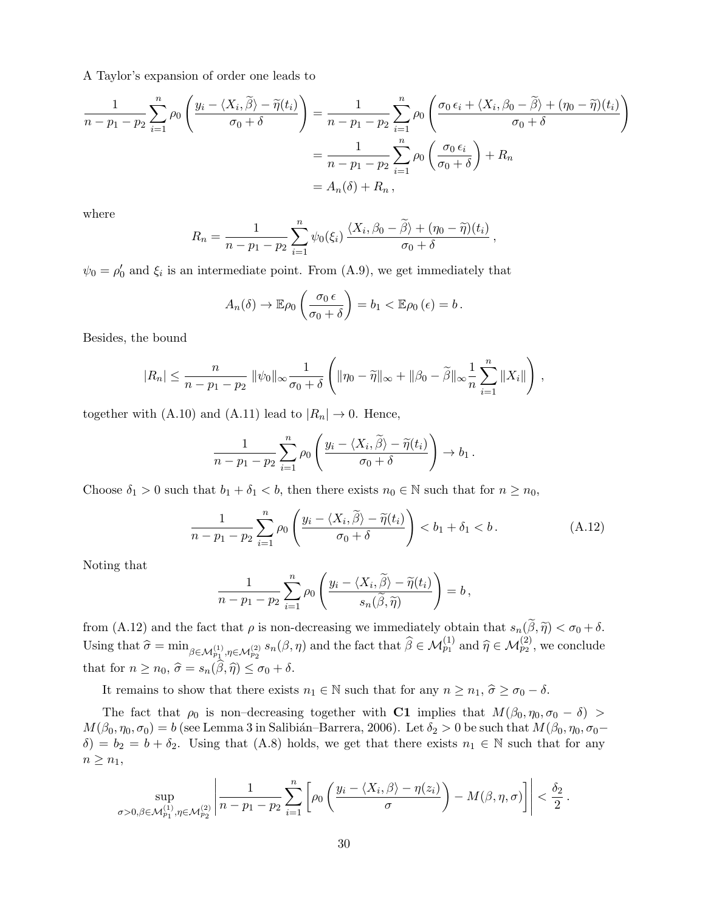A Taylor's expansion of order one leads to

$$
\begin{aligned}
\frac{1}{n-p_1-p_2}\sum_{i=1}^n \rho_0\left(\frac{y_i-\langle X_i,\widetilde{\beta}\rangle-\widetilde{\eta}(t_i)}{\sigma_0+\delta}\right) &= \frac{1}{n-p_1-p_2}\sum_{i=1}^n \rho_0\left(\frac{\sigma_0\,\epsilon_i+\langle X_i,\beta_0-\widetilde{\beta}\rangle+(\eta_0-\widetilde{\eta})(t_i)}{\sigma_0+\delta}\right)\\
&= \frac{1}{n-p_1-p_2}\sum_{i=1}^n \rho_0\left(\frac{\sigma_0\,\epsilon_i}{\sigma_0+\delta}\right)+R_n\\
&= A_n(\delta)+R_n\,,
\end{aligned}
$$

where

$$
R_n=\frac{1}{n-p_1-p_2}\sum_{i=1}^n \psi_0(\xi_i)\,\frac{\langle X_i,\beta_0-\widetilde{\beta}\rangle+(\eta_0-\widetilde{\eta})(t_i)}{\sigma_0+\delta}\,,
$$

$\psi_0=\rho_0'$ and $\xi_i$ is an intermediate point. From (A.9), we get immediately that

$$
A_n(\delta)\to\mathbb{E}\rho_0\left(\frac{\sigma_0\,\epsilon}{\sigma_0+\delta}\right)=b_1<\mathbb{E}\rho_0\left(\epsilon\right)=b\,.
$$

Besides, the bound

$$
|R_n|\le\frac{n}{n-p_1-p_2}\,\|\psi_0\|_\infty\frac{1}{\sigma_0+\delta}\left(\|\eta_0-\widetilde{\eta}\|_\infty+\|\beta_0-\widetilde{\beta}\|_\infty\frac{1}{n}\sum_{i=1}^n\|X_i\|\right)\,,
$$

together with (A.10) and (A.11) lead to $|R_n|\to 0$. Hence,

$$
\frac{1}{n-p_1-p_2}\sum_{i=1}^n \rho_0\left(\frac{y_i-\langle X_i,\widetilde{\beta}\rangle-\widetilde{\eta}(t_i)}{\sigma_0+\delta}\right)\to b_1\,.
$$

Choose $\delta_1>0$ such that $b_1+\delta_1<b$, then there exists $n_0\in\mathbb{N}$ such that for $n\ge n_0$,

$$
\frac{1}{n-p_1-p_2}\sum_{i=1}^n \rho_0\left(\frac{y_i-\langle X_i,\widetilde{\beta}\rangle-\widetilde{\eta}(t_i)}{\sigma_0+\delta}\right)<b_1+\delta_1<b\,. \tag{A.12}
$$

Noting that

$$
\frac{1}{n-p_1-p_2}\sum_{i=1}^n \rho_0\left(\frac{y_i-\langle X_i,\widetilde{\beta}\rangle-\widetilde{\eta}(t_i)}{s_n(\widetilde{\beta},\widetilde{\eta})}\right)=b\,,
$$

from (A.12) and the fact that $\rho$ is non-decreasing we immediately obtain that $s_n(\widetilde{\beta},\widetilde{\eta})<\sigma_0+\delta$. Using that $\widehat{\sigma}=\min_{\beta\in\mathcal{M}^{(1)}_{p_1},\eta\in\mathcal{M}^{(2)}_{p_2}}s_n(\beta,\eta)$ and the fact that $\widehat{\beta}\in\mathcal{M}^{(1)}_{p_1}$ and $\widehat{\eta}\in\mathcal{M}^{(2)}_{p_2}$, we conclude that for $n\ge n_0$, $\widehat{\sigma}=s_n(\widehat{\beta},\widehat{\eta})\le\sigma_0+\delta$.

It remains to show that there exists $n_1\in\mathbb{N}$ such that for any $n\ge n_1$, $\widehat{\sigma}\ge\sigma_0-\delta$.

The fact that $\rho_0$ is non–decreasing together with **C1** implies that $M(\beta_0,\eta_0,\sigma_0-\delta)>M(\beta_0,\eta_0,\sigma_0)=b$ (see Lemma 3 in Salibián–Barrera, 2006). Let $\delta_2>0$ be such that $M(\beta_0,\eta_0,\sigma_0-\delta)=b_2=b+\delta_2$. Using that (A.8) holds, we get that there exists $n_1\in\mathbb{N}$ such that for any $n\ge n_1$,

$$
\sup_{\sigma>0,\beta\in\mathcal{M}^{(1)}_{p_1},\eta\in\mathcal{M}^{(2)}_{p_2}}\left|\frac{1}{n-p_1-p_2}\sum_{i=1}^n\left[\rho_0\left(\frac{y_i-\langle X_i,\beta\rangle-\eta(z_i)}{\sigma}\right)-M(\beta,\eta,\sigma)\right]\right|<\frac{\delta_2}{2}\,.
$$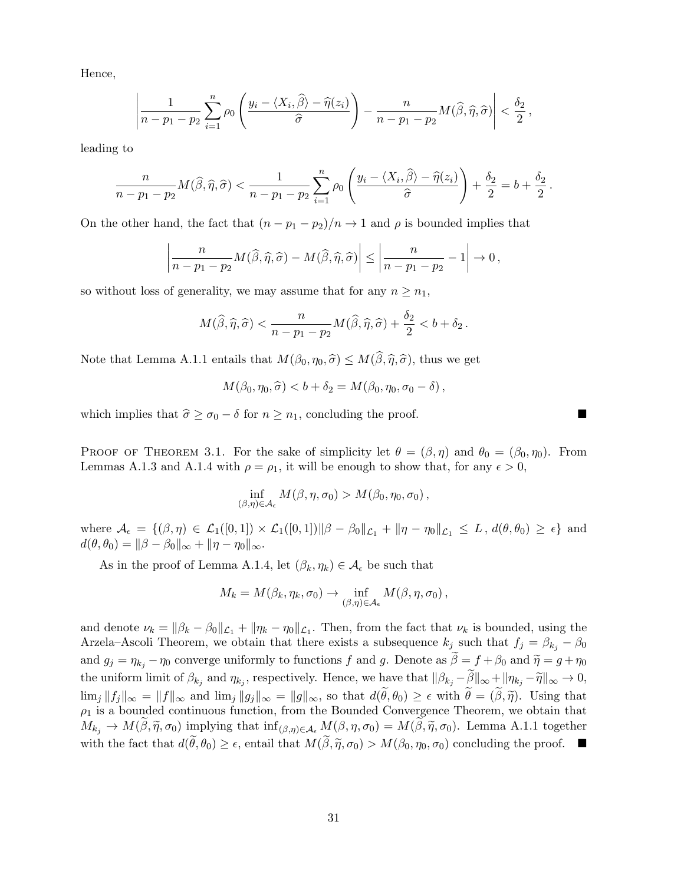Hence,

$$\left| \frac{1}{n-p_1-p_2} \sum_{i=1}^n \rho_0 \left( \frac{y_i - \langle X_i, \widehat{\beta} \rangle - \widehat{\eta}(z_i)}{\widehat{\sigma}} \right) - \frac{n}{n-p_1-p_2} M(\widehat{\beta}, \widehat{\eta}, \widehat{\sigma}) \right| < \frac{\delta_2}{2} \,,$$

leading to

$$\frac{n}{n-p_1-p_2} M(\widehat{\beta}, \widehat{\eta}, \widehat{\sigma}) < \frac{1}{n-p_1-p_2} \sum_{i=1}^n \rho_0 \left( \frac{y_i - \langle X_i, \widehat{\beta} \rangle - \widehat{\eta}(z_i)}{\widehat{\sigma}} \right) + \frac{\delta_2}{2} = b + \frac{\delta_2}{2} \,.$$

On the other hand, the fact that $(n-p_1-p_2)/n \to 1$ and $\rho$ is bounded implies that

$$\left| \frac{n}{n-p_1-p_2} M(\widehat{\beta}, \widehat{\eta}, \widehat{\sigma}) - M(\widehat{\beta}, \widehat{\eta}, \widehat{\sigma}) \right| \leq \left| \frac{n}{n-p_1-p_2} - 1 \right| \to 0 \,,$$

so without loss of generality, we may assume that for any $n \geq n_1$,

$$M(\widehat{\beta}, \widehat{\eta}, \widehat{\sigma}) < \frac{n}{n-p_1-p_2} M(\widehat{\beta}, \widehat{\eta}, \widehat{\sigma}) + \frac{\delta_2}{2} < b + \delta_2 \,.$$

Note that Lemma A.1.1 entails that $M(\beta_0, \eta_0, \widehat{\sigma}) \leq M(\widehat{\beta}, \widehat{\eta}, \widehat{\sigma})$, thus we get

$$M(\beta_0, \eta_0, \widehat{\sigma}) < b + \delta_2 = M(\beta_0, \eta_0, \sigma_0 - \delta) \,,$$

which implies that $\widehat{\sigma} \geq \sigma_0 - \delta$ for $n \geq n_1$, concluding the proof. ∎

Proof of Theorem 3.1. For the sake of simplicity let $\theta = (\beta, \eta)$ and $\theta_0 = (\beta_0, \eta_0)$. From Lemmas A.1.3 and A.1.4 with $\rho = \rho_1$, it will be enough to show that, for any $\epsilon > 0$,

$$\inf_{(\beta,\eta) \in \mathcal{A}_\epsilon} M(\beta, \eta, \sigma_0) > M(\beta_0, \eta_0, \sigma_0) \,,$$

where $\mathcal{A}_\epsilon = \{(\beta, \eta) \in \mathcal{L}_1([0,1]) \times \mathcal{L}_1([0,1]) \|\beta - \beta_0\|_{\mathcal{L}_1} + \|\eta - \eta_0\|_{\mathcal{L}_1} \leq L \,, d(\theta, \theta_0) \geq \epsilon\}$ and $d(\theta, \theta_0) = \|\beta - \beta_0\|_\infty + \|\eta - \eta_0\|_\infty$.

As in the proof of Lemma A.1.4, let $(\beta_k, \eta_k) \in \mathcal{A}_\epsilon$ be such that

$$M_k = M(\beta_k, \eta_k, \sigma_0) \to \inf_{(\beta,\eta) \in \mathcal{A}_\epsilon} M(\beta, \eta, \sigma_0) \,,$$

and denote $\nu_k = \|\beta_k - \beta_0\|_{\mathcal{L}_1} + \|\eta_k - \eta_0\|_{\mathcal{L}_1}$. Then, from the fact that $\nu_k$ is bounded, using the Arzela–Ascoli Theorem, we obtain that there exists a subsequence $k_j$ such that $f_j = \beta_{k_j} - \beta_0$ and $g_j = \eta_{k_j} - \eta_0$ converge uniformly to functions $f$ and $g$. Denote as $\widetilde{\beta} = f + \beta_0$ and $\widetilde{\eta} = g + \eta_0$ the uniform limit of $\beta_{k_j}$ and $\eta_{k_j}$, respectively. Hence, we have that $\|\beta_{k_j} - \widetilde{\beta}\|_\infty + \|\eta_{k_j} - \widetilde{\eta}\|_\infty \to 0$, $\lim_j \|f_j\|_\infty = \|f\|_\infty$ and $\lim_j \|g_j\|_\infty = \|g\|_\infty$, so that $d(\widetilde{\theta}, \theta_0) \geq \epsilon$ with $\widetilde{\theta} = (\widetilde{\beta}, \widetilde{\eta})$. Using that $\rho_1$ is a bounded continuous function, from the Bounded Convergence Theorem, we obtain that $M_{k_j} \to M(\widetilde{\beta}, \widetilde{\eta}, \sigma_0)$ implying that $\inf_{(\beta,\eta) \in \mathcal{A}_\epsilon} M(\beta, \eta, \sigma_0) = M(\widetilde{\beta}, \widetilde{\eta}, \sigma_0)$. Lemma A.1.1 together with the fact that $d(\widetilde{\theta}, \theta_0) \geq \epsilon$, entail that $M(\widetilde{\beta}, \widetilde{\eta}, \sigma_0) > M(\beta_0, \eta_0, \sigma_0)$ concluding the proof. ∎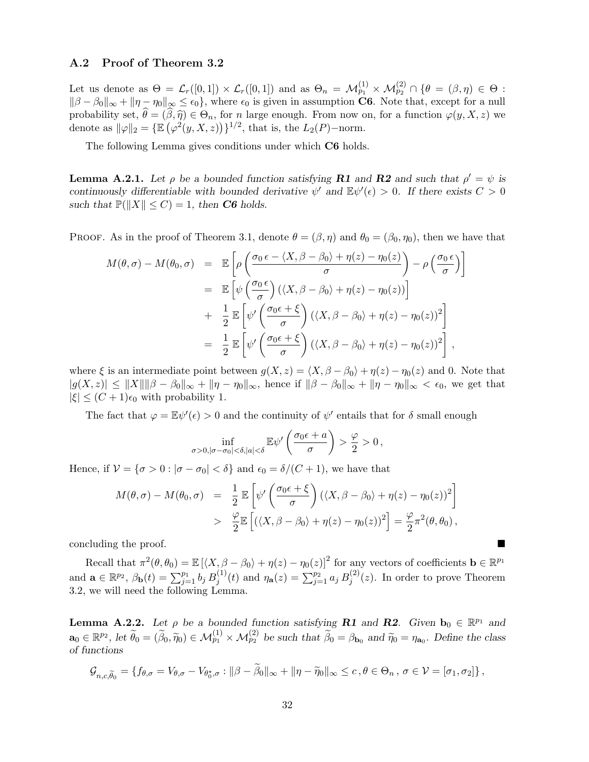### A.2 Proof of Theorem 3.2

Let us denote as $\Theta = \mathcal{L}_r([0,1]) \times \mathcal{L}_r([0,1])$ and as $\Theta_n = \mathcal{M}_{p_1}^{(1)} \times \mathcal{M}_{p_2}^{(2)} \cap \{\theta = (\beta, \eta) \in \Theta : \|\beta - \beta_0\|_\infty + \|\eta - \eta_0\|_\infty \leq \epsilon_0\}$, where $\epsilon_0$ is given in assumption **C6**. Note that, except for a null probability set, $\widehat{\theta} = (\widehat{\beta}, \widehat{\eta}) \in \Theta_n$, for $n$ large enough. From now on, for a function $\varphi(y, X, z)$ we denote as $\|\varphi\|_2 = \{\mathbb{E}\left(\varphi^2(y, X, z)\right)\}^{1/2}$, that is, the $L_2(P)-$norm.

The following Lemma gives conditions under which **C6** holds.

**Lemma A.2.1.** *Let $\rho$ be a bounded function satisfying **R1** and **R2** and such that $\rho' = \psi$ is continuously differentiable with bounded derivative $\psi'$ and $\mathbb{E}\psi'(\epsilon) > 0$. If there exists $C > 0$ such that $\mathbb{P}(\|X\| \leq C) = 1$, then **C6** holds.*

PROOF. As in the proof of Theorem 3.1, denote $\theta = (\beta, \eta)$ and $\theta_0 = (\beta_0, \eta_0)$, then we have that

$$
\begin{aligned}
M(\theta, \sigma) - M(\theta_0, \sigma) &= \mathbb{E}\left[\rho\left(\frac{\sigma_0\,\epsilon - \langle X, \beta - \beta_0\rangle + \eta(z) - \eta_0(z)}{\sigma}\right) - \rho\left(\frac{\sigma_0\,\epsilon}{\sigma}\right)\right] \\
&= \mathbb{E}\left[\psi\left(\frac{\sigma_0\,\epsilon}{\sigma}\right)(\langle X, \beta - \beta_0\rangle + \eta(z) - \eta_0(z))\right] \\
&+ \frac{1}{2}\,\mathbb{E}\left[\psi'\left(\frac{\sigma_0\epsilon + \xi}{\sigma}\right)(\langle X, \beta - \beta_0\rangle + \eta(z) - \eta_0(z))^2\right] \\
&= \frac{1}{2}\,\mathbb{E}\left[\psi'\left(\frac{\sigma_0\epsilon + \xi}{\sigma}\right)(\langle X, \beta - \beta_0\rangle + \eta(z) - \eta_0(z))^2\right],
\end{aligned}
$$

where $\xi$ is an intermediate point between $g(X, z) = \langle X, \beta - \beta_0\rangle + \eta(z) - \eta_0(z)$ and 0. Note that $|g(X, z)| \leq \|X\|\|\beta - \beta_0\|_\infty + \|\eta - \eta_0\|_\infty$, hence if $\|\beta - \beta_0\|_\infty + \|\eta - \eta_0\|_\infty < \epsilon_0$, we get that $|\xi| \leq (C + 1)\epsilon_0$ with probability 1.

The fact that $\varphi = \mathbb{E}\psi'(\epsilon) > 0$ and the continuity of $\psi'$ entails that for $\delta$ small enough

$$
\inf_{\sigma > 0, |\sigma - \sigma_0| < \delta, |a| < \delta} \mathbb{E}\psi'\left(\frac{\sigma_0\epsilon + a}{\sigma}\right) > \frac{\varphi}{2} > 0\,,
$$

Hence, if $\mathcal{V} = \{\sigma > 0 : |\sigma - \sigma_0| < \delta\}$ and $\epsilon_0 = \delta/(C + 1)$, we have that

$$
\begin{aligned}
M(\theta, \sigma) - M(\theta_0, \sigma) &= \frac{1}{2}\,\mathbb{E}\left[\psi'\left(\frac{\sigma_0\epsilon + \xi}{\sigma}\right)(\langle X, \beta - \beta_0\rangle + \eta(z) - \eta_0(z))^2\right] \\
&> \frac{\varphi}{2}\mathbb{E}\left[(\langle X, \beta - \beta_0\rangle + \eta(z) - \eta_0(z))^2\right] = \frac{\varphi}{2}\pi^2(\theta, \theta_0)\,,
\end{aligned}
$$

concluding the proof. ■

Recall that $\pi^2(\theta, \theta_0) = \mathbb{E}\left[\langle X, \beta - \beta_0\rangle + \eta(z) - \eta_0(z)\right]^2$ for any vectors of coefficients $\mathbf{b} \in \mathbb{R}^{p_1}$ and $\mathbf{a} \in \mathbb{R}^{p_2}$, $\beta_{\mathbf{b}}(t) = \sum_{j=1}^{p_1} b_j\, B_j^{(1)}(t)$ and $\eta_{\mathbf{a}}(z) = \sum_{j=1}^{p_2} a_j\, B_j^{(2)}(z)$. In order to prove Theorem 3.2, we will need the following Lemma.

**Lemma A.2.2.** *Let $\rho$ be a bounded function satisfying **R1** and **R2**. Given $\mathbf{b}_0 \in \mathbb{R}^{p_1}$ and $\mathbf{a}_0 \in \mathbb{R}^{p_2}$, let $\widetilde{\theta}_0 = (\widetilde{\beta}_0, \widetilde{\eta}_0) \in \mathcal{M}_{p_1}^{(1)} \times \mathcal{M}_{p_2}^{(2)}$ be such that $\widetilde{\beta}_0 = \beta_{\mathbf{b}_0}$ and $\widetilde{\eta}_0 = \eta_{\mathbf{a}_0}$. Define the class of functions*

$$
\mathcal{G}_{n,c,\widetilde{\theta}_0} = \{f_{\theta,\sigma} = V_{\theta,\sigma} - V_{\theta_0^\star,\sigma} : \|\beta - \widetilde{\beta}_0\|_\infty + \|\eta - \widetilde{\eta}_0\|_\infty \leq c\,, \theta \in \Theta_n\,,\, \sigma \in \mathcal{V} = [\sigma_1, \sigma_2]\}\,,
$$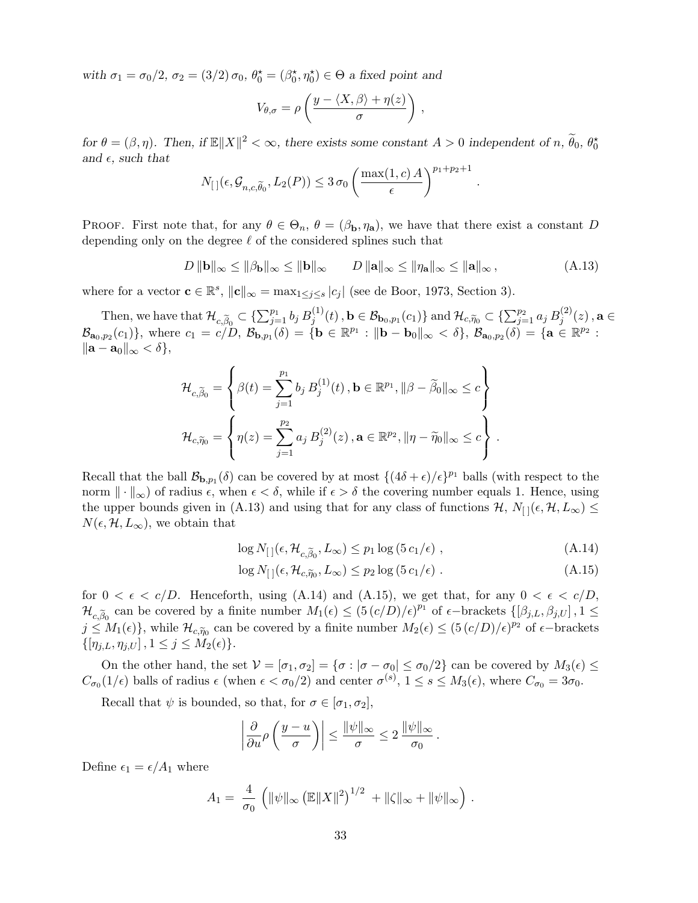*with* $\sigma_1 = \sigma_0/2$, $\sigma_2 = (3/2)\,\sigma_0$, $\theta_0^\star = (\beta_0^\star, \eta_0^\star) \in \Theta$ *a fixed point and*

$$V_{\theta,\sigma} = \rho\left(\frac{y - \langle X, \beta\rangle + \eta(z)}{\sigma}\right)\,,$$

*for* $\theta = (\beta, \eta)$. *Then, if* $\mathbb{E}\|X\|^2 < \infty$, *there exists some constant* $A > 0$ *independent of* $n$, $\widetilde{\theta}_0$, $\theta_0^\star$ *and* $\epsilon$, *such that*

$$N_{[\,]}(\epsilon, \mathcal{G}_{n,c,\widetilde{\theta}_0}, L_2(P)) \leq 3\,\sigma_0\left(\frac{\max(1,c)\,A}{\epsilon}\right)^{p_1+p_2+1}\,.$$

Proof. First note that, for any $\theta \in \Theta_n$, $\theta = (\beta_{\mathbf{b}}, \eta_{\mathbf{a}})$, we have that there exist a constant $D$ depending only on the degree $\ell$ of the considered splines such that

$$D\,\|\mathbf{b}\|_\infty \leq \|\beta_{\mathbf{b}}\|_\infty \leq \|\mathbf{b}\|_\infty \qquad D\,\|\mathbf{a}\|_\infty \leq \|\eta_{\mathbf{a}}\|_\infty \leq \|\mathbf{a}\|_\infty\,, \tag{A.13}$$

where for a vector $\mathbf{c} \in \mathbb{R}^s$, $\|\mathbf{c}\|_\infty = \max_{1\leq j\leq s}|c_j|$ (see de Boor, 1973, Section 3).

Then, we have that $\mathcal{H}_{c,\widetilde{\beta}_0} \subset \{\sum_{j=1}^{p_1} b_j\, B_j^{(1)}(t)\,, \mathbf{b} \in \mathcal{B}_{\mathbf{b}_0,p_1}(c_1)\}$ and $\mathcal{H}_{c,\widetilde{\eta}_0} \subset \{\sum_{j=1}^{p_2} a_j\, B_j^{(2)}(z)\,, \mathbf{a} \in \mathcal{B}_{\mathbf{a}_0,p_2}(c_1)\}$, where $c_1 = c/D$, $\mathcal{B}_{\mathbf{b},p_1}(\delta) = \{\mathbf{b} \in \mathbb{R}^{p_1} : \|\mathbf{b} - \mathbf{b}_0\|_\infty < \delta\}$, $\mathcal{B}_{\mathbf{a}_0,p_2}(\delta) = \{\mathbf{a} \in \mathbb{R}^{p_2} : \|\mathbf{a} - \mathbf{a}_0\|_\infty < \delta\}$,

$$\mathcal{H}_{c,\widetilde{\beta}_0} = \left\{\beta(t) = \sum_{j=1}^{p_1} b_j\, B_j^{(1)}(t)\,, \mathbf{b} \in \mathbb{R}^{p_1}, \|\beta - \widetilde{\beta}_0\|_\infty \leq c\right\}$$

$$\mathcal{H}_{c,\widetilde{\eta}_0} = \left\{\eta(z) = \sum_{j=1}^{p_2} a_j\, B_j^{(2)}(z)\,, \mathbf{a} \in \mathbb{R}^{p_2}, \|\eta - \widetilde{\eta}_0\|_\infty \leq c\right\}\,.$$

Recall that the ball $\mathcal{B}_{\mathbf{b},p_1}(\delta)$ can be covered by at most $\{(4\delta + \epsilon)/\epsilon\}^{p_1}$ balls (with respect to the norm $\|\cdot\|_\infty$) of radius $\epsilon$, when $\epsilon < \delta$, while if $\epsilon > \delta$ the covering number equals 1. Hence, using the upper bounds given in (A.13) and using that for any class of functions $\mathcal{H}$, $N_{[\,]}(\epsilon, \mathcal{H}, L_\infty) \leq N(\epsilon, \mathcal{H}, L_\infty)$, we obtain that

$$\log N_{[\,]}(\epsilon, \mathcal{H}_{c,\widetilde{\beta}_0}, L_\infty) \leq p_1 \log\left(5\,c_1/\epsilon\right)\,, \tag{A.14}$$

$$\log N_{[\,]}(\epsilon, \mathcal{H}_{c,\widetilde{\eta}_0}, L_\infty) \leq p_2 \log\left(5\,c_1/\epsilon\right)\,. \tag{A.15}$$

for $0 < \epsilon < c/D$. Henceforth, using (A.14) and (A.15), we get that, for any $0 < \epsilon < c/D$, $\mathcal{H}_{c,\widetilde{\beta}_0}$ can be covered by a finite number $M_1(\epsilon) \leq (5\,(c/D)/\epsilon)^{p_1}$ of $\epsilon-$brackets $\{[\beta_{j,L}, \beta_{j,U}]\,, 1 \leq j \leq M_1(\epsilon)\}$, while $\mathcal{H}_{c,\widetilde{\eta}_0}$ can be covered by a finite number $M_2(\epsilon) \leq (5\,(c/D)/\epsilon)^{p_2}$ of $\epsilon-$brackets $\{[\eta_{j,L}, \eta_{j,U}]\,, 1 \leq j \leq M_2(\epsilon)\}$.

On the other hand, the set $\mathcal{V} = [\sigma_1, \sigma_2] = \{\sigma : |\sigma - \sigma_0| \leq \sigma_0/2\}$ can be covered by $M_3(\epsilon) \leq C_{\sigma_0}(1/\epsilon)$ balls of radius $\epsilon$ (when $\epsilon < \sigma_0/2$) and center $\sigma^{(s)}$, $1 \leq s \leq M_3(\epsilon)$, where $C_{\sigma_0} = 3\sigma_0$.

Recall that $\psi$ is bounded, so that, for $\sigma \in [\sigma_1, \sigma_2]$,

$$\left|\frac{\partial}{\partial u}\rho\left(\frac{y-u}{\sigma}\right)\right| \leq \frac{\|\psi\|_\infty}{\sigma} \leq 2\,\frac{\|\psi\|_\infty}{\sigma_0}\,.$$

Define $\epsilon_1 = \epsilon/A_1$ where

$$A_1 = \frac{4}{\sigma_0}\left(\|\psi\|_\infty\left(\mathbb{E}\|X\|^2\right)^{1/2} + \|\zeta\|_\infty + \|\psi\|_\infty\right)\,.$$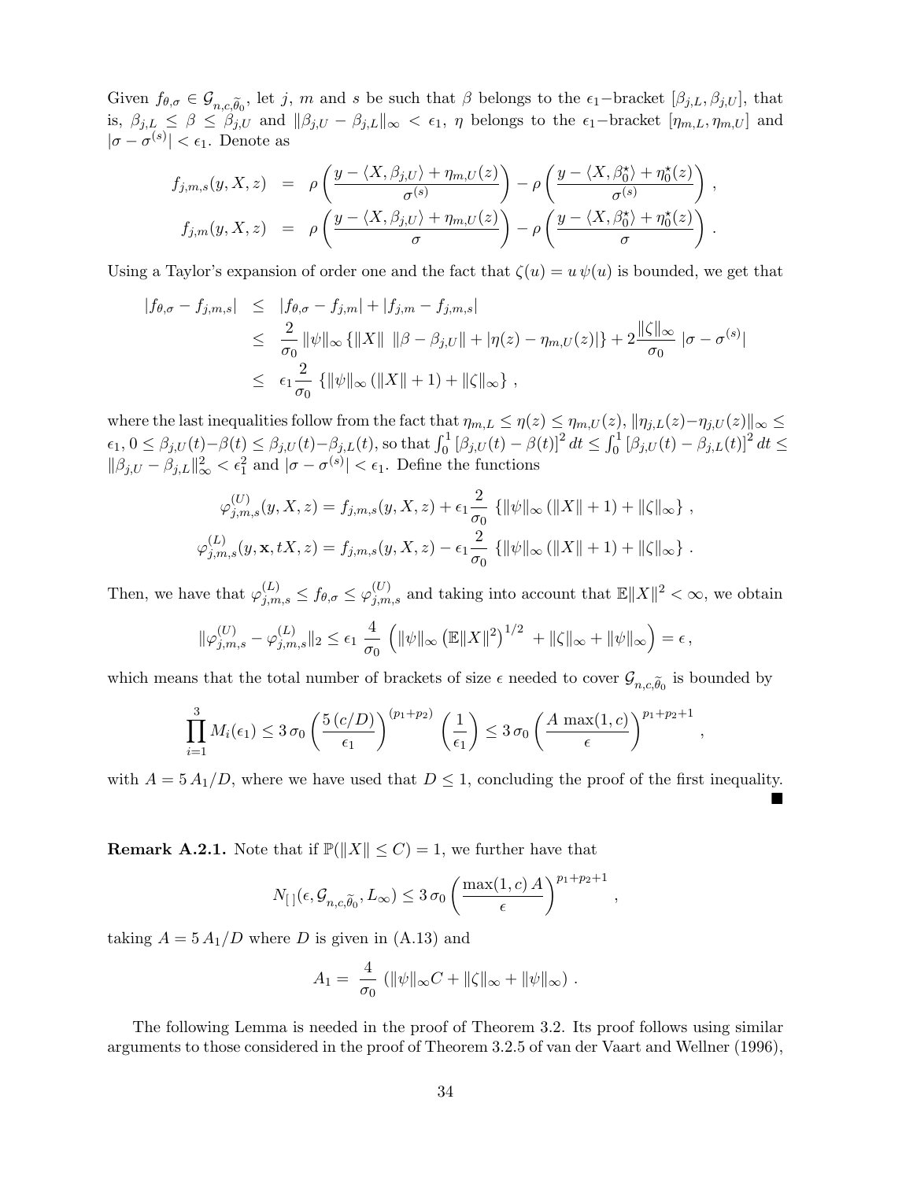Given $f_{\theta,\sigma} \in \mathcal{G}_{n,c,\widetilde{\theta}_0}$, let $j$, $m$ and $s$ be such that $\beta$ belongs to the $\epsilon_1-$bracket $[\beta_{j,L}, \beta_{j,U}]$, that is, $\beta_{j,L} \leq \beta \leq \beta_{j,U}$ and $\|\beta_{j,U} - \beta_{j,L}\|_\infty < \epsilon_1$, $\eta$ belongs to the $\epsilon_1-$bracket $[\eta_{m,L}, \eta_{m,U}]$ and $|\sigma - \sigma^{(s)}| < \epsilon_1$. Denote as

$$
\begin{aligned}
f_{j,m,s}(y, X, z) &= \rho\left(\frac{y - \langle X, \beta_{j,U}\rangle + \eta_{m,U}(z)}{\sigma^{(s)}}\right) - \rho\left(\frac{y - \langle X, \beta_0^\star\rangle + \eta_0^\star(z)}{\sigma^{(s)}}\right), \\
f_{j,m}(y, X, z) &= \rho\left(\frac{y - \langle X, \beta_{j,U}\rangle + \eta_{m,U}(z)}{\sigma}\right) - \rho\left(\frac{y - \langle X, \beta_0^\star\rangle + \eta_0^\star(z)}{\sigma}\right).
\end{aligned}
$$

Using a Taylor's expansion of order one and the fact that $\zeta(u) = u\,\psi(u)$ is bounded, we get that

$$
\begin{aligned}
|f_{\theta,\sigma} - f_{j,m,s}| &\leq |f_{\theta,\sigma} - f_{j,m}| + |f_{j,m} - f_{j,m,s}| \\
&\leq \frac{2}{\sigma_0}\|\psi\|_\infty \left\{\|X\|\ \|\beta - \beta_{j,U}\| + |\eta(z) - \eta_{m,U}(z)|\right\} + 2\frac{\|\zeta\|_\infty}{\sigma_0}\ |\sigma - \sigma^{(s)}| \\
&\leq \epsilon_1 \frac{2}{\sigma_0}\left\{\|\psi\|_\infty (\|X\| + 1) + \|\zeta\|_\infty\right\},
\end{aligned}
$$

where the last inequalities follow from the fact that $\eta_{m,L} \leq \eta(z) \leq \eta_{m,U}(z)$, $\|\eta_{j,L}(z) - \eta_{j,U}(z)\|_\infty \leq \epsilon_1$, $0 \leq \beta_{j,U}(t) - \beta(t) \leq \beta_{j,U}(t) - \beta_{j,L}(t)$, so that $\int_0^1 [\beta_{j,U}(t) - \beta(t)]^2\, dt \leq \int_0^1 [\beta_{j,U}(t) - \beta_{j,L}(t)]^2\, dt \leq \|\beta_{j,U} - \beta_{j,L}\|_\infty^2 < \epsilon_1^2$ and $|\sigma - \sigma^{(s)}| < \epsilon_1$. Define the functions

$$
\begin{aligned}
\varphi_{j,m,s}^{(U)}(y, X, z) &= f_{j,m,s}(y, X, z) + \epsilon_1 \frac{2}{\sigma_0}\left\{\|\psi\|_\infty (\|X\| + 1) + \|\zeta\|_\infty\right\}, \\
\varphi_{j,m,s}^{(L)}(y, \mathbf{x}, tX, z) &= f_{j,m,s}(y, X, z) - \epsilon_1 \frac{2}{\sigma_0}\left\{\|\psi\|_\infty (\|X\| + 1) + \|\zeta\|_\infty\right\}.
\end{aligned}
$$

Then, we have that $\varphi_{j,m,s}^{(L)} \leq f_{\theta,\sigma} \leq \varphi_{j,m,s}^{(U)}$ and taking into account that $\mathbb{E}\|X\|^2 < \infty$, we obtain

$$
\|\varphi_{j,m,s}^{(U)} - \varphi_{j,m,s}^{(L)}\|_2 \leq \epsilon_1\ \frac{4}{\sigma_0}\ \left(\|\psi\|_\infty \left(\mathbb{E}\|X\|^2\right)^{1/2}\ + \|\zeta\|_\infty + \|\psi\|_\infty\right) = \epsilon\,,
$$

which means that the total number of brackets of size $\epsilon$ needed to cover $\mathcal{G}_{n,c,\widetilde{\theta}_0}$ is bounded by

$$
\prod_{i=1}^{3} M_i(\epsilon_1) \leq 3\,\sigma_0 \left(\frac{5\,(c/D)}{\epsilon_1}\right)^{(p_1+p_2)} \left(\frac{1}{\epsilon_1}\right) \leq 3\,\sigma_0 \left(\frac{A\,\max(1,c)}{\epsilon}\right)^{p_1+p_2+1},
$$

with $A = 5\,A_1/D$, where we have used that $D \leq 1$, concluding the proof of the first inequality. ∎

**Remark A.2.1.** Note that if $\mathbb{P}(\|X\| \leq C) = 1$, we further have that

$$
N_{[\,]}(\epsilon, \mathcal{G}_{n,c,\widetilde{\theta}_0}, L_\infty) \leq 3\,\sigma_0 \left(\frac{\max(1,c)\,A}{\epsilon}\right)^{p_1+p_2+1},
$$

taking $A = 5\,A_1/D$ where $D$ is given in (A.13) and

$$
A_1 = \frac{4}{\sigma_0}\ \left(\|\psi\|_\infty C + \|\zeta\|_\infty + \|\psi\|_\infty\right).
$$

The following Lemma is needed in the proof of Theorem 3.2. Its proof follows using similar arguments to those considered in the proof of Theorem 3.2.5 of van der Vaart and Wellner (1996),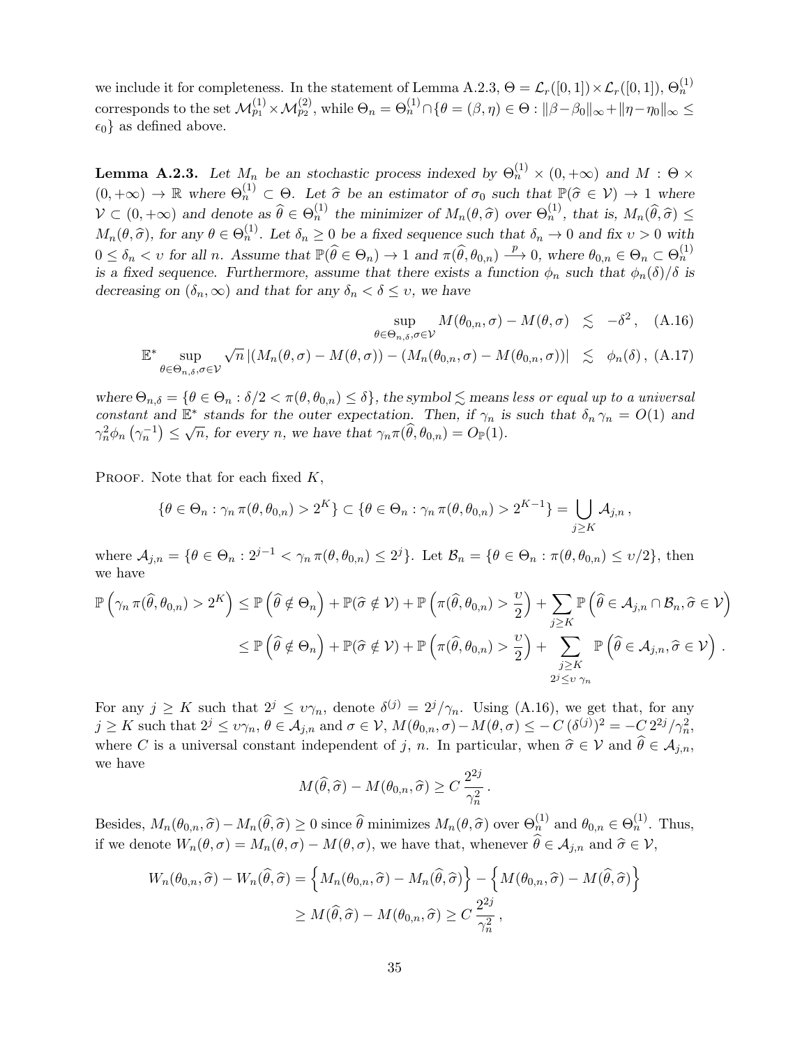we include it for completeness. In the statement of Lemma A.2.3, $\Theta = \mathcal{L}_r([0,1]) \times \mathcal{L}_r([0,1])$, $\Theta_n^{(1)}$ corresponds to the set $\mathcal{M}_{p_1}^{(1)} \times \mathcal{M}_{p_2}^{(2)}$, while $\Theta_n = \Theta_n^{(1)} \cap \{\theta = (\beta, \eta) \in \Theta : \|\beta - \beta_0\|_\infty + \|\eta - \eta_0\|_\infty \leq \epsilon_0\}$ as defined above.

**Lemma A.2.3.** *Let $M_n$ be an stochastic process indexed by $\Theta_n^{(1)} \times (0, +\infty)$ and $M : \Theta \times (0, +\infty) \to \mathbb{R}$ where $\Theta_n^{(1)} \subset \Theta$. Let $\widehat{\sigma}$ be an estimator of $\sigma_0$ such that $\mathbb{P}(\widehat{\sigma} \in \mathcal{V}) \to 1$ where $\mathcal{V} \subset (0, +\infty)$ and denote as $\widehat{\theta} \in \Theta_n^{(1)}$ the minimizer of $M_n(\theta, \widehat{\sigma})$ over $\Theta_n^{(1)}$, that is, $M_n(\widehat{\theta}, \widehat{\sigma}) \leq M_n(\theta, \widehat{\sigma})$, for any $\theta \in \Theta_n^{(1)}$. Let $\delta_n \geq 0$ be a fixed sequence such that $\delta_n \to 0$ and fix $\upsilon > 0$ with $0 \leq \delta_n < \upsilon$ for all $n$. Assume that $\mathbb{P}(\widehat{\theta} \in \Theta_n) \to 1$ and $\pi(\widehat{\theta}, \theta_{0,n}) \xrightarrow{p} 0$, where $\theta_{0,n} \in \Theta_n \subset \Theta_n^{(1)}$ is a fixed sequence. Furthermore, assume that there exists a function $\phi_n$ such that $\phi_n(\delta)/\delta$ is decreasing on $(\delta_n, \infty)$ and that for any $\delta_n < \delta \leq \upsilon$, we have*

$$\sup_{\theta \in \Theta_{n,\delta}, \sigma \in \mathcal{V}} M(\theta_{0,n}, \sigma) - M(\theta, \sigma) \lesssim -\delta^2, \quad \text{(A.16)}$$

$$\mathbb{E}^* \sup_{\theta \in \Theta_{n,\delta}, \sigma \in \mathcal{V}} \sqrt{n} \left| (M_n(\theta, \sigma) - M(\theta, \sigma)) - (M_n(\theta_{0,n}, \sigma) - M(\theta_{0,n}, \sigma)) \right| \lesssim \phi_n(\delta), \quad \text{(A.17)}$$

*where $\Theta_{n,\delta} = \{\theta \in \Theta_n : \delta/2 < \pi(\theta, \theta_{0,n}) \leq \delta\}$, the symbol $\lesssim$ means less or equal up to a universal constant and $\mathbb{E}^*$ stands for the outer expectation. Then, if $\gamma_n$ is such that $\delta_n \gamma_n = O(1)$ and $\gamma_n^2 \phi_n(\gamma_n^{-1}) \leq \sqrt{n}$, for every $n$, we have that $\gamma_n \pi(\widehat{\theta}, \theta_{0,n}) = O_{\mathbb{P}}(1)$.*

Proof. Note that for each fixed $K$,

$$\{\theta \in \Theta_n : \gamma_n \, \pi(\theta, \theta_{0,n}) > 2^K\} \subset \{\theta \in \Theta_n : \gamma_n \, \pi(\theta, \theta_{0,n}) > 2^{K-1}\} = \bigcup_{j \geq K} \mathcal{A}_{j,n} \,,$$

where $\mathcal{A}_{j,n} = \{\theta \in \Theta_n : 2^{j-1} < \gamma_n \, \pi(\theta, \theta_{0,n}) \leq 2^j\}$. Let $\mathcal{B}_n = \{\theta \in \Theta_n : \pi(\theta, \theta_{0,n}) \leq \upsilon/2\}$, then we have

$$\begin{aligned}
\mathbb{P}\left(\gamma_n \, \pi(\widehat{\theta}, \theta_{0,n}) > 2^K\right) &\leq \mathbb{P}\left(\widehat{\theta} \notin \Theta_n\right) + \mathbb{P}(\widehat{\sigma} \notin \mathcal{V}) + \mathbb{P}\left(\pi(\widehat{\theta}, \theta_{0,n}) > \frac{\upsilon}{2}\right) + \sum_{j \geq K} \mathbb{P}\left(\widehat{\theta} \in \mathcal{A}_{j,n} \cap \mathcal{B}_n, \widehat{\sigma} \in \mathcal{V}\right) \\
&\leq \mathbb{P}\left(\widehat{\theta} \notin \Theta_n\right) + \mathbb{P}(\widehat{\sigma} \notin \mathcal{V}) + \mathbb{P}\left(\pi(\widehat{\theta}, \theta_{0,n}) > \frac{\upsilon}{2}\right) + \sum_{\substack{j \geq K \\ 2^j \leq \upsilon \, \gamma_n}} \mathbb{P}\left(\widehat{\theta} \in \mathcal{A}_{j,n}, \widehat{\sigma} \in \mathcal{V}\right) .
\end{aligned}$$

For any $j \geq K$ such that $2^j \leq \upsilon \gamma_n$, denote $\delta^{(j)} = 2^j/\gamma_n$. Using (A.16), we get that, for any $j \geq K$ such that $2^j \leq \upsilon \gamma_n$, $\theta \in \mathcal{A}_{j,n}$ and $\sigma \in \mathcal{V}$, $M(\theta_{0,n}, \sigma) - M(\theta, \sigma) \leq -C \, (\delta^{(j)})^2 = -C \, 2^{2j}/\gamma_n^2$, where $C$ is a universal constant independent of $j$, $n$. In particular, when $\widehat{\sigma} \in \mathcal{V}$ and $\widehat{\theta} \in \mathcal{A}_{j,n}$, we have

$$M(\widehat{\theta}, \widehat{\sigma}) - M(\theta_{0,n}, \widehat{\sigma}) \geq C \, \frac{2^{2j}}{\gamma_n^2} \,.$$

Besides, $M_n(\theta_{0,n}, \widehat{\sigma}) - M_n(\widehat{\theta}, \widehat{\sigma}) \geq 0$ since $\widehat{\theta}$ minimizes $M_n(\theta, \widehat{\sigma})$ over $\Theta_n^{(1)}$ and $\theta_{0,n} \in \Theta_n^{(1)}$. Thus, if we denote $W_n(\theta, \sigma) = M_n(\theta, \sigma) - M(\theta, \sigma)$, we have that, whenever $\widehat{\theta} \in \mathcal{A}_{j,n}$ and $\widehat{\sigma} \in \mathcal{V}$,

$$\begin{aligned}
W_n(\theta_{0,n}, \widehat{\sigma}) - W_n(\widehat{\theta}, \widehat{\sigma}) &= \left\{M_n(\theta_{0,n}, \widehat{\sigma}) - M_n(\widehat{\theta}, \widehat{\sigma})\right\} - \left\{M(\theta_{0,n}, \widehat{\sigma}) - M(\widehat{\theta}, \widehat{\sigma})\right\} \\
&\geq M(\widehat{\theta}, \widehat{\sigma}) - M(\theta_{0,n}, \widehat{\sigma}) \geq C \, \frac{2^{2j}}{\gamma_n^2} \,,
\end{aligned}$$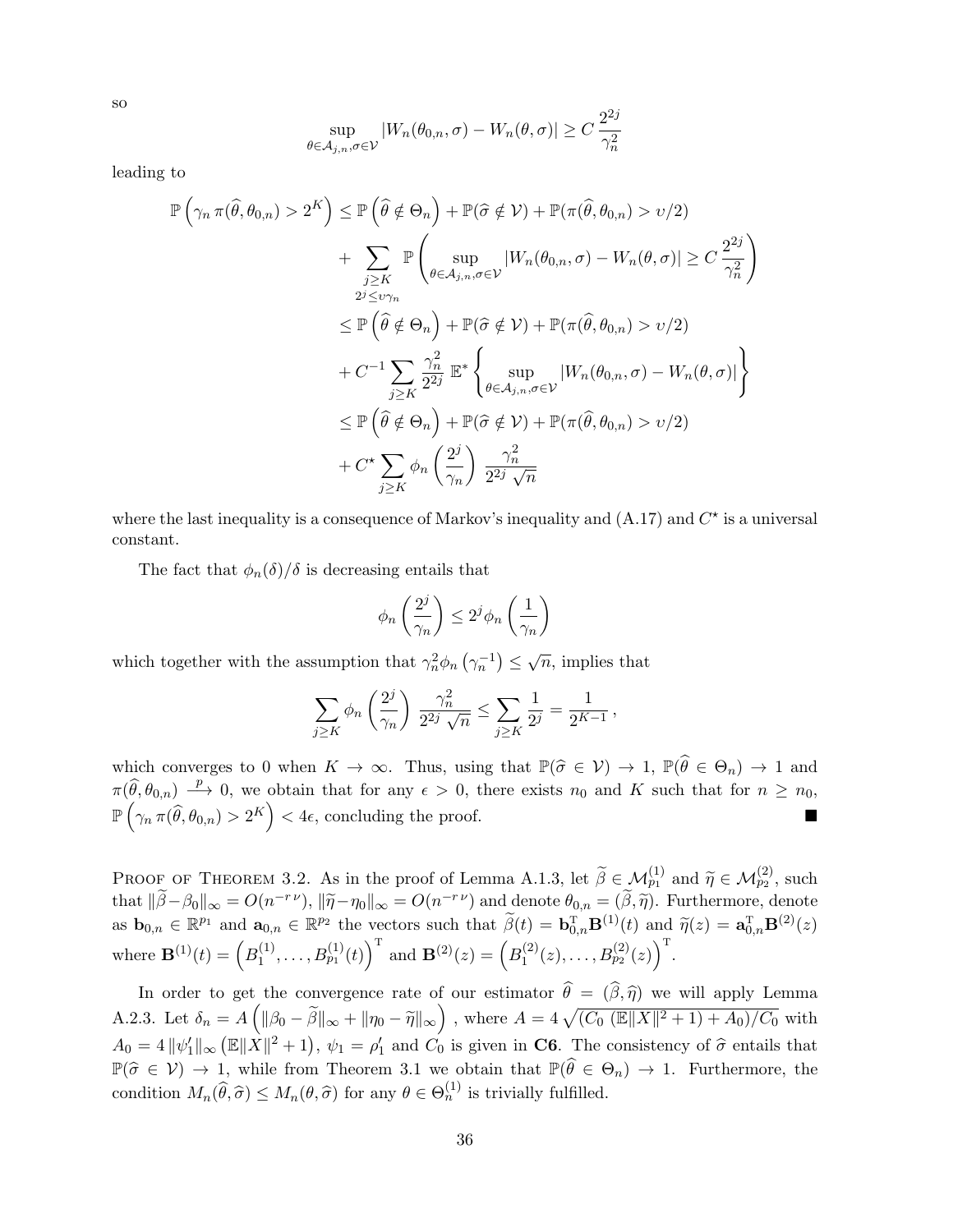so

$$\sup_{\theta\in\mathcal{A}_{j,n},\sigma\in\mathcal{V}} |W_n(\theta_{0,n},\sigma) - W_n(\theta,\sigma)| \geq C\,\frac{2^{2j}}{\gamma_n^2}$$

leading to

$$\begin{aligned}
\mathbb{P}\left(\gamma_n\,\pi(\widehat{\theta},\theta_{0,n}) > 2^K\right) &\leq \mathbb{P}\left(\widehat{\theta}\notin\Theta_n\right) + \mathbb{P}(\widehat{\sigma}\notin\mathcal{V}) + \mathbb{P}(\pi(\widehat{\theta},\theta_{0,n}) > \upsilon/2) \\
&\quad + \sum_{\substack{j\geq K\\ 2^j\leq\upsilon\gamma_n}} \mathbb{P}\left(\sup_{\theta\in\mathcal{A}_{j,n},\sigma\in\mathcal{V}} |W_n(\theta_{0,n},\sigma) - W_n(\theta,\sigma)| \geq C\,\frac{2^{2j}}{\gamma_n^2}\right) \\
&\leq \mathbb{P}\left(\widehat{\theta}\notin\Theta_n\right) + \mathbb{P}(\widehat{\sigma}\notin\mathcal{V}) + \mathbb{P}(\pi(\widehat{\theta},\theta_{0,n}) > \upsilon/2) \\
&\quad + C^{-1}\sum_{j\geq K}\frac{\gamma_n^2}{2^{2j}}\,\mathbb{E}^*\left\{\sup_{\theta\in\mathcal{A}_{j,n},\sigma\in\mathcal{V}} |W_n(\theta_{0,n},\sigma) - W_n(\theta,\sigma)|\right\} \\
&\leq \mathbb{P}\left(\widehat{\theta}\notin\Theta_n\right) + \mathbb{P}(\widehat{\sigma}\notin\mathcal{V}) + \mathbb{P}(\pi(\widehat{\theta},\theta_{0,n}) > \upsilon/2) \\
&\quad + C^\star\sum_{j\geq K}\phi_n\left(\frac{2^j}{\gamma_n}\right)\,\frac{\gamma_n^2}{2^{2j}\,\sqrt{n}}
\end{aligned}$$

where the last inequality is a consequence of Markov's inequality and (A.17) and $C^\star$ is a universal constant.

The fact that $\phi_n(\delta)/\delta$ is decreasing entails that

$$\phi_n\left(\frac{2^j}{\gamma_n}\right) \leq 2^j\phi_n\left(\frac{1}{\gamma_n}\right)$$

which together with the assumption that $\gamma_n^2\phi_n\left(\gamma_n^{-1}\right)\leq\sqrt{n}$, implies that

$$\sum_{j\geq K}\phi_n\left(\frac{2^j}{\gamma_n}\right)\,\frac{\gamma_n^2}{2^{2j}\,\sqrt{n}} \leq \sum_{j\geq K}\frac{1}{2^j} = \frac{1}{2^{K-1}}\,,$$

which converges to 0 when $K\to\infty$. Thus, using that $\mathbb{P}(\widehat{\sigma}\in\mathcal{V})\to 1$, $\mathbb{P}(\widehat{\theta}\in\Theta_n)\to 1$ and $\pi(\widehat{\theta},\theta_{0,n})\xrightarrow{p} 0$, we obtain that for any $\epsilon>0$, there exists $n_0$ and $K$ such that for $n\geq n_0$, $\mathbb{P}\left(\gamma_n\,\pi(\widehat{\theta},\theta_{0,n}) > 2^K\right) < 4\epsilon$, concluding the proof. ∎

Proof of Theorem 3.2. As in the proof of Lemma A.1.3, let $\widetilde{\beta}\in\mathcal{M}_{p_1}^{(1)}$ and $\widetilde{\eta}\in\mathcal{M}_{p_2}^{(2)}$, such that $\|\widetilde{\beta}-\beta_0\|_\infty = O(n^{-r\,\nu})$, $\|\widetilde{\eta}-\eta_0\|_\infty = O(n^{-r\,\nu})$ and denote $\theta_{0,n} = (\widetilde{\beta},\widetilde{\eta})$. Furthermore, denote as $\mathbf{b}_{0,n}\in\mathbb{R}^{p_1}$ and $\mathbf{a}_{0,n}\in\mathbb{R}^{p_2}$ the vectors such that $\widetilde{\beta}(t) = \mathbf{b}_{0,n}^{\mathrm{T}}\mathbf{B}^{(1)}(t)$ and $\widetilde{\eta}(z) = \mathbf{a}_{0,n}^{\mathrm{T}}\mathbf{B}^{(2)}(z)$ where $\mathbf{B}^{(1)}(t) = \left(B_1^{(1)},\dots,B_{p_1}^{(1)}(t)\right)^{\mathrm{T}}$ and $\mathbf{B}^{(2)}(z) = \left(B_1^{(2)}(z),\dots,B_{p_2}^{(2)}(z)\right)^{\mathrm{T}}$.

In order to get the convergence rate of our estimator $\widehat{\theta} = (\widehat{\beta},\widehat{\eta})$ we will apply Lemma A.2.3. Let $\delta_n = A\left(\|\beta_0-\widetilde{\beta}\|_\infty + \|\eta_0-\widetilde{\eta}\|_\infty\right)$ , where $A = 4\sqrt{(C_0\,(\mathbb{E}\|X\|^2+1)+A_0)/C_0}$ with $A_0 = 4\,\|\psi_1'\|_\infty\left(\mathbb{E}\|X\|^2+1\right)$, $\psi_1 = \rho_1'$ and $C_0$ is given in **C6**. The consistency of $\widehat{\sigma}$ entails that $\mathbb{P}(\widehat{\sigma}\in\mathcal{V})\to 1$, while from Theorem 3.1 we obtain that $\mathbb{P}(\widehat{\theta}\in\Theta_n)\to 1$. Furthermore, the condition $M_n(\widehat{\theta},\widehat{\sigma})\leq M_n(\theta,\widehat{\sigma})$ for any $\theta\in\Theta_n^{(1)}$ is trivially fulfilled.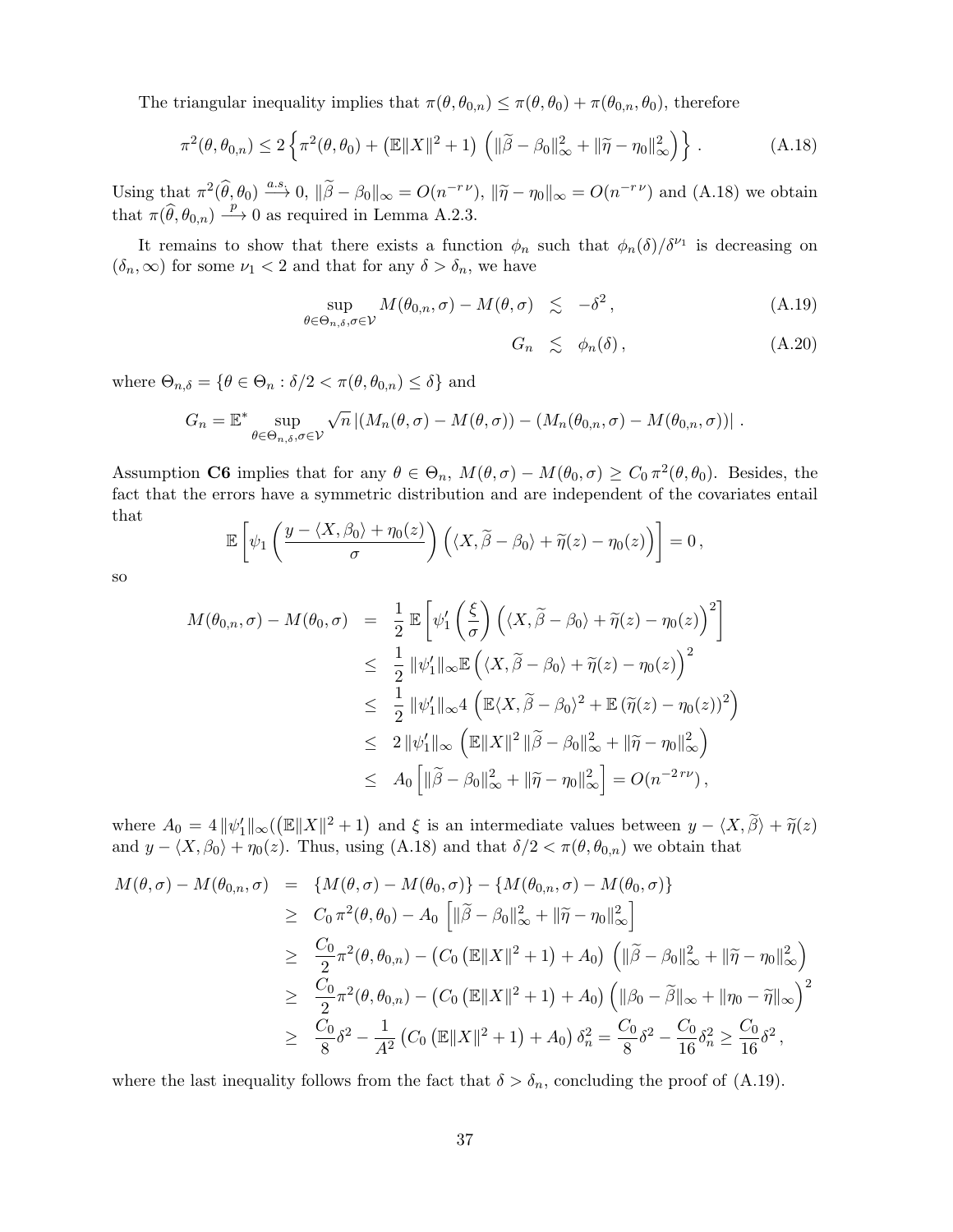The triangular inequality implies that $\pi(\theta, \theta_{0,n}) \leq \pi(\theta, \theta_0) + \pi(\theta_{0,n}, \theta_0)$, therefore

$$\pi^2(\theta, \theta_{0,n}) \leq 2 \left\{ \pi^2(\theta, \theta_0) + \left(\mathbb{E}\|X\|^2 + 1\right) \left( \|\widetilde{\beta} - \beta_0\|_\infty^2 + \|\widetilde{\eta} - \eta_0\|_\infty^2 \right) \right\} . \tag{A.18}$$

Using that $\pi^2(\widehat{\theta}, \theta_0) \xrightarrow{a.s.} 0$, $\|\widetilde{\beta} - \beta_0\|_\infty = O(n^{-r\,\nu})$, $\|\widetilde{\eta} - \eta_0\|_\infty = O(n^{-r\,\nu})$ and (A.18) we obtain that $\pi(\widehat{\theta}, \theta_{0,n}) \xrightarrow{p} 0$ as required in Lemma A.2.3.

It remains to show that there exists a function $\phi_n$ such that $\phi_n(\delta)/\delta^{\nu_1}$ is decreasing on $(\delta_n, \infty)$ for some $\nu_1 < 2$ and that for any $\delta > \delta_n$, we have

$$\sup_{\theta \in \Theta_{n,\delta}, \sigma \in \mathcal{V}} M(\theta_{0,n}, \sigma) - M(\theta, \sigma) \;\; \lesssim \;\; -\delta^2 \,, \tag{A.19}$$

$$G_n \;\; \lesssim \;\; \phi_n(\delta) \,, \tag{A.20}$$

where $\Theta_{n,\delta} = \{\theta \in \Theta_n : \delta/2 < \pi(\theta, \theta_{0,n}) \leq \delta\}$ and

$$G_n = \mathbb{E}^* \sup_{\theta \in \Theta_{n,\delta}, \sigma \in \mathcal{V}} \sqrt{n}\, |(M_n(\theta, \sigma) - M(\theta, \sigma)) - (M_n(\theta_{0,n}, \sigma) - M(\theta_{0,n}, \sigma))| \,.$$

Assumption **C6** implies that for any $\theta \in \Theta_n$, $M(\theta, \sigma) - M(\theta_0, \sigma) \geq C_0\, \pi^2(\theta, \theta_0)$. Besides, the fact that the errors have a symmetric distribution and are independent of the covariates entail that

$$\mathbb{E}\left[ \psi_1\left( \frac{y - \langle X, \beta_0 \rangle + \eta_0(z)}{\sigma} \right) \left( \langle X, \widetilde{\beta} - \beta_0 \rangle + \widetilde{\eta}(z) - \eta_0(z) \right) \right] = 0 \,,$$

so

$$\begin{aligned}
M(\theta_{0,n}, \sigma) - M(\theta_0, \sigma) &= \frac{1}{2}\, \mathbb{E}\left[ \psi_1'\left( \frac{\xi}{\sigma} \right) \left( \langle X, \widetilde{\beta} - \beta_0 \rangle + \widetilde{\eta}(z) - \eta_0(z) \right)^2 \right] \\
&\leq \frac{1}{2}\, \|\psi_1'\|_\infty \mathbb{E}\left( \langle X, \widetilde{\beta} - \beta_0 \rangle + \widetilde{\eta}(z) - \eta_0(z) \right)^2 \\
&\leq \frac{1}{2}\, \|\psi_1'\|_\infty 4 \left( \mathbb{E}\langle X, \widetilde{\beta} - \beta_0 \rangle^2 + \mathbb{E}\left(\widetilde{\eta}(z) - \eta_0(z)\right)^2 \right) \\
&\leq 2\, \|\psi_1'\|_\infty \left( \mathbb{E}\|X\|^2 \, \|\widetilde{\beta} - \beta_0\|_\infty^2 + \|\widetilde{\eta} - \eta_0\|_\infty^2 \right) \\
&\leq A_0 \left[ \|\widetilde{\beta} - \beta_0\|_\infty^2 + \|\widetilde{\eta} - \eta_0\|_\infty^2 \right] = O(n^{-2\,r\nu}) \,,
\end{aligned}$$

where $A_0 = 4\, \|\psi_1'\|_\infty(\left(\mathbb{E}\|X\|^2 + 1\right)$ and $\xi$ is an intermediate values between $y - \langle X, \widetilde{\beta} \rangle + \widetilde{\eta}(z)$ and $y - \langle X, \beta_0 \rangle + \eta_0(z)$. Thus, using (A.18) and that $\delta/2 < \pi(\theta, \theta_{0,n})$ we obtain that

$$\begin{aligned}
M(\theta, \sigma) - M(\theta_{0,n}, \sigma) &= \{M(\theta, \sigma) - M(\theta_0, \sigma)\} - \{M(\theta_{0,n}, \sigma) - M(\theta_0, \sigma)\} \\
&\geq C_0\, \pi^2(\theta, \theta_0) - A_0 \left[ \|\widetilde{\beta} - \beta_0\|_\infty^2 + \|\widetilde{\eta} - \eta_0\|_\infty^2 \right] \\
&\geq \frac{C_0}{2} \pi^2(\theta, \theta_{0,n}) - \left( C_0 \left( \mathbb{E}\|X\|^2 + 1 \right) + A_0 \right) \left( \|\widetilde{\beta} - \beta_0\|_\infty^2 + \|\widetilde{\eta} - \eta_0\|_\infty^2 \right) \\
&\geq \frac{C_0}{2} \pi^2(\theta, \theta_{0,n}) - \left( C_0 \left( \mathbb{E}\|X\|^2 + 1 \right) + A_0 \right) \left( \|\beta_0 - \widetilde{\beta}\|_\infty + \|\eta_0 - \widetilde{\eta}\|_\infty \right)^2 \\
&\geq \frac{C_0}{8} \delta^2 - \frac{1}{A^2} \left( C_0 \left( \mathbb{E}\|X\|^2 + 1 \right) + A_0 \right) \delta_n^2 = \frac{C_0}{8} \delta^2 - \frac{C_0}{16} \delta_n^2 \geq \frac{C_0}{16} \delta^2 \,,
\end{aligned}$$

where the last inequality follows from the fact that $\delta > \delta_n$, concluding the proof of (A.19).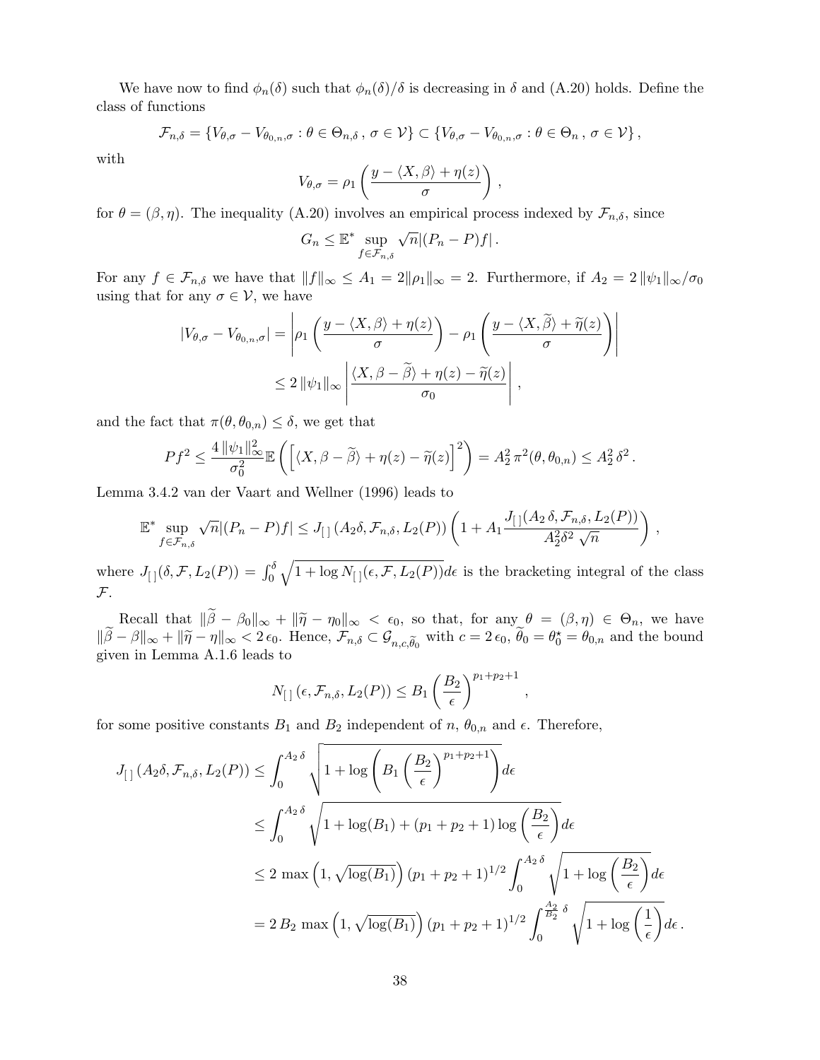We have now to find $\phi_n(\delta)$ such that $\phi_n(\delta)/\delta$ is decreasing in $\delta$ and (A.20) holds. Define the class of functions

$$\mathcal{F}_{n,\delta} = \{V_{\theta,\sigma} - V_{\theta_{0,n},\sigma} : \theta \in \Theta_{n,\delta}\,,\, \sigma \in \mathcal{V}\} \subset \{V_{\theta,\sigma} - V_{\theta_{0,n},\sigma} : \theta \in \Theta_n\,,\, \sigma \in \mathcal{V}\}\,,$$

with

$$V_{\theta,\sigma} = \rho_1\left(\frac{y - \langle X, \beta\rangle + \eta(z)}{\sigma}\right)\,,$$

for $\theta = (\beta, \eta)$. The inequality (A.20) involves an empirical process indexed by $\mathcal{F}_{n,\delta}$, since

$$G_n \leq \mathbb{E}^* \sup_{f\in\mathcal{F}_{n,\delta}} \sqrt{n}|(P_n - P)f|\,.$$

For any $f \in \mathcal{F}_{n,\delta}$ we have that $\|f\|_\infty \leq A_1 = 2\|\rho_1\|_\infty = 2$. Furthermore, if $A_2 = 2\,\|\psi_1\|_\infty/\sigma_0$ using that for any $\sigma \in \mathcal{V}$, we have

$$\begin{aligned}
|V_{\theta,\sigma} - V_{\theta_{0,n},\sigma}| &= \left|\rho_1\left(\frac{y - \langle X, \beta\rangle + \eta(z)}{\sigma}\right) - \rho_1\left(\frac{y - \langle X, \widetilde{\beta}\rangle + \widetilde{\eta}(z)}{\sigma}\right)\right| \\
&\leq 2\,\|\psi_1\|_\infty \left|\frac{\langle X, \beta - \widetilde{\beta}\rangle + \eta(z) - \widetilde{\eta}(z)}{\sigma_0}\right|\,,
\end{aligned}$$

and the fact that $\pi(\theta, \theta_{0,n}) \leq \delta$, we get that

$$Pf^2 \leq \frac{4\,\|\psi_1\|_\infty^2}{\sigma_0^2}\mathbb{E}\left(\left[\langle X, \beta - \widetilde{\beta}\rangle + \eta(z) - \widetilde{\eta}(z)\right]^2\right) = A_2^2\,\pi^2(\theta, \theta_{0,n}) \leq A_2^2\,\delta^2\,.$$

Lemma 3.4.2 van der Vaart and Wellner (1996) leads to

$$\mathbb{E}^* \sup_{f\in\mathcal{F}_{n,\delta}} \sqrt{n}|(P_n - P)f| \leq J_{[\,]}\left(A_2\delta, \mathcal{F}_{n,\delta}, L_2(P)\right)\left(1 + A_1\frac{J_{[\,]}(A_2\,\delta, \mathcal{F}_{n,\delta}, L_2(P))}{A_2^2\delta^2\,\sqrt{n}}\right)\,,$$

where $J_{[\,]}(\delta, \mathcal{F}, L_2(P)) = \int_0^\delta \sqrt{1 + \log N_{[\,]}(\epsilon, \mathcal{F}, L_2(P))}d\epsilon$ is the bracketing integral of the class $\mathcal{F}$.

Recall that $\|\widetilde{\beta} - \beta_0\|_\infty + \|\widetilde{\eta} - \eta_0\|_\infty < \epsilon_0$, so that, for any $\theta = (\beta, \eta) \in \Theta_n$, we have $\|\widetilde{\beta} - \beta\|_\infty + \|\widetilde{\eta} - \eta\|_\infty < 2\,\epsilon_0$. Hence, $\mathcal{F}_{n,\delta} \subset \mathcal{G}_{n,c,\widetilde{\theta}_0}$ with $c = 2\,\epsilon_0$, $\widetilde{\theta}_0 = \theta_0^\star = \theta_{0,n}$ and the bound given in Lemma A.1.6 leads to

$$N_{[\,]}\left(\epsilon, \mathcal{F}_{n,\delta}, L_2(P)\right) \leq B_1\left(\frac{B_2}{\epsilon}\right)^{p_1+p_2+1}\,,$$

for some positive constants $B_1$ and $B_2$ independent of $n$, $\theta_{0,n}$ and $\epsilon$. Therefore,

$$\begin{aligned}
J_{[\,]}\left(A_2\delta, \mathcal{F}_{n,\delta}, L_2(P)\right) &\leq \int_0^{A_2\,\delta} \sqrt{1 + \log\left(B_1\left(\frac{B_2}{\epsilon}\right)^{p_1+p_2+1}\right)}d\epsilon \\
&\leq \int_0^{A_2\,\delta} \sqrt{1 + \log(B_1) + (p_1 + p_2 + 1)\log\left(\frac{B_2}{\epsilon}\right)}d\epsilon \\
&\leq 2\,\max\left(1, \sqrt{\log(B_1)}\right)(p_1 + p_2 + 1)^{1/2}\int_0^{A_2\,\delta}\sqrt{1 + \log\left(\frac{B_2}{\epsilon}\right)}d\epsilon \\
&= 2\,B_2\,\max\left(1, \sqrt{\log(B_1)}\right)(p_1 + p_2 + 1)^{1/2}\int_0^{\frac{A_2}{B_2}\,\delta}\sqrt{1 + \log\left(\frac{1}{\epsilon}\right)}d\epsilon\,.
\end{aligned}$$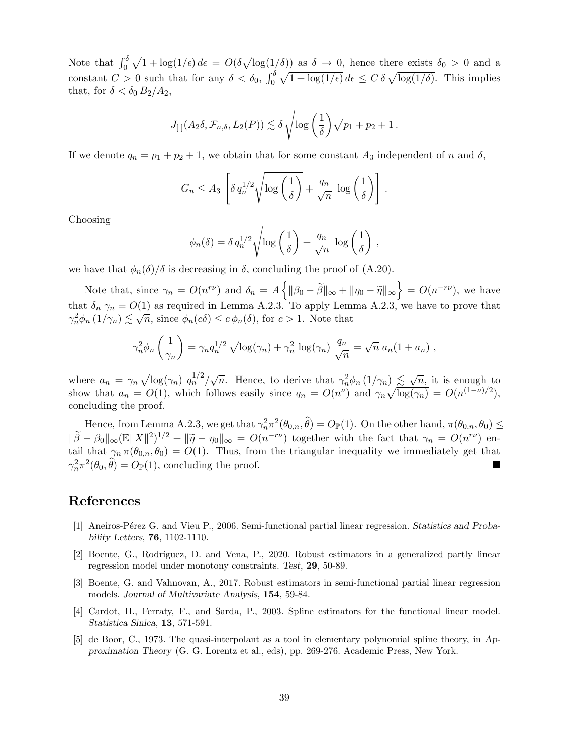Note that $\int_0^\delta \sqrt{1+\log(1/\epsilon)}\, d\epsilon = O(\delta\sqrt{\log(1/\delta)})$ as $\delta \to 0$, hence there exists $\delta_0 > 0$ and a constant $C > 0$ such that for any $\delta < \delta_0$, $\int_0^\delta \sqrt{1+\log(1/\epsilon)}\, d\epsilon \le C\, \delta \sqrt{\log(1/\delta)}$. This implies that, for $\delta < \delta_0\, B_2/A_2$,

$$J_{[\,]}(A_2\delta, \mathcal{F}_{n,\delta}, L_2(P)) \lesssim \delta \sqrt{\log\left(\frac{1}{\delta}\right)} \sqrt{p_1 + p_2 + 1}\,.$$

If we denote $q_n = p_1 + p_2 + 1$, we obtain that for some constant $A_3$ independent of $n$ and $\delta$,

$$G_n \le A_3 \left[ \delta\, q_n^{1/2} \sqrt{\log\left(\frac{1}{\delta}\right)} + \frac{q_n}{\sqrt{n}} \, \log\left(\frac{1}{\delta}\right) \right].$$

Choosing

$$\phi_n(\delta) = \delta\, q_n^{1/2} \sqrt{\log\left(\frac{1}{\delta}\right)} + \frac{q_n}{\sqrt{n}} \, \log\left(\frac{1}{\delta}\right),$$

we have that $\phi_n(\delta)/\delta$ is decreasing in $\delta$, concluding the proof of (A.20).

Note that, since $\gamma_n = O(n^{r\nu})$ and $\delta_n = A\left\{ \|\beta_0 - \widetilde{\beta}\|_\infty + \|\eta_0 - \widetilde{\eta}\|_\infty \right\} = O(n^{-r\nu})$, we have that $\delta_n\, \gamma_n = O(1)$ as required in Lemma A.2.3. To apply Lemma A.2.3, we have to prove that $\gamma_n^2 \phi_n\left(1/\gamma_n\right) \lesssim \sqrt{n}$, since $\phi_n(c\delta) \le c\, \phi_n(\delta)$, for $c > 1$. Note that

$$\gamma_n^2 \phi_n\left(\frac{1}{\gamma_n}\right) = \gamma_n q_n^{1/2} \sqrt{\log(\gamma_n)} + \gamma_n^2 \, \log(\gamma_n)\, \frac{q_n}{\sqrt{n}} = \sqrt{n}\; a_n (1 + a_n)\,,$$

where $a_n = \gamma_n \sqrt{\log(\gamma_n)}\; q_n^{1/2}/\sqrt{n}$. Hence, to derive that $\gamma_n^2 \phi_n\left(1/\gamma_n\right) \lesssim \sqrt{n}$, it is enough to show that $a_n = O(1)$, which follows easily since $q_n = O(n^\nu)$ and $\gamma_n \sqrt{\log(\gamma_n)} = O(n^{(1-\nu)/2})$, concluding the proof.

Hence, from Lemma A.2.3, we get that $\gamma_n^2 \pi^2(\theta_{0,n}, \widehat{\theta}) = O_{\mathbb{P}}(1)$. On the other hand, $\pi(\theta_{0,n}, \theta_0) \le \|\widetilde{\beta} - \beta_0\|_\infty (\mathbb{E}\|X\|^2)^{1/2} + \|\widetilde{\eta} - \eta_0\|_\infty = O(n^{-r\nu})$ together with the fact that $\gamma_n = O(n^{r\nu})$ entail that $\gamma_n\, \pi(\theta_{0,n}, \theta_0) = O(1)$. Thus, from the triangular inequality we immediately get that $\gamma_n^2 \pi^2(\theta_0, \widehat{\theta}) = O_{\mathbb{P}}(1)$, concluding the proof. ■

# References

[1] Aneiros-Pérez G. and Vieu P., 2006. Semi-functional partial linear regression. *Statistics and Probability Letters*, **76**, 1102-1110.

[2] Boente, G., Rodríguez, D. and Vena, P., 2020. Robust estimators in a generalized partly linear regression model under monotony constraints. *Test*, **29**, 50-89.

[3] Boente, G. and Vahnovan, A., 2017. Robust estimators in semi-functional partial linear regression models. *Journal of Multivariate Analysis*, **154**, 59-84.

[4] Cardot, H., Ferraty, F., and Sarda, P., 2003. Spline estimators for the functional linear model. *Statistica Sinica*, **13**, 571-591.

[5] de Boor, C., 1973. The quasi-interpolant as a tool in elementary polynomial spline theory, in *Approximation Theory* (G. G. Lorentz et al., eds), pp. 269-276. Academic Press, New York.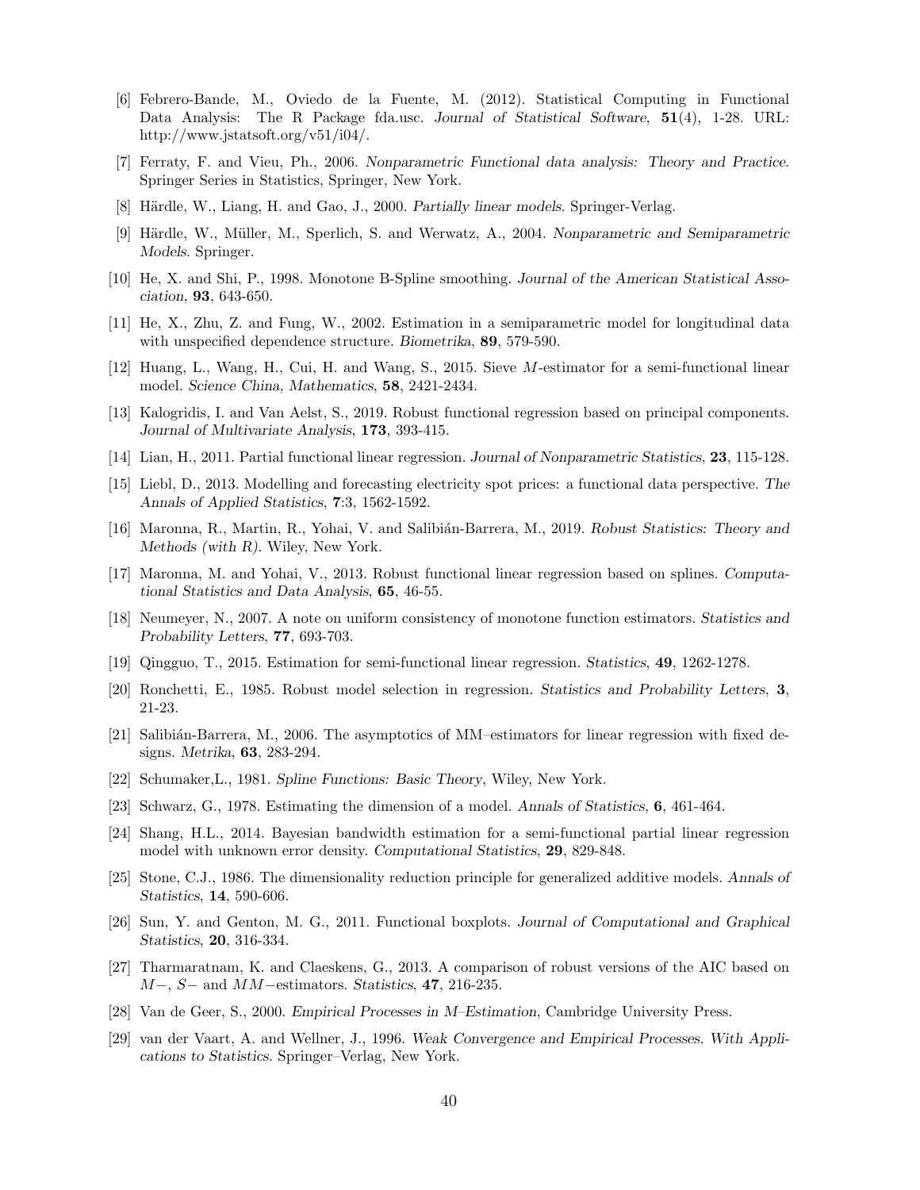[6] Febrero-Bande, M., Oviedo de la Fuente, M. (2012). Statistical Computing in Functional Data Analysis: The R Package fda.usc. *Journal of Statistical Software*, **51**(4), 1-28. URL: http://www.jstatsoft.org/v51/i04/.

[7] Ferraty, F. and Vieu, Ph., 2006. *Nonparametric Functional data analysis: Theory and Practice*. Springer Series in Statistics, Springer, New York.

[8] Härdle, W., Liang, H. and Gao, J., 2000. *Partially linear models*. Springer-Verlag.

[9] Härdle, W., Müller, M., Sperlich, S. and Werwatz, A., 2004. *Nonparametric and Semiparametric Models*. Springer.

[10] He, X. and Shi, P., 1998. Monotone B-Spline smoothing. *Journal of the American Statistical Association*, **93**, 643-650.

[11] He, X., Zhu, Z. and Fung, W., 2002. Estimation in a semiparametric model for longitudinal data with unspecified dependence structure. *Biometrika*, **89**, 579-590.

[12] Huang, L., Wang, H., Cui, H. and Wang, S., 2015. Sieve $M$-estimator for a semi-functional linear model. *Science China, Mathematics*, **58**, 2421-2434.

[13] Kalogridis, I. and Van Aelst, S., 2019. Robust functional regression based on principal components. *Journal of Multivariate Analysis*, **173**, 393-415.

[14] Lian, H., 2011. Partial functional linear regression. *Journal of Nonparametric Statistics*, **23**, 115-128.

[15] Liebl, D., 2013. Modelling and forecasting electricity spot prices: a functional data perspective. *The Annals of Applied Statistics*, **7**:3, 1562-1592.

[16] Maronna, R., Martin, R., Yohai, V. and Salibián-Barrera, M., 2019. *Robust Statistics: Theory and Methods (with R)*. Wiley, New York.

[17] Maronna, M. and Yohai, V., 2013. Robust functional linear regression based on splines. *Computational Statistics and Data Analysis*, **65**, 46-55.

[18] Neumeyer, N., 2007. A note on uniform consistency of monotone function estimators. *Statistics and Probability Letters*, **77**, 693-703.

[19] Qingguo, T., 2015. Estimation for semi-functional linear regression. *Statistics*, **49**, 1262-1278.

[20] Ronchetti, E., 1985. Robust model selection in regression. *Statistics and Probability Letters*, **3**, 21-23.

[21] Salibián-Barrera, M., 2006. The asymptotics of MM–estimators for linear regression with fixed designs. *Metrika*, **63**, 283-294.

[22] Schumaker,L., 1981. *Spline Functions: Basic Theory*, Wiley, New York.

[23] Schwarz, G., 1978. Estimating the dimension of a model. *Annals of Statistics*, **6**, 461-464.

[24] Shang, H.L., 2014. Bayesian bandwidth estimation for a semi-functional partial linear regression model with unknown error density. *Computational Statistics*, **29**, 829-848.

[25] Stone, C.J., 1986. The dimensionality reduction principle for generalized additive models. *Annals of Statistics*, **14**, 590-606.

[26] Sun, Y. and Genton, M. G., 2011. Functional boxplots. *Journal of Computational and Graphical Statistics*, **20**, 316-334.

[27] Tharmaratnam, K. and Claeskens, G., 2013. A comparison of robust versions of the AIC based on $M-$, $S-$ and $MM-$estimators. *Statistics*, **47**, 216-235.

[28] Van de Geer, S., 2000. *Empirical Processes in M–Estimation*, Cambridge University Press.

[29] van der Vaart, A. and Wellner, J., 1996. *Weak Convergence and Empirical Processes. With Applications to Statistics*. Springer–Verlag, New York.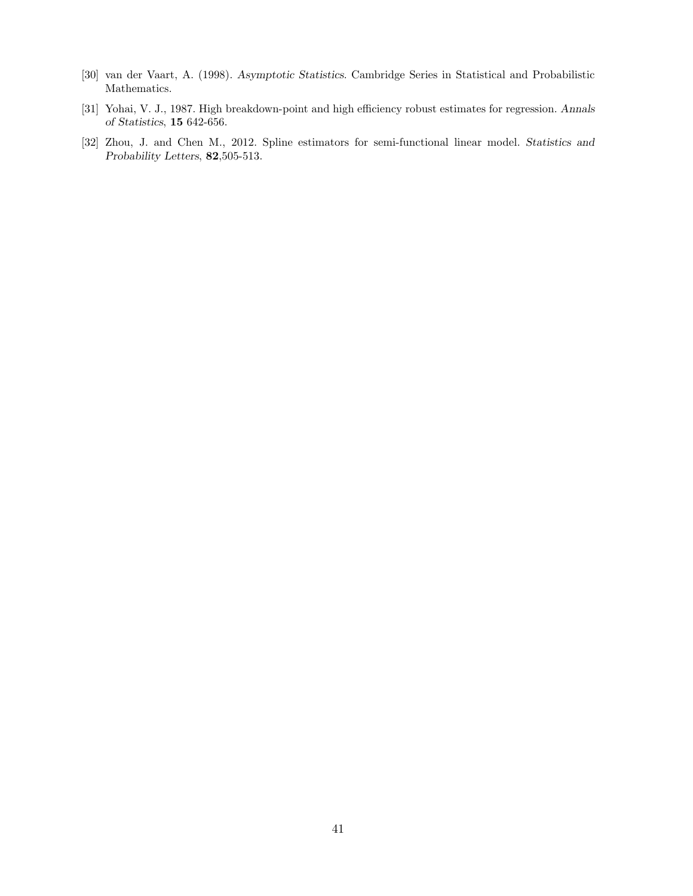[30] van der Vaart, A. (1998). *Asymptotic Statistics*. Cambridge Series in Statistical and Probabilistic Mathematics.

[31] Yohai, V. J., 1987. High breakdown-point and high efficiency robust estimates for regression. *Annals of Statistics*, **15** 642-656.

[32] Zhou, J. and Chen M., 2012. Spline estimators for semi-functional linear model. *Statistics and Probability Letters*, **82**,505-513.